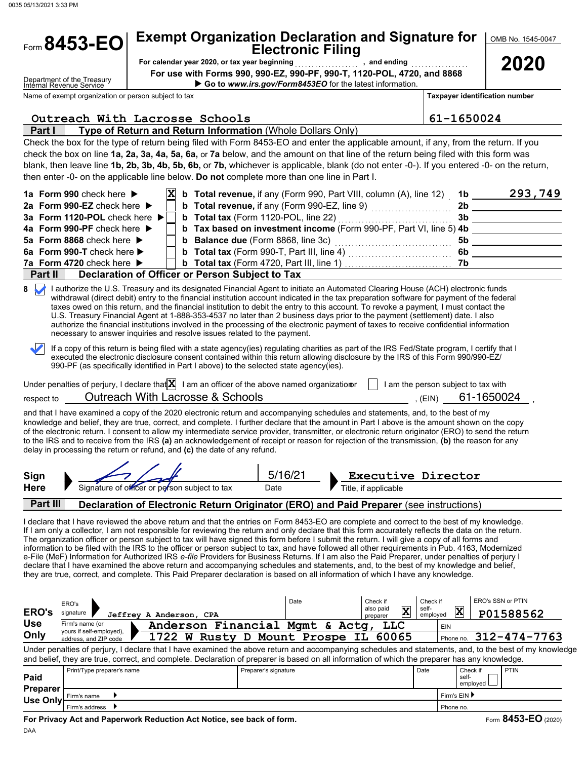# Form 8453-EO

## Exempt Organization Declaration and Signature for Electronic Filing

For calendar year 2020, or tax year beginning .................., and ending ................

For use with Forms 990, 990-EZ, 990-PF, 990-T, 1120-POL, 4720, and 8868

▶ Go to *www.irs.gov/Form8453EO* for the latest information.

OMB No. 1545-0047

**2020**

Department of the Treasury
Internal Revenue Service

| Name of exempt organization or person subject to tax | Taxpayer identification number |
|---|---|
| Outreach With Lacrosse Schools | 61-1650024 |

### Part I — Type of Return and Return Information (Whole Dollars Only)

Check the box for the type of return being filed with Form 8453-EO and enter the applicable amount, if any, from the return. If you check the box on line **1a, 2a, 3a, 4a, 5a, 6a,** or **7a** below, and the amount on that line of the return being filed with this form was blank, then leave line **1b, 2b, 3b, 4b, 5b, 6b,** or **7b,** whichever is applicable, blank (do not enter -0-). If you entered -0- on the return, then enter -0- on the applicable line below. **Do not** complete more than one line in Part I.

| | | | | |
|---|---|---|---|---|
| **1a Form 990** check here ▶ | X | **b Total revenue,** if any (Form 990, Part VIII, column (A), line 12) | 1b | 293,749 |
| **2a Form 990-EZ** check here ▶ | | **b Total revenue,** if any (Form 990-EZ, line 9) | 2b | |
| **3a Form 1120-POL** check here ▶ | | **b Total tax** (Form 1120-POL, line 22) | 3b | |
| **4a Form 990-PF** check here ▶ | | **b Tax based on investment income** (Form 990-PF, Part VI, line 5) | 4b | |
| **5a Form 8868** check here ▶ | | **b Balance due** (Form 8868, line 3c) | 5b | |
| **6a Form 990-T** check here ▶ | | **b Total tax** (Form 990-T, Part III, line 4) | 6b | |
| **7a Form 4720** check here ▶ | | **b Total tax** (Form 4720, Part III, line 1) | 7b | |

### Part II — Declaration of Officer or Person Subject to Tax

**8** ☑ I authorize the U.S. Treasury and its designated Financial Agent to initiate an Automated Clearing House (ACH) electronic funds withdrawal (direct debit) entry to the financial institution account indicated in the tax preparation software for payment of the federal taxes owed on this return, and the financial institution to debit the entry to this account. To revoke a payment, I must contact the U.S. Treasury Financial Agent at 1-888-353-4537 no later than 2 business days prior to the payment (settlement) date. I also authorize the financial institutions involved in the processing of the electronic payment of taxes to receive confidential information necessary to answer inquiries and resolve issues related to the payment.

☑ If a copy of this return is being filed with a state agency(ies) regulating charities as part of the IRS Fed/State program, I certify that I executed the electronic disclosure consent contained within this return allowing disclosure by the IRS of this Form 990/990-EZ/990-PF (as specifically identified in Part I above) to the selected state agency(ies).

Under penalties of perjury, I declare that [X] I am an officer of the above named organization or [ ] I am the person subject to tax with respect to Outreach With Lacrosse & Schools, (EIN) 61-1650024,

and that I have examined a copy of the 2020 electronic return and accompanying schedules and statements, and, to the best of my knowledge and belief, they are true, correct, and complete. I further declare that the amount in Part I above is the amount shown on the copy of the electronic return. I consent to allow my intermediate service provider, transmitter, or electronic return originator (ERO) to send the return to the IRS and to receive from the IRS **(a)** an acknowledgement of receipt or reason for rejection of the transmission, **(b)** the reason for any delay in processing the return or refund, and **(c)** the date of any refund.

**Sign Here** ▶ [signature] Signature of officer or person subject to tax — Date: 5/16/21 — ▶ Executive Director — Title, if applicable

### Part III — Declaration of Electronic Return Originator (ERO) and Paid Preparer (see instructions)

I declare that I have reviewed the above return and that the entries on Form 8453-EO are complete and correct to the best of my knowledge. If I am only a collector, I am not responsible for reviewing the return and only declare that this form accurately reflects the data on the return. The organization officer or person subject to tax will have signed this form before I submit the return. I will give a copy of all forms and information to be filed with the IRS to the officer or person subject to tax, and have followed all other requirements in Pub. 4163, Modernized e-File (MeF) Information for Authorized IRS *e-file* Providers for Business Returns. If I am also the Paid Preparer, under penalties of perjury I declare that I have examined the above return and accompanying schedules and statements, and, to the best of my knowledge and belief, they are true, correct, and complete. This Paid Preparer declaration is based on all information of which I have any knowledge.

| **ERO's Use Only** | | |
|---|---|---|
| ERO's signature | Jeffrey A Anderson, CPA | Date: |
| Check if also paid preparer | X | |
| Check if self-employed | X | |
| ERO's SSN or PTIN | P01588562 | |
| Firm's name (or yours if self-employed), address, and ZIP code | Anderson Financial Mgmt & Actg, LLC<br>1722 W Rusty D Mount Prospe IL 60065 | EIN: |
| Phone no. | 312-474-7763 | |

Under penalties of perjury, I declare that I have examined the above return and accompanying schedules and statements, and, to the best of my knowledge and belief, they are true, correct, and complete. Declaration of preparer is based on all information of which the preparer has any knowledge.

| **Paid Preparer Use Only** | | | | | |
|---|---|---|---|---|---|
| Print/Type preparer's name | Preparer's signature | | Date | Check if self-employed ☐ | PTIN |
| Firm's name ▶ | | | | Firm's EIN ▶ | |
| Firm's address ▶ | | | | Phone no. | |

**For Privacy Act and Paperwork Reduction Act Notice, see back of form.**

Form **8453-EO** (2020)

DAA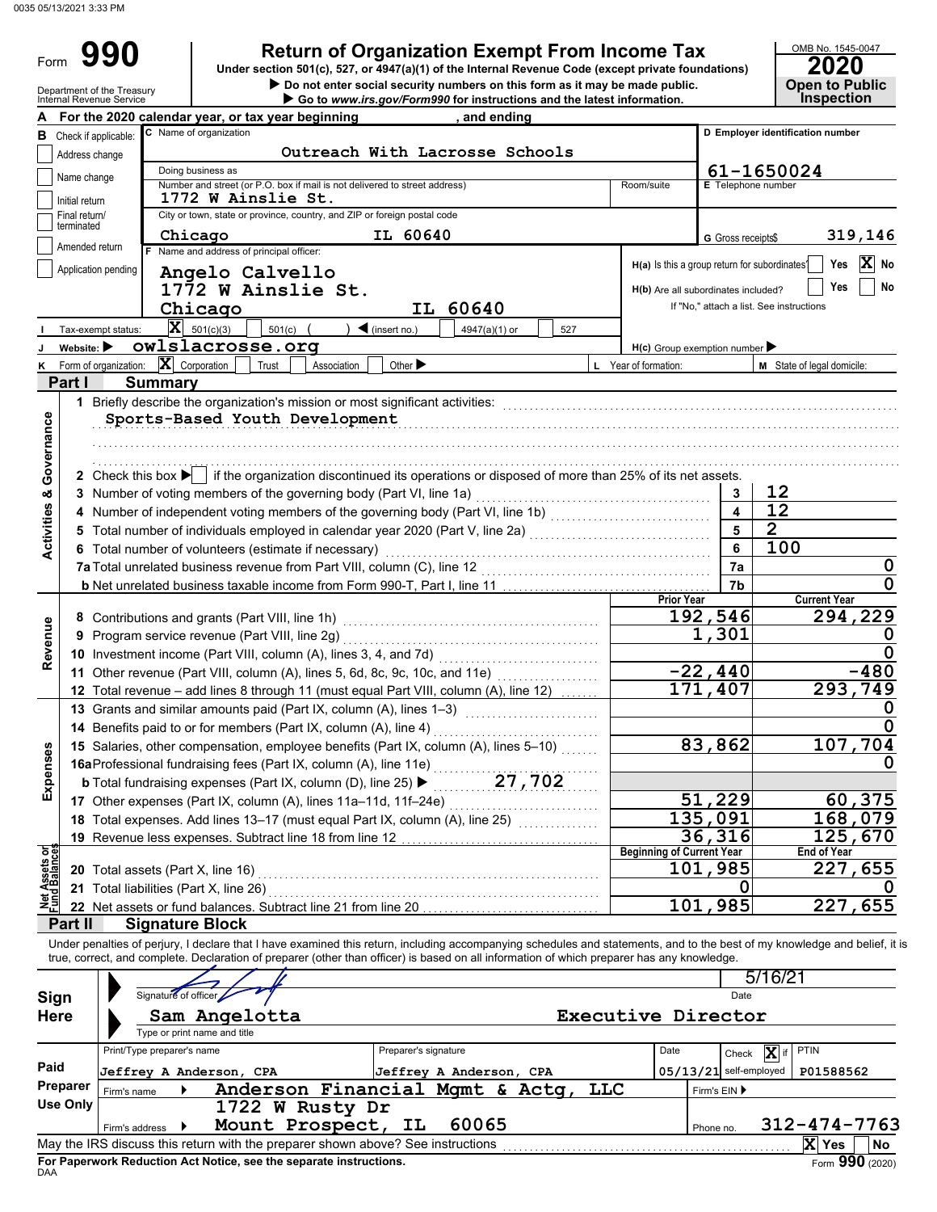# Form 990 — Return of Organization Exempt From Income Tax (2020)

Under section 501(c), 527, or 4947(a)(1) of the Internal Revenue Code (except private foundations)

▶ Do not enter social security numbers on this form as it may be made public.
▶ Go to www.irs.gov/Form990 for instructions and the latest information.

Department of the Treasury
Internal Revenue Service

OMB No. 1545-0047
**2020**
**Open to Public Inspection**

**A** For the 2020 calendar year, or tax year beginning , and ending

**B** Check if applicable:
- [ ] Address change
- [ ] Name change
- [ ] Initial return
- [ ] Final return/terminated
- [ ] Amended return
- [ ] Application pending

**C** Name of organization: Outreach With Lacrosse Schools

Doing business as:

Number and street (or P.O. box if mail is not delivered to street address): 1772 W Ainslie St.

Room/suite:

City or town, state or province, country, and ZIP or foreign postal code: Chicago IL 60640

**D** Employer identification number: 61-1650024

**E** Telephone number:

**G** Gross receipts$ 319,146

**F** Name and address of principal officer:
Angelo Calvello
1772 W Ainslie St.
Chicago IL 60640

**H(a)** Is this a group return for subordinates? [ ] Yes [X] No

**H(b)** Are all subordinates included? [ ] Yes [ ] No
If "No," attach a list. See instructions

**I** Tax-exempt status: [X] 501(c)(3) [ ] 501(c) ( ) ◀ (insert no.) [ ] 4947(a)(1) or [ ] 527

**J** Website: ▶ owlslacrosse.org

**H(c)** Group exemption number ▶

**K** Form of organization: [X] Corporation [ ] Trust [ ] Association [ ] Other ▶

**L** Year of formation:

**M** State of legal domicile:

## Part I Summary

**Activities & Governance**

1 Briefly describe the organization's mission or most significant activities:
Sports-Based Youth Development

2 Check this box ▶ [ ] if the organization discontinued its operations or disposed of more than 25% of its net assets.

| | | | |
|---|---|---|---|
| 3 | Number of voting members of the governing body (Part VI, line 1a) | 3 | 12 |
| 4 | Number of independent voting members of the governing body (Part VI, line 1b) | 4 | 12 |
| 5 | Total number of individuals employed in calendar year 2020 (Part V, line 2a) | 5 | 2 |
| 6 | Total number of volunteers (estimate if necessary) | 6 | 100 |
| 7a | Total unrelated business revenue from Part VIII, column (C), line 12 | 7a | 0 |
| b | Net unrelated business taxable income from Form 990-T, Part I, line 11 | 7b | 0 |

| | | Prior Year | Current Year |
|---|---|---|---|
| **Revenue** | | | |
| 8 | Contributions and grants (Part VIII, line 1h) | 192,546 | 294,229 |
| 9 | Program service revenue (Part VIII, line 2g) | 1,301 | 0 |
| 10 | Investment income (Part VIII, column (A), lines 3, 4, and 7d) | | 0 |
| 11 | Other revenue (Part VIII, column (A), lines 5, 6d, 8c, 9c, 10c, and 11e) | -22,440 | -480 |
| 12 | Total revenue – add lines 8 through 11 (must equal Part VIII, column (A), line 12) | 171,407 | 293,749 |
| **Expenses** | | | |
| 13 | Grants and similar amounts paid (Part IX, column (A), lines 1–3) | | 0 |
| 14 | Benefits paid to or for members (Part IX, column (A), line 4) | | 0 |
| 15 | Salaries, other compensation, employee benefits (Part IX, column (A), lines 5–10) | 83,862 | 107,704 |
| 16a | Professional fundraising fees (Part IX, column (A), line 11e) | | 0 |
| b | Total fundraising expenses (Part IX, column (D), line 25) ▶ 27,702 | | |
| 17 | Other expenses (Part IX, column (A), lines 11a–11d, 11f–24e) | 51,229 | 60,375 |
| 18 | Total expenses. Add lines 13–17 (must equal Part IX, column (A), line 25) | 135,091 | 168,079 |
| 19 | Revenue less expenses. Subtract line 18 from line 12 | 36,316 | 125,670 |

| **Net Assets or Fund Balances** | | Beginning of Current Year | End of Year |
|---|---|---|---|
| 20 | Total assets (Part X, line 16) | 101,985 | 227,655 |
| 21 | Total liabilities (Part X, line 26) | 0 | 0 |
| 22 | Net assets or fund balances. Subtract line 21 from line 20 | 101,985 | 227,655 |

## Part II Signature Block

Under penalties of perjury, I declare that I have examined this return, including accompanying schedules and statements, and to the best of my knowledge and belief, it is true, correct, and complete. Declaration of preparer (other than officer) is based on all information of which preparer has any knowledge.

**Sign Here**

Signature of officer — Date: 5/16/21

Sam Angelotta — Executive Director
Type or print name and title

**Paid Preparer Use Only**

| Print/Type preparer's name | Preparer's signature | Date | Check [X] if self-employed | PTIN |
|---|---|---|---|---|
| Jeffrey A Anderson, CPA | Jeffrey A Anderson, CPA | 05/13/21 | | P01588562 |

Firm's name ▶ Anderson Financial Mgmt & Actg, LLC — Firm's EIN ▶

Firm's address ▶ 1722 W Rusty Dr, Mount Prospect, IL 60065 — Phone no. 312-474-7763

May the IRS discuss this return with the preparer shown above? See instructions [X] Yes [ ] No

**For Paperwork Reduction Act Notice, see the separate instructions.**

DAA — Form **990** (2020)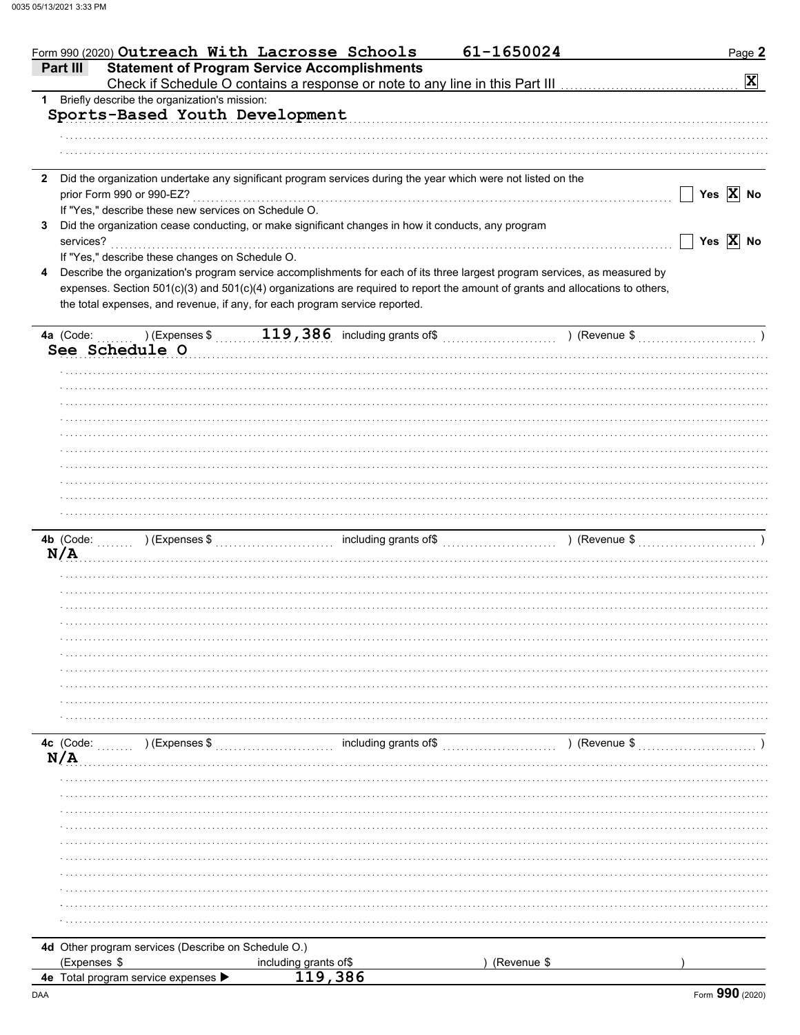Form 990 (2020) **Outreach With Lacrosse Schools** **61-1650024**

## Part III Statement of Program Service Accomplishments

Check if Schedule O contains a response or note to any line in this Part III ☒

**1** Briefly describe the organization's mission:

Sports-Based Youth Development

**2** Did the organization undertake any significant program services during the year which were not listed on the prior Form 990 or 990-EZ? ☐ Yes ☒ No

If "Yes," describe these new services on Schedule O.

**3** Did the organization cease conducting, or make significant changes in how it conducts, any program services? ☐ Yes ☒ No

If "Yes," describe these changes on Schedule O.

**4** Describe the organization's program service accomplishments for each of its three largest program services, as measured by expenses. Section 501(c)(3) and 501(c)(4) organizations are required to report the amount of grants and allocations to others, the total expenses, and revenue, if any, for each program service reported.

**4a** (Code: ) (Expenses $ 119,386 including grants of$ ) (Revenue $ )

See Schedule O

**4b** (Code: ) (Expenses $ including grants of$ ) (Revenue $ )

N/A

**4c** (Code: ) (Expenses $ including grants of$ ) (Revenue $ )

N/A

**4d** Other program services (Describe on Schedule O.)

(Expenses $ including grants of$ ) (Revenue $ )

**4e** Total program service expenses ▶ 119,386

Form **990** (2020)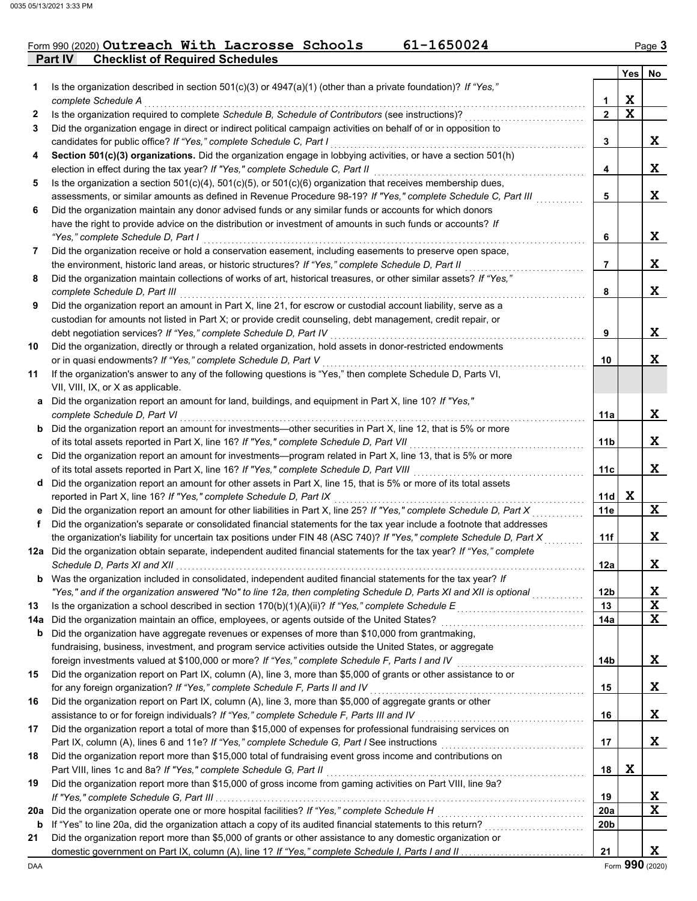Form 990 (2020) **Outreach With Lacrosse Schools** **61-1650024**

## Part IV Checklist of Required Schedules

| | | | Yes | No |
|---|---|---|---|---|
| 1 | Is the organization described in section 501(c)(3) or 4947(a)(1) (other than a private foundation)? *If "Yes," complete Schedule A* | 1 | X | |
| 2 | Is the organization required to complete *Schedule B, Schedule of Contributors* (see instructions)? | 2 | X | |
| 3 | Did the organization engage in direct or indirect political campaign activities on behalf of or in opposition to candidates for public office? *If "Yes," complete Schedule C, Part I* | 3 | | X |
| 4 | **Section 501(c)(3) organizations.** Did the organization engage in lobbying activities, or have a section 501(h) election in effect during the tax year? *If "Yes," complete Schedule C, Part II* | 4 | | X |
| 5 | Is the organization a section 501(c)(4), 501(c)(5), or 501(c)(6) organization that receives membership dues, assessments, or similar amounts as defined in Revenue Procedure 98-19? *If "Yes," complete Schedule C, Part III* | 5 | | X |
| 6 | Did the organization maintain any donor advised funds or any similar funds or accounts for which donors have the right to provide advice on the distribution or investment of amounts in such funds or accounts? *If "Yes," complete Schedule D, Part I* | 6 | | X |
| 7 | Did the organization receive or hold a conservation easement, including easements to preserve open space, the environment, historic land areas, or historic structures? *If "Yes," complete Schedule D, Part II* | 7 | | X |
| 8 | Did the organization maintain collections of works of art, historical treasures, or other similar assets? *If "Yes," complete Schedule D, Part III* | 8 | | X |
| 9 | Did the organization report an amount in Part X, line 21, for escrow or custodial account liability, serve as a custodian for amounts not listed in Part X; or provide credit counseling, debt management, credit repair, or debt negotiation services? *If "Yes," complete Schedule D, Part IV* | 9 | | X |
| 10 | Did the organization, directly or through a related organization, hold assets in donor-restricted endowments or in quasi endowments? *If "Yes," complete Schedule D, Part V* | 10 | | X |
| 11 | If the organization's answer to any of the following questions is "Yes," then complete Schedule D, Parts VI, VII, VIII, IX, or X as applicable. | | | |
| a | Did the organization report an amount for land, buildings, and equipment in Part X, line 10? *If "Yes," complete Schedule D, Part VI* | 11a | | X |
| b | Did the organization report an amount for investments—other securities in Part X, line 12, that is 5% or more of its total assets reported in Part X, line 16? *If "Yes," complete Schedule D, Part VII* | 11b | | X |
| c | Did the organization report an amount for investments—program related in Part X, line 13, that is 5% or more of its total assets reported in Part X, line 16? *If "Yes," complete Schedule D, Part VIII* | 11c | | X |
| d | Did the organization report an amount for other assets in Part X, line 15, that is 5% or more of its total assets reported in Part X, line 16? *If "Yes," complete Schedule D, Part IX* | 11d | X | |
| e | Did the organization report an amount for other liabilities in Part X, line 25? *If "Yes," complete Schedule D, Part X* | 11e | | X |
| f | Did the organization's separate or consolidated financial statements for the tax year include a footnote that addresses the organization's liability for uncertain tax positions under FIN 48 (ASC 740)? *If "Yes," complete Schedule D, Part X* | 11f | | X |
| 12a | Did the organization obtain separate, independent audited financial statements for the tax year? *If "Yes," complete Schedule D, Parts XI and XII* | 12a | | X |
| b | Was the organization included in consolidated, independent audited financial statements for the tax year? *If "Yes," and if the organization answered "No" to line 12a, then completing Schedule D, Parts XI and XII is optional* | 12b | | X |
| 13 | Is the organization a school described in section 170(b)(1)(A)(ii)? *If "Yes," complete Schedule E* | 13 | | X |
| 14a | Did the organization maintain an office, employees, or agents outside of the United States? | 14a | | X |
| b | Did the organization have aggregate revenues or expenses of more than $10,000 from grantmaking, fundraising, business, investment, and program service activities outside the United States, or aggregate foreign investments valued at $100,000 or more? *If "Yes," complete Schedule F, Parts I and IV* | 14b | | X |
| 15 | Did the organization report on Part IX, column (A), line 3, more than $5,000 of grants or other assistance to or for any foreign organization? *If "Yes," complete Schedule F, Parts II and IV* | 15 | | X |
| 16 | Did the organization report on Part IX, column (A), line 3, more than $5,000 of aggregate grants or other assistance to or for foreign individuals? *If "Yes," complete Schedule F, Parts III and IV* | 16 | | X |
| 17 | Did the organization report a total of more than $15,000 of expenses for professional fundraising services on Part IX, column (A), lines 6 and 11e? *If "Yes," complete Schedule G, Part I* See instructions | 17 | | X |
| 18 | Did the organization report more than $15,000 total of fundraising event gross income and contributions on Part VIII, lines 1c and 8a? *If "Yes," complete Schedule G, Part II* | 18 | X | |
| 19 | Did the organization report more than $15,000 of gross income from gaming activities on Part VIII, line 9a? *If "Yes," complete Schedule G, Part III* | 19 | | X |
| 20a | Did the organization operate one or more hospital facilities? *If "Yes," complete Schedule H* | 20a | | X |
| b | If "Yes" to line 20a, did the organization attach a copy of its audited financial statements to this return? | 20b | | |
| 21 | Did the organization report more than $5,000 of grants or other assistance to any domestic organization or domestic government on Part IX, column (A), line 1? *If "Yes," complete Schedule I, Parts I and II* | 21 | | X |

Form **990** (2020)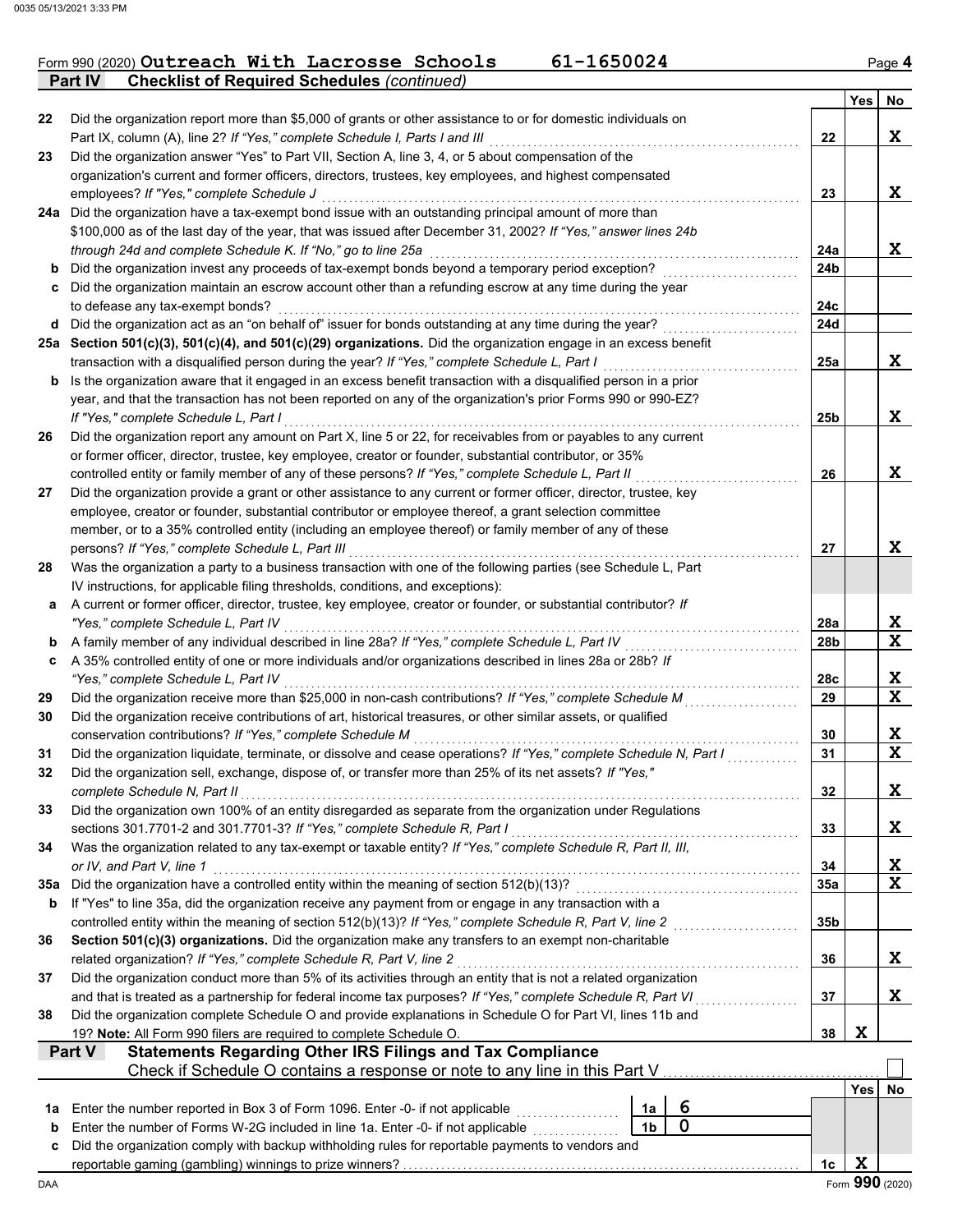Form 990 (2020) **Outreach With Lacrosse Schools** **61-1650024** Page **4**

## Part IV Checklist of Required Schedules *(continued)*

| | | | Yes | No |
|---|---|---|---|---|
| 22 | Did the organization report more than $5,000 of grants or other assistance to or for domestic individuals on Part IX, column (A), line 2? *If "Yes," complete Schedule I, Parts I and III* | 22 | | X |
| 23 | Did the organization answer "Yes" to Part VII, Section A, line 3, 4, or 5 about compensation of the organization's current and former officers, directors, trustees, key employees, and highest compensated employees? *If "Yes," complete Schedule J* | 23 | | X |
| 24a | Did the organization have a tax-exempt bond issue with an outstanding principal amount of more than $100,000 as of the last day of the year, that was issued after December 31, 2002? *If "Yes," answer lines 24b through 24d and complete Schedule K. If "No," go to line 25a* | 24a | | X |
| b | Did the organization invest any proceeds of tax-exempt bonds beyond a temporary period exception? | 24b | | |
| c | Did the organization maintain an escrow account other than a refunding escrow at any time during the year to defease any tax-exempt bonds? | 24c | | |
| d | Did the organization act as an "on behalf of" issuer for bonds outstanding at any time during the year? | 24d | | |
| 25a | **Section 501(c)(3), 501(c)(4), and 501(c)(29) organizations.** Did the organization engage in an excess benefit transaction with a disqualified person during the year? *If "Yes," complete Schedule L, Part I* | 25a | | X |
| b | Is the organization aware that it engaged in an excess benefit transaction with a disqualified person in a prior year, and that the transaction has not been reported on any of the organization's prior Forms 990 or 990-EZ? *If "Yes," complete Schedule L, Part I* | 25b | | X |
| 26 | Did the organization report any amount on Part X, line 5 or 22, for receivables from or payables to any current or former officer, director, trustee, key employee, creator or founder, substantial contributor, or 35% controlled entity or family member of any of these persons? *If "Yes," complete Schedule L, Part II* | 26 | | X |
| 27 | Did the organization provide a grant or other assistance to any current or former officer, director, trustee, key employee, creator or founder, substantial contributor or employee thereof, a grant selection committee member, or to a 35% controlled entity (including an employee thereof) or family member of any of these persons? *If "Yes," complete Schedule L, Part III* | 27 | | X |
| 28 | Was the organization a party to a business transaction with one of the following parties (see Schedule L, Part IV instructions, for applicable filing thresholds, conditions, and exceptions): | | | |
| a | A current or former officer, director, trustee, key employee, creator or founder, or substantial contributor? *If "Yes," complete Schedule L, Part IV* | 28a | | X |
| b | A family member of any individual described in line 28a? *If "Yes," complete Schedule L, Part IV* | 28b | | X |
| c | A 35% controlled entity of one or more individuals and/or organizations described in lines 28a or 28b? *If "Yes," complete Schedule L, Part IV* | 28c | | X |
| 29 | Did the organization receive more than $25,000 in non-cash contributions? *If "Yes," complete Schedule M* | 29 | | X |
| 30 | Did the organization receive contributions of art, historical treasures, or other similar assets, or qualified conservation contributions? *If "Yes," complete Schedule M* | 30 | | X |
| 31 | Did the organization liquidate, terminate, or dissolve and cease operations? *If "Yes," complete Schedule N, Part I* | 31 | | X |
| 32 | Did the organization sell, exchange, dispose of, or transfer more than 25% of its net assets? *If "Yes," complete Schedule N, Part II* | 32 | | X |
| 33 | Did the organization own 100% of an entity disregarded as separate from the organization under Regulations sections 301.7701-2 and 301.7701-3? *If "Yes," complete Schedule R, Part I* | 33 | | X |
| 34 | Was the organization related to any tax-exempt or taxable entity? *If "Yes," complete Schedule R, Part II, III, or IV, and Part V, line 1* | 34 | | X |
| 35a | Did the organization have a controlled entity within the meaning of section 512(b)(13)? | 35a | | X |
| b | If "Yes" to line 35a, did the organization receive any payment from or engage in any transaction with a controlled entity within the meaning of section 512(b)(13)? *If "Yes," complete Schedule R, Part V, line 2* | 35b | | |
| 36 | **Section 501(c)(3) organizations.** Did the organization make any transfers to an exempt non-charitable related organization? *If "Yes," complete Schedule R, Part V, line 2* | 36 | | X |
| 37 | Did the organization conduct more than 5% of its activities through an entity that is not a related organization and that is treated as a partnership for federal income tax purposes? *If "Yes," complete Schedule R, Part VI* | 37 | | X |
| 38 | Did the organization complete Schedule O and provide explanations in Schedule O for Part VI, lines 11b and 19? **Note:** All Form 990 filers are required to complete Schedule O. | 38 | X | |

## Part V Statements Regarding Other IRS Filings and Tax Compliance

Check if Schedule O contains a response or note to any line in this Part V ☐

| | | | | | Yes | No |
|---|---|---|---|---|---|---|
| 1a | Enter the number reported in Box 3 of Form 1096. Enter -0- if not applicable | 1a | 6 | | | |
| b | Enter the number of Forms W-2G included in line 1a. Enter -0- if not applicable | 1b | 0 | | | |
| c | Did the organization comply with backup withholding rules for reportable payments to vendors and reportable gaming (gambling) winnings to prize winners? | | | 1c | X | |

Form **990** (2020)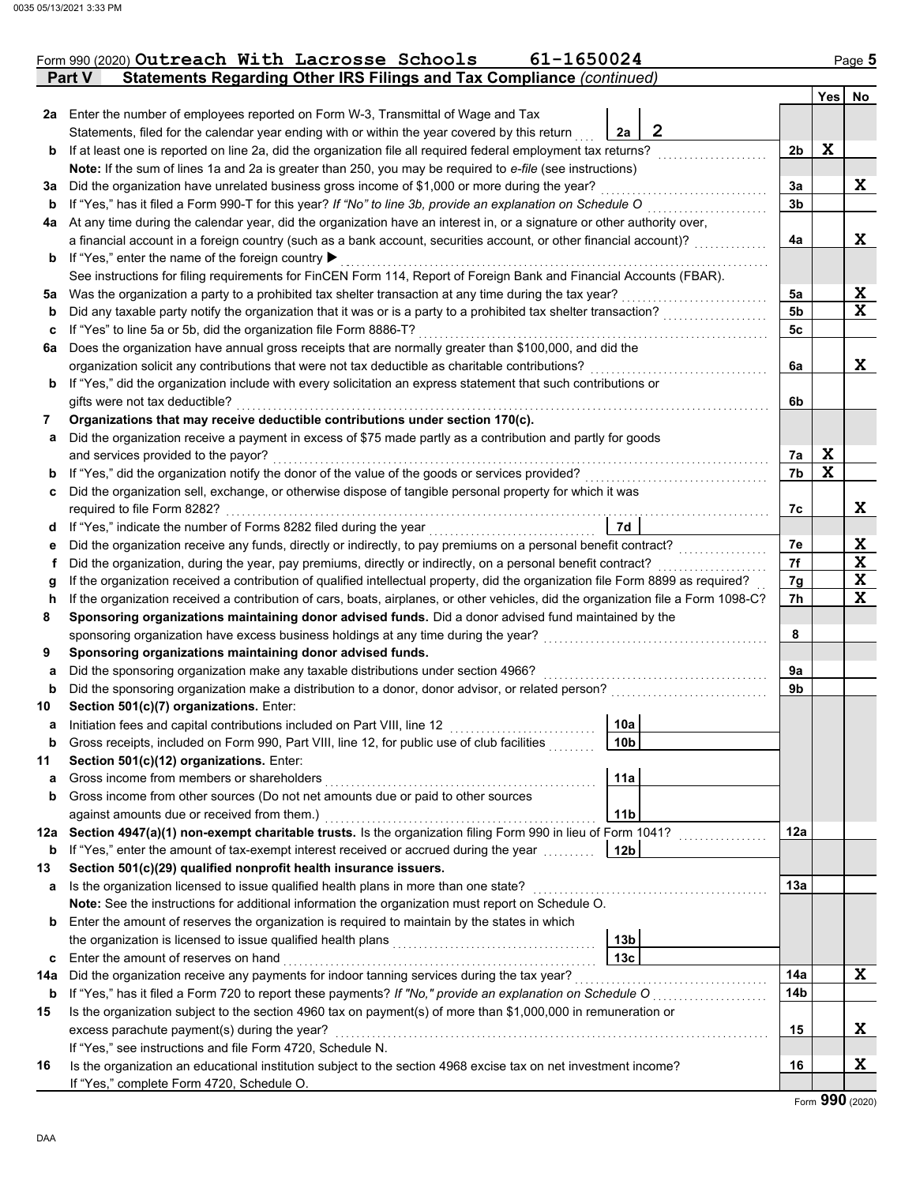Form 990 (2020) **Outreach With Lacrosse Schools 61-1650024**

## Part V Statements Regarding Other IRS Filings and Tax Compliance *(continued)*

| | | | | | Yes | No |
|---|---|---|---|---|---|---|
| **2a** | Enter the number of employees reported on Form W-3, Transmittal of Wage and Tax Statements, filed for the calendar year ending with or within the year covered by this return | 2a | 2 | | | |
| **b** | If at least one is reported on line 2a, did the organization file all required federal employment tax returns? | | | 2b | X | |
| | **Note:** If the sum of lines 1a and 2a is greater than 250, you may be required to *e-file* (see instructions) | | | | | |
| **3a** | Did the organization have unrelated business gross income of $1,000 or more during the year? | | | 3a | | X |
| **b** | If "Yes," has it filed a Form 990-T for this year? *If "No" to line 3b, provide an explanation on Schedule O* | | | 3b | | |
| **4a** | At any time during the calendar year, did the organization have an interest in, or a signature or other authority over, a financial account in a foreign country (such as a bank account, securities account, or other financial account)? | | | 4a | | X |
| **b** | If "Yes," enter the name of the foreign country ▶ | | | | | |
| | See instructions for filing requirements for FinCEN Form 114, Report of Foreign Bank and Financial Accounts (FBAR). | | | | | |
| **5a** | Was the organization a party to a prohibited tax shelter transaction at any time during the tax year? | | | 5a | | X |
| **b** | Did any taxable party notify the organization that it was or is a party to a prohibited tax shelter transaction? | | | 5b | | X |
| **c** | If "Yes" to line 5a or 5b, did the organization file Form 8886-T? | | | 5c | | |
| **6a** | Does the organization have annual gross receipts that are normally greater than $100,000, and did the organization solicit any contributions that were not tax deductible as charitable contributions? | | | 6a | | X |
| **b** | If "Yes," did the organization include with every solicitation an express statement that such contributions or gifts were not tax deductible? | | | 6b | | |
| **7** | **Organizations that may receive deductible contributions under section 170(c).** | | | | | |
| **a** | Did the organization receive a payment in excess of $75 made partly as a contribution and partly for goods and services provided to the payor? | | | 7a | X | |
| **b** | If "Yes," did the organization notify the donor of the value of the goods or services provided? | | | 7b | X | |
| **c** | Did the organization sell, exchange, or otherwise dispose of tangible personal property for which it was required to file Form 8282? | | | 7c | | X |
| **d** | If "Yes," indicate the number of Forms 8282 filed during the year | 7d | | | | |
| **e** | Did the organization receive any funds, directly or indirectly, to pay premiums on a personal benefit contract? | | | 7e | | X |
| **f** | Did the organization, during the year, pay premiums, directly or indirectly, on a personal benefit contract? | | | 7f | | X |
| **g** | If the organization received a contribution of qualified intellectual property, did the organization file Form 8899 as required? | | | 7g | | X |
| **h** | If the organization received a contribution of cars, boats, airplanes, or other vehicles, did the organization file a Form 1098-C? | | | 7h | | X |
| **8** | **Sponsoring organizations maintaining donor advised funds.** Did a donor advised fund maintained by the sponsoring organization have excess business holdings at any time during the year? | | | 8 | | |
| **9** | **Sponsoring organizations maintaining donor advised funds.** | | | | | |
| **a** | Did the sponsoring organization make any taxable distributions under section 4966? | | | 9a | | |
| **b** | Did the sponsoring organization make a distribution to a donor, donor advisor, or related person? | | | 9b | | |
| **10** | **Section 501(c)(7) organizations.** Enter: | | | | | |
| **a** | Initiation fees and capital contributions included on Part VIII, line 12 | 10a | | | | |
| **b** | Gross receipts, included on Form 990, Part VIII, line 12, for public use of club facilities | 10b | | | | |
| **11** | **Section 501(c)(12) organizations.** Enter: | | | | | |
| **a** | Gross income from members or shareholders | 11a | | | | |
| **b** | Gross income from other sources (Do not net amounts due or paid to other sources against amounts due or received from them.) | 11b | | | | |
| **12a** | **Section 4947(a)(1) non-exempt charitable trusts.** Is the organization filing Form 990 in lieu of Form 1041? | | | 12a | | |
| **b** | If "Yes," enter the amount of tax-exempt interest received or accrued during the year | 12b | | | | |
| **13** | **Section 501(c)(29) qualified nonprofit health insurance issuers.** | | | | | |
| **a** | Is the organization licensed to issue qualified health plans in more than one state? | | | 13a | | |
| | **Note:** See the instructions for additional information the organization must report on Schedule O. | | | | | |
| **b** | Enter the amount of reserves the organization is required to maintain by the states in which the organization is licensed to issue qualified health plans | 13b | | | | |
| **c** | Enter the amount of reserves on hand | 13c | | | | |
| **14a** | Did the organization receive any payments for indoor tanning services during the tax year? | | | 14a | | X |
| **b** | If "Yes," has it filed a Form 720 to report these payments? *If "No," provide an explanation on Schedule O* | | | 14b | | |
| **15** | Is the organization subject to the section 4960 tax on payment(s) of more than $1,000,000 in remuneration or excess parachute payment(s) during the year? | | | 15 | | X |
| | If "Yes," see instructions and file Form 4720, Schedule N. | | | | | |
| **16** | Is the organization an educational institution subject to the section 4968 excise tax on net investment income? | | | 16 | | X |
| | If "Yes," complete Form 4720, Schedule O. | | | | | |

Form **990** (2020)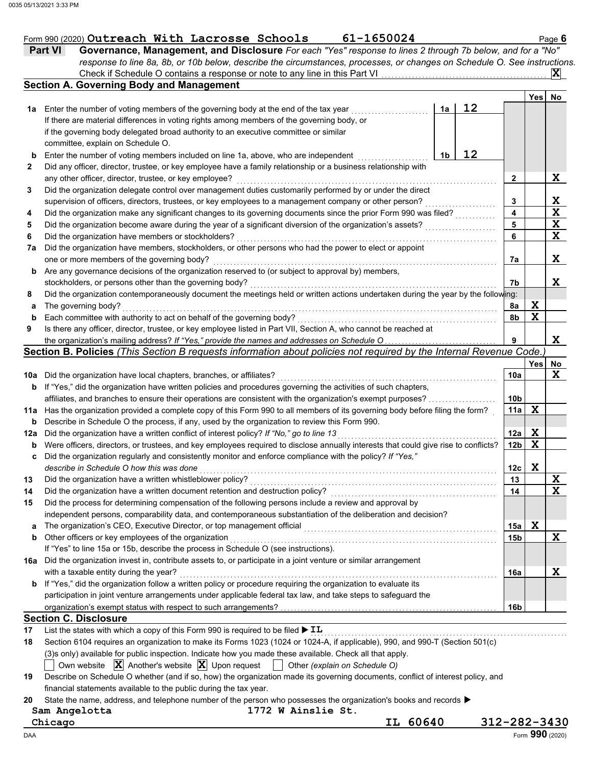Form 990 (2020) **Outreach With Lacrosse Schools** **61-1650024** Page **6**

## Part VI Governance, Management, and Disclosure

*For each "Yes" response to lines 2 through 7b below, and for a "No" response to line 8a, 8b, or 10b below, describe the circumstances, processes, or changes on Schedule O. See instructions.*

Check if Schedule O contains a response or note to any line in this Part VI . . . . . . . . . . . . **X**

### Section A. Governing Body and Management

| | | | | Line | Yes | No |
|---|---|---|---|---|---|---|
| **1a** | Enter the number of voting members of the governing body at the end of the tax year. If there are material differences in voting rights among members of the governing body, or if the governing body delegated broad authority to an executive committee or similar committee, explain on Schedule O. | 1a | 12 | | | |
| **b** | Enter the number of voting members included on line 1a, above, who are independent | 1b | 12 | | | |
| **2** | Did any officer, director, trustee, or key employee have a family relationship or a business relationship with any other officer, director, trustee, or key employee? | | | 2 | | X |
| **3** | Did the organization delegate control over management duties customarily performed by or under the direct supervision of officers, directors, trustees, or key employees to a management company or other person? | | | 3 | | X |
| **4** | Did the organization make any significant changes to its governing documents since the prior Form 990 was filed? | | | 4 | | X |
| **5** | Did the organization become aware during the year of a significant diversion of the organization's assets? | | | 5 | | X |
| **6** | Did the organization have members or stockholders? | | | 6 | | X |
| **7a** | Did the organization have members, stockholders, or other persons who had the power to elect or appoint one or more members of the governing body? | | | 7a | | X |
| **b** | Are any governance decisions of the organization reserved to (or subject to approval by) members, stockholders, or persons other than the governing body? | | | 7b | | X |
| **8** | Did the organization contemporaneously document the meetings held or written actions undertaken during the year by the following: | | | | | |
| **a** | The governing body? | | | 8a | X | |
| **b** | Each committee with authority to act on behalf of the governing body? | | | 8b | X | |
| **9** | Is there any officer, director, trustee, or key employee listed in Part VII, Section A, who cannot be reached at the organization's mailing address? *If "Yes," provide the names and addresses on Schedule O* | | | 9 | | X |

### Section B. Policies *(This Section B requests information about policies not required by the Internal Revenue Code.)*

| | | Line | Yes | No |
|---|---|---|---|---|
| **10a** | Did the organization have local chapters, branches, or affiliates? | 10a | | X |
| **b** | If "Yes," did the organization have written policies and procedures governing the activities of such chapters, affiliates, and branches to ensure their operations are consistent with the organization's exempt purposes? | 10b | | |
| **11a** | Has the organization provided a complete copy of this Form 990 to all members of its governing body before filing the form? | 11a | X | |
| **b** | Describe in Schedule O the process, if any, used by the organization to review this Form 990. | | | |
| **12a** | Did the organization have a written conflict of interest policy? *If "No," go to line 13* | 12a | X | |
| **b** | Were officers, directors, or trustees, and key employees required to disclose annually interests that could give rise to conflicts? | 12b | X | |
| **c** | Did the organization regularly and consistently monitor and enforce compliance with the policy? *If "Yes," describe in Schedule O how this was done* | 12c | X | |
| **13** | Did the organization have a written whistleblower policy? | 13 | | X |
| **14** | Did the organization have a written document retention and destruction policy? | 14 | | X |
| **15** | Did the process for determining compensation of the following persons include a review and approval by independent persons, comparability data, and contemporaneous substantiation of the deliberation and decision? | | | |
| **a** | The organization's CEO, Executive Director, or top management official | 15a | X | |
| **b** | Other officers or key employees of the organization. If "Yes" to line 15a or 15b, describe the process in Schedule O (see instructions). | 15b | | X |
| **16a** | Did the organization invest in, contribute assets to, or participate in a joint venture or similar arrangement with a taxable entity during the year? | 16a | | X |
| **b** | If "Yes," did the organization follow a written policy or procedure requiring the organization to evaluate its participation in joint venture arrangements under applicable federal tax law, and take steps to safeguard the organization's exempt status with respect to such arrangements? | 16b | | |

### Section C. Disclosure

**17** List the states with which a copy of this Form 990 is required to be filed ▶ **IL**

**18** Section 6104 requires an organization to make its Forms 1023 (1024 or 1024-A, if applicable), 990, and 990-T (Section 501(c)(3)s only) available for public inspection. Indicate how you made these available. Check all that apply.

☐ Own website ☒ Another's website ☒ Upon request ☐ Other *(explain on Schedule O)*

**19** Describe on Schedule O whether (and if so, how) the organization made its governing documents, conflict of interest policy, and financial statements available to the public during the tax year.

**20** State the name, address, and telephone number of the person who possesses the organization's books and records ▶

**Sam Angelotta** **1772 W Ainslie St.**
**Chicago** **IL 60640** **312-282-3430**

Form **990** (2020)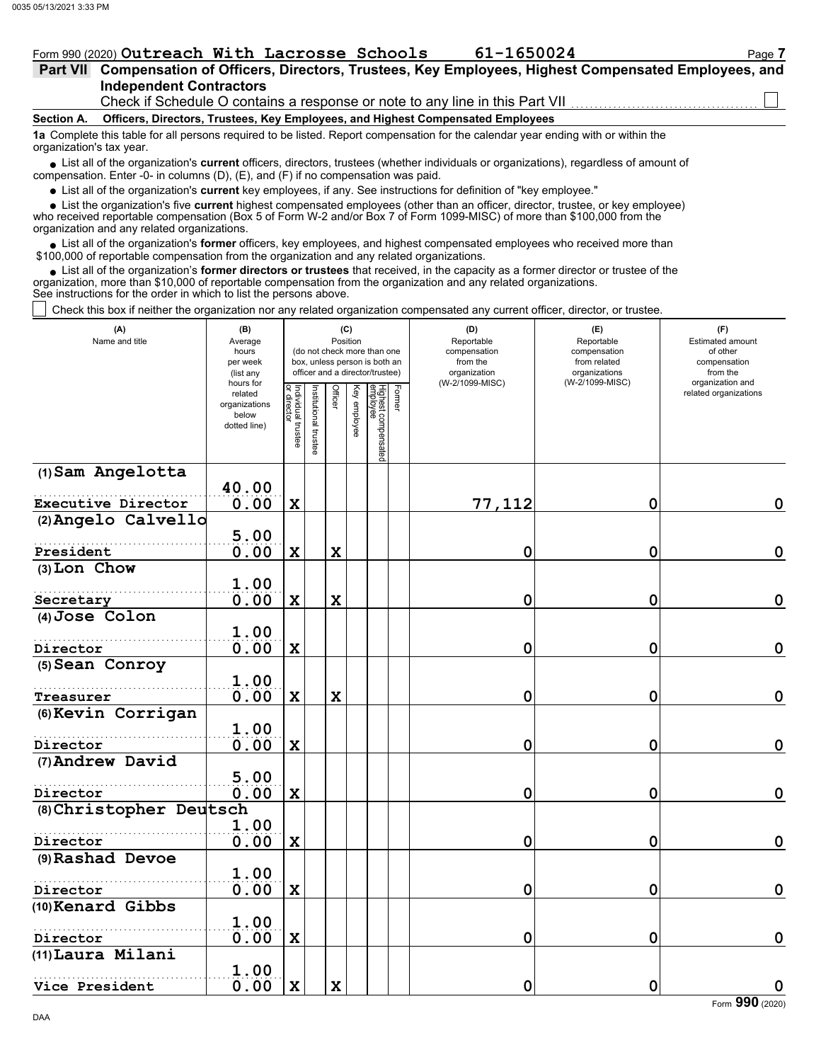Form 990 (2020) **Outreach With Lacrosse Schools** **61-1650024**

## Part VII Compensation of Officers, Directors, Trustees, Key Employees, Highest Compensated Employees, and Independent Contractors

Check if Schedule O contains a response or note to any line in this Part VII ☐

### Section A. Officers, Directors, Trustees, Key Employees, and Highest Compensated Employees

**1a** Complete this table for all persons required to be listed. Report compensation for the calendar year ending with or within the organization's tax year.

- List all of the organization's **current** officers, directors, trustees (whether individuals or organizations), regardless of amount of compensation. Enter -0- in columns (D), (E), and (F) if no compensation was paid.
- List all of the organization's **current** key employees, if any. See instructions for definition of "key employee."
- List the organization's five **current** highest compensated employees (other than an officer, director, trustee, or key employee) who received reportable compensation (Box 5 of Form W-2 and/or Box 7 of Form 1099-MISC) of more than $100,000 from the organization and any related organizations.
- List all of the organization's **former** officers, key employees, and highest compensated employees who received more than $100,000 of reportable compensation from the organization and any related organizations.
- List all of the organization's **former directors or trustees** that received, in the capacity as a former director or trustee of the organization, more than $10,000 of reportable compensation from the organization and any related organizations.

See instructions for the order in which to list the persons above.

☐ Check this box if neither the organization nor any related organization compensated any current officer, director, or trustee.

| (A) Name and title | (B) Average hours per week (list any hours for related organizations below dotted line) | (C) Position: Individual trustee or director | Institutional trustee | Officer | Key employee | Highest compensated employee | Former | (D) Reportable compensation from the organization (W-2/1099-MISC) | (E) Reportable compensation from related organizations (W-2/1099-MISC) | (F) Estimated amount of other compensation from the organization and related organizations |
|---|---|---|---|---|---|---|---|---|---|---|
| (1) Sam Angelotta<br>Executive Director | 40.00<br>0.00 | X | | | | | | 77,112 | 0 | 0 |
| (2) Angelo Calvello<br>President | 5.00<br>0.00 | X | | X | | | | 0 | 0 | 0 |
| (3) Lon Chow<br>Secretary | 1.00<br>0.00 | X | | X | | | | 0 | 0 | 0 |
| (4) Jose Colon<br>Director | 1.00<br>0.00 | X | | | | | | 0 | 0 | 0 |
| (5) Sean Conroy<br>Treasurer | 1.00<br>0.00 | X | | X | | | | 0 | 0 | 0 |
| (6) Kevin Corrigan<br>Director | 1.00<br>0.00 | X | | | | | | 0 | 0 | 0 |
| (7) Andrew David<br>Director | 5.00<br>0.00 | X | | | | | | 0 | 0 | 0 |
| (8) Christopher Deutsch<br>Director | 1.00<br>0.00 | X | | | | | | 0 | 0 | 0 |
| (9) Rashad Devoe<br>Director | 1.00<br>0.00 | X | | | | | | 0 | 0 | 0 |
| (10) Kenard Gibbs<br>Director | 1.00<br>0.00 | X | | | | | | 0 | 0 | 0 |
| (11) Laura Milani<br>Vice President | 1.00<br>0.00 | X | | X | | | | 0 | 0 | 0 |

Form **990** (2020)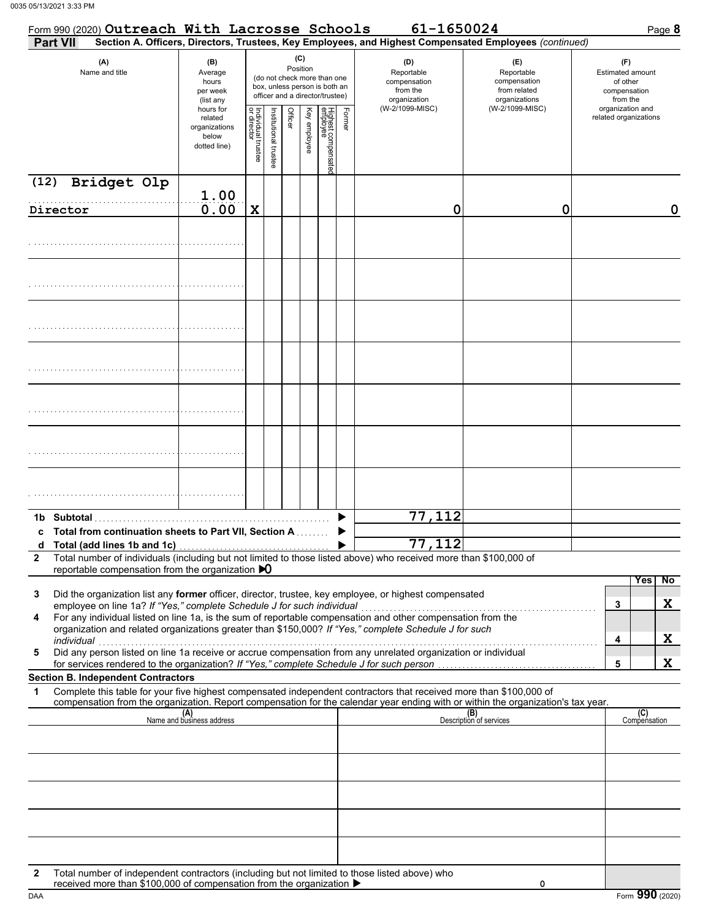Form 990 (2020) **Outreach With Lacrosse Schools** **61-1650024** Page **8**

**Part VII** **Section A. Officers, Directors, Trustees, Key Employees, and Highest Compensated Employees** *(continued)*

| (A) Name and title | (B) Average hours per week (list any hours for related organizations below dotted line) | (C) Position: Individual trustee or director | Institutional trustee | Officer | Key employee | Highest compensated employee | Former | (D) Reportable compensation from the organization (W-2/1099-MISC) | (E) Reportable compensation from related organizations (W-2/1099-MISC) | (F) Estimated amount of other compensation from the organization and related organizations |
|---|---|---|---|---|---|---|---|---|---|---|
| (12) Bridget Olp<br>Director | 1.00<br>0.00 | X | | | | | | 0 | 0 | 0 |
| | | | | | | | | | | |
| | | | | | | | | | | |
| | | | | | | | | | | |
| | | | | | | | | | | |
| | | | | | | | | | | |
| | | | | | | | | | | |
| | | | | | | | | | | |

| | | | |
|---|---|---|---|
| **1b Subtotal** | 77,112 | | |
| **c Total from continuation sheets to Part VII, Section A** | | | |
| **d Total (add lines 1b and 1c)** | 77,112 | | |

**2** Total number of individuals (including but not limited to those listed above) who received more than $100,000 of reportable compensation from the organization ▶ 0

| | | | Yes | No |
|---|---|---|---|---|
| **3** | Did the organization list any **former** officer, director, trustee, key employee, or highest compensated employee on line 1a? *If "Yes," complete Schedule J for such individual* | 3 | | X |
| **4** | For any individual listed on line 1a, is the sum of reportable compensation and other compensation from the organization and related organizations greater than $150,000? *If "Yes," complete Schedule J for such individual* | 4 | | X |
| **5** | Did any person listed on line 1a receive or accrue compensation from any unrelated organization or individual for services rendered to the organization? *If "Yes," complete Schedule J for such person* | 5 | | X |

**Section B. Independent Contractors**

**1** Complete this table for your five highest compensated independent contractors that received more than $100,000 of compensation from the organization. Report compensation for the calendar year ending with or within the organization's tax year.

| (A) Name and business address | (B) Description of services | (C) Compensation |
|---|---|---|
| | | |
| | | |
| | | |
| | | |
| | | |

**2** Total number of independent contractors (including but not limited to those listed above) who received more than $100,000 of compensation from the organization ▶ 0

Form **990** (2020)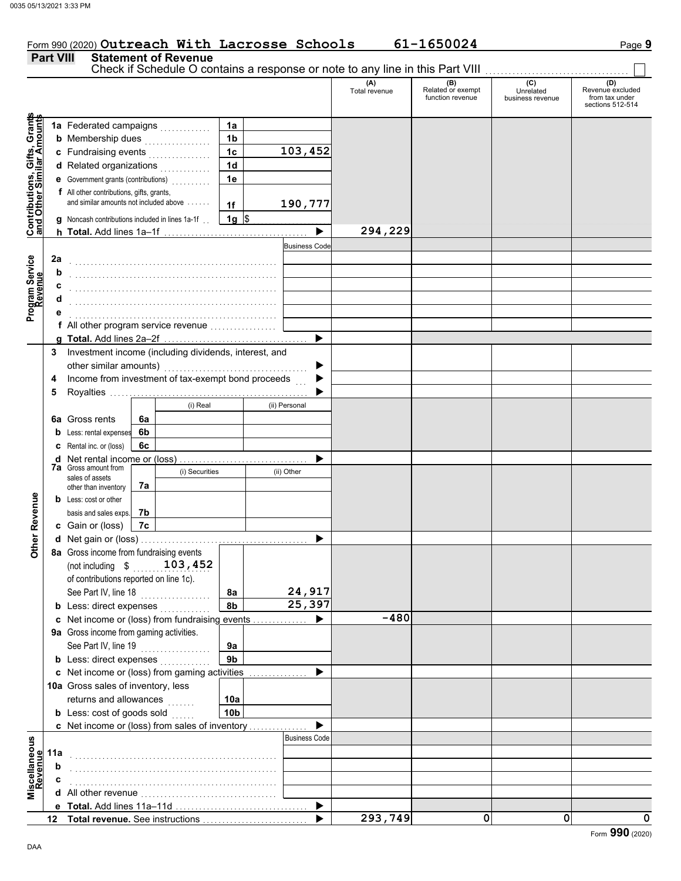Form 990 (2020) **Outreach With Lacrosse Schools** **61-1650024** Page **9**

## Part VIII Statement of Revenue

Check if Schedule O contains a response or note to any line in this Part VIII ☐

| | | | | (A) Total revenue | (B) Related or exempt function revenue | (C) Unrelated business revenue | (D) Revenue excluded from tax under sections 512-514 |
|---|---|---|---|---|---|---|---|
| **Contributions, Gifts, Grants and Other Similar Amounts** | 1a Federated campaigns | 1a | | | | | |
| | b Membership dues | 1b | | | | | |
| | c Fundraising events | 1c | 103,452 | | | | |
| | d Related organizations | 1d | | | | | |
| | e Government grants (contributions) | 1e | | | | | |
| | f All other contributions, gifts, grants, and similar amounts not included above | 1f | 190,777 | | | | |
| | g Noncash contributions included in lines 1a-1f | 1g | $ | | | | |
| | h **Total.** Add lines 1a–1f | | ▶ | 294,229 | | | |
| **Program Service Revenue** | | | Business Code | | | | |
| | 2a | | | | | | |
| | b | | | | | | |
| | c | | | | | | |
| | d | | | | | | |
| | e | | | | | | |
| | f All other program service revenue | | | | | | |
| | g **Total.** Add lines 2a–2f | | ▶ | | | | |
| **Other Revenue** | 3 Investment income (including dividends, interest, and other similar amounts) | | ▶ | | | | |
| | 4 Income from investment of tax-exempt bond proceeds | | ▶ | | | | |
| | 5 Royalties | | ▶ | | | | |
| | | (i) Real | (ii) Personal | | | | |
| | 6a Gross rents | 6a | | | | | |
| | b Less: rental expenses | 6b | | | | | |
| | c Rental inc. or (loss) | 6c | | | | | |
| | d Net rental income or (loss) | | ▶ | | | | |
| | 7a Gross amount from sales of assets other than inventory | (i) Securities | (ii) Other | | | | |
| | | 7a | | | | | |
| | b Less: cost or other basis and sales exps. | 7b | | | | | |
| | c Gain or (loss) | 7c | | | | | |
| | d Net gain or (loss) | | ▶ | | | | |
| | 8a Gross income from fundraising events (not including $ 103,452 of contributions reported on line 1c). See Part IV, line 18 | 8a | 24,917 | | | | |
| | b Less: direct expenses | 8b | 25,397 | | | | |
| | c Net income or (loss) from fundraising events | | ▶ | -480 | | | |
| | 9a Gross income from gaming activities. See Part IV, line 19 | 9a | | | | | |
| | b Less: direct expenses | 9b | | | | | |
| | c Net income or (loss) from gaming activities | | ▶ | | | | |
| | 10a Gross sales of inventory, less returns and allowances | 10a | | | | | |
| | b Less: cost of goods sold | 10b | | | | | |
| | c Net income or (loss) from sales of inventory | | ▶ | | | | |
| **Miscellaneous Revenue** | | | Business Code | | | | |
| | 11a | | | | | | |
| | b | | | | | | |
| | c | | | | | | |
| | d All other revenue | | | | | | |
| | e **Total.** Add lines 11a–11d | | ▶ | | | | |
| | 12 **Total revenue.** See instructions | | ▶ | 293,749 | 0 | 0 | 0 |

Form **990** (2020)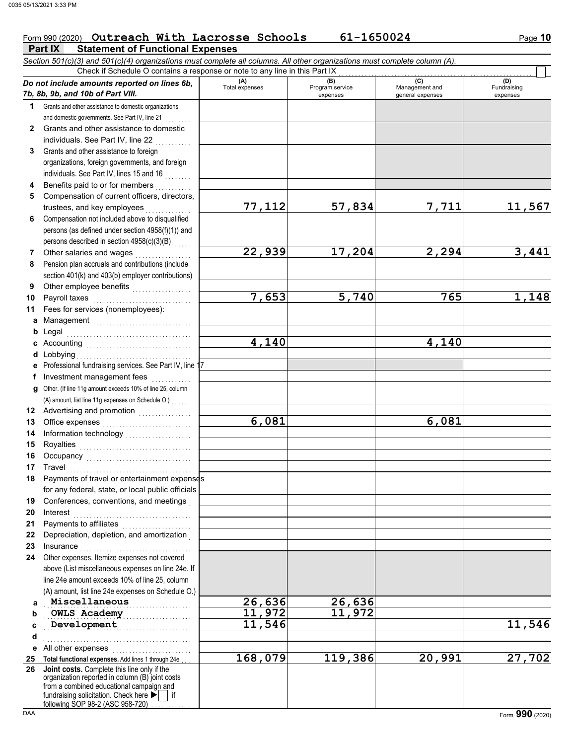Form 990 (2020) **Outreach With Lacrosse Schools** **61-1650024** Page **10**

## Part IX Statement of Functional Expenses

*Section 501(c)(3) and 501(c)(4) organizations must complete all columns. All other organizations must complete column (A).*

Check if Schedule O contains a response or note to any line in this Part IX ☐

| *Do not include amounts reported on lines 6b, 7b, 8b, 9b, and 10b of Part VIII.* | (A) Total expenses | (B) Program service expenses | (C) Management and general expenses | (D) Fundraising expenses |
|---|---|---|---|---|
| **1** Grants and other assistance to domestic organizations and domestic governments. See Part IV, line 21 | | | | |
| **2** Grants and other assistance to domestic individuals. See Part IV, line 22 | | | | |
| **3** Grants and other assistance to foreign organizations, foreign governments, and foreign individuals. See Part IV, lines 15 and 16 | | | | |
| **4** Benefits paid to or for members | | | | |
| **5** Compensation of current officers, directors, trustees, and key employees | 77,112 | 57,834 | 7,711 | 11,567 |
| **6** Compensation not included above to disqualified persons (as defined under section 4958(f)(1)) and persons described in section 4958(c)(3)(B) | | | | |
| **7** Other salaries and wages | 22,939 | 17,204 | 2,294 | 3,441 |
| **8** Pension plan accruals and contributions (include section 401(k) and 403(b) employer contributions) | | | | |
| **9** Other employee benefits | | | | |
| **10** Payroll taxes | 7,653 | 5,740 | 765 | 1,148 |
| **11** Fees for services (nonemployees): | | | | |
| **a** Management | | | | |
| **b** Legal | | | | |
| **c** Accounting | 4,140 | | 4,140 | |
| **d** Lobbying | | | | |
| **e** Professional fundraising services. See Part IV, line 17 | | | | |
| **f** Investment management fees | | | | |
| **g** Other. (If line 11g amount exceeds 10% of line 25, column (A) amount, list line 11g expenses on Schedule O.) | | | | |
| **12** Advertising and promotion | | | | |
| **13** Office expenses | 6,081 | | 6,081 | |
| **14** Information technology | | | | |
| **15** Royalties | | | | |
| **16** Occupancy | | | | |
| **17** Travel | | | | |
| **18** Payments of travel or entertainment expenses for any federal, state, or local public officials | | | | |
| **19** Conferences, conventions, and meetings | | | | |
| **20** Interest | | | | |
| **21** Payments to affiliates | | | | |
| **22** Depreciation, depletion, and amortization | | | | |
| **23** Insurance | | | | |
| **24** Other expenses. Itemize expenses not covered above (List miscellaneous expenses on line 24e. If line 24e amount exceeds 10% of line 25, column (A) amount, list line 24e expenses on Schedule O.) | | | | |
| **a** Miscellaneous | 26,636 | 26,636 | | |
| **b** OWLS Academy | 11,972 | 11,972 | | |
| **c** Development | 11,546 | | | 11,546 |
| **d** | | | | |
| **e** All other expenses | | | | |
| **25 Total functional expenses.** Add lines 1 through 24e | 168,079 | 119,386 | 20,991 | 27,702 |
| **26 Joint costs.** Complete this line only if the organization reported in column (B) joint costs from a combined educational campaign and fundraising solicitation. Check here ▶ ☐ if following SOP 98-2 (ASC 958-720) | | | | |

Form **990** (2020)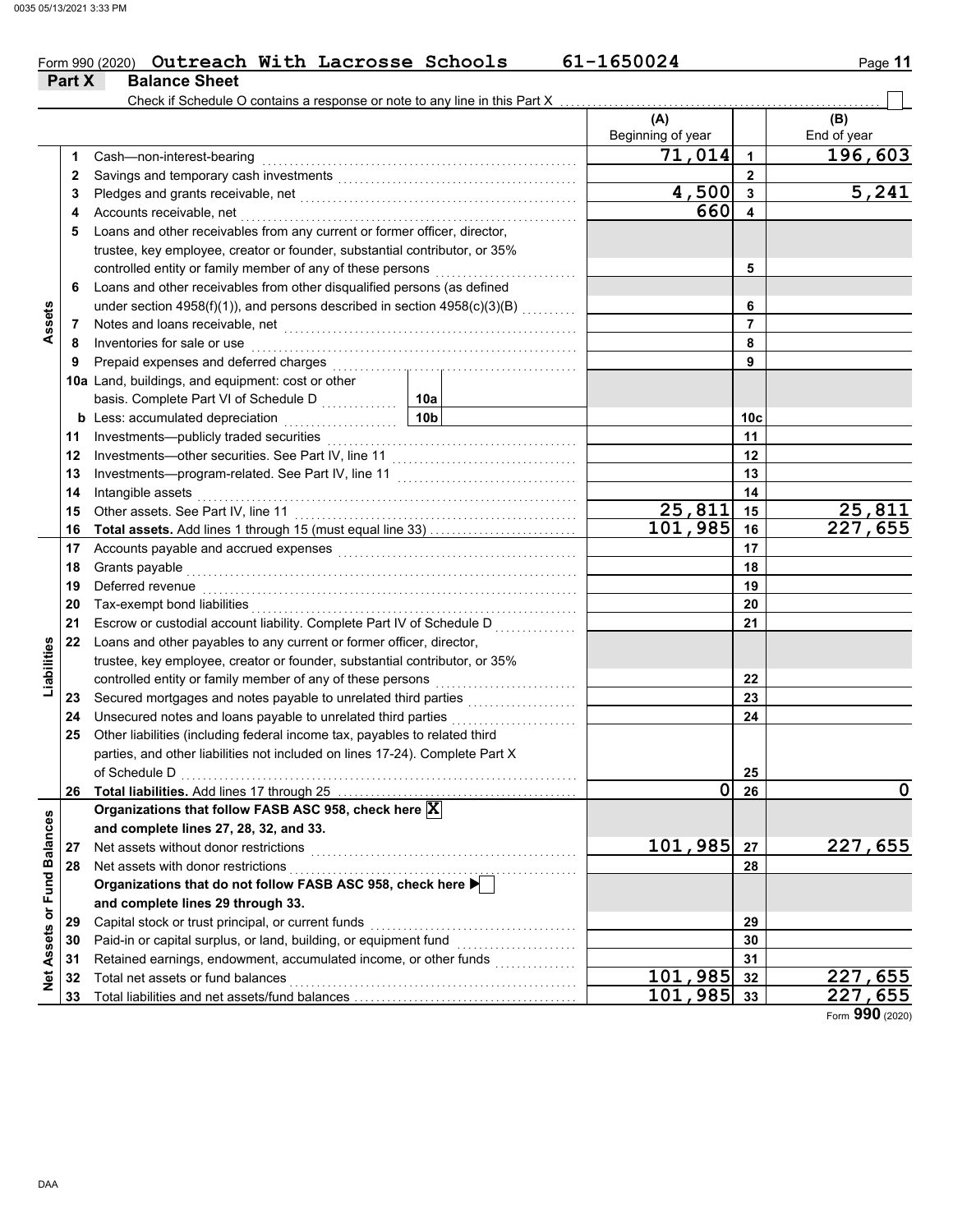Form 990 (2020) **Outreach With Lacrosse Schools** **61-1650024**

## Part X — Balance Sheet

Check if Schedule O contains a response or note to any line in this Part X ☐

| | | | | (A) Beginning of year | | (B) End of year |
|---|---|---|---|---|---|---|
| Assets | 1 | Cash—non-interest-bearing | | 71,014 | 1 | 196,603 |
| | 2 | Savings and temporary cash investments | | | 2 | |
| | 3 | Pledges and grants receivable, net | | 4,500 | 3 | 5,241 |
| | 4 | Accounts receivable, net | | 660 | 4 | |
| | 5 | Loans and other receivables from any current or former officer, director, trustee, key employee, creator or founder, substantial contributor, or 35% controlled entity or family member of any of these persons | | | 5 | |
| | 6 | Loans and other receivables from other disqualified persons (as defined under section 4958(f)(1)), and persons described in section 4958(c)(3)(B) | | | 6 | |
| | 7 | Notes and loans receivable, net | | | 7 | |
| | 8 | Inventories for sale or use | | | 8 | |
| | 9 | Prepaid expenses and deferred charges | | | 9 | |
| | 10a | Land, buildings, and equipment: cost or other basis. Complete Part VI of Schedule D | 10a | | | |
| | b | Less: accumulated depreciation | 10b | | 10c | |
| | 11 | Investments—publicly traded securities | | | 11 | |
| | 12 | Investments—other securities. See Part IV, line 11 | | | 12 | |
| | 13 | Investments—program-related. See Part IV, line 11 | | | 13 | |
| | 14 | Intangible assets | | | 14 | |
| | 15 | Other assets. See Part IV, line 11 | | 25,811 | 15 | 25,811 |
| | 16 | **Total assets.** Add lines 1 through 15 (must equal line 33) | | 101,985 | 16 | 227,655 |
| Liabilities | 17 | Accounts payable and accrued expenses | | | 17 | |
| | 18 | Grants payable | | | 18 | |
| | 19 | Deferred revenue | | | 19 | |
| | 20 | Tax-exempt bond liabilities | | | 20 | |
| | 21 | Escrow or custodial account liability. Complete Part IV of Schedule D | | | 21 | |
| | 22 | Loans and other payables to any current or former officer, director, trustee, key employee, creator or founder, substantial contributor, or 35% controlled entity or family member of any of these persons | | | 22 | |
| | 23 | Secured mortgages and notes payable to unrelated third parties | | | 23 | |
| | 24 | Unsecured notes and loans payable to unrelated third parties | | | 24 | |
| | 25 | Other liabilities (including federal income tax, payables to related third parties, and other liabilities not included on lines 17-24). Complete Part X of Schedule D | | | 25 | |
| | 26 | **Total liabilities.** Add lines 17 through 25 | | 0 | 26 | 0 |
| Net Assets or Fund Balances | | **Organizations that follow FASB ASC 958, check here** ☒ **and complete lines 27, 28, 32, and 33.** | | | | |
| | 27 | Net assets without donor restrictions | | 101,985 | 27 | 227,655 |
| | 28 | Net assets with donor restrictions | | | 28 | |
| | | **Organizations that do not follow FASB ASC 958, check here** ☐ **and complete lines 29 through 33.** | | | | |
| | 29 | Capital stock or trust principal, or current funds | | | 29 | |
| | 30 | Paid-in or capital surplus, or land, building, or equipment fund | | | 30 | |
| | 31 | Retained earnings, endowment, accumulated income, or other funds | | | 31 | |
| | 32 | Total net assets or fund balances | | 101,985 | 32 | 227,655 |
| | 33 | Total liabilities and net assets/fund balances | | 101,985 | 33 | 227,655 |

Form **990** (2020)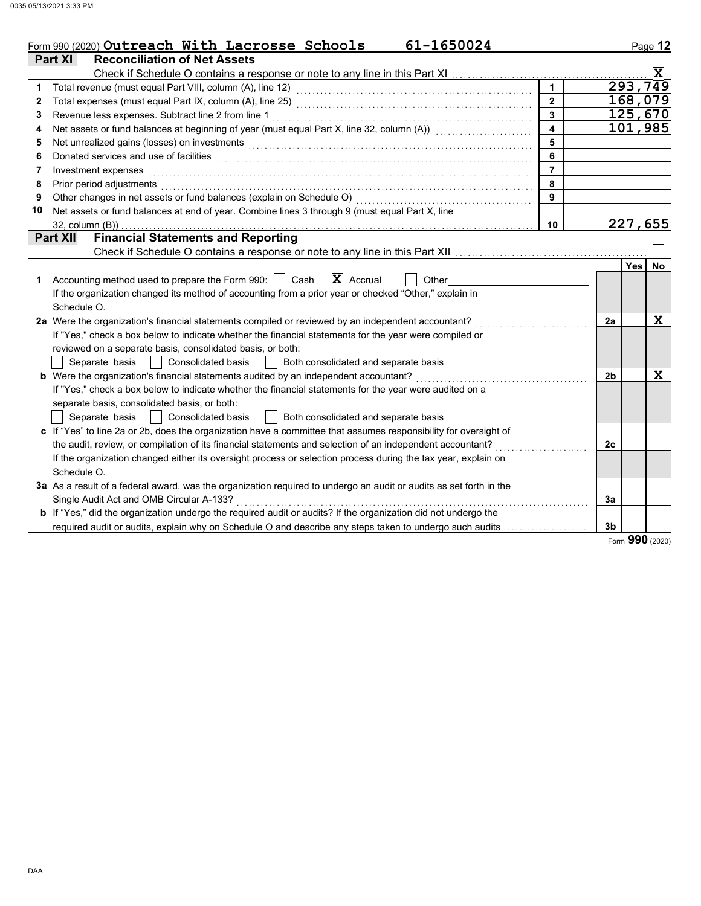Form 990 (2020) **Outreach With Lacrosse Schools 61-1650024** Page 12

## Part XI Reconciliation of Net Assets

Check if Schedule O contains a response or note to any line in this Part XI .......... [X]

| | | | |
|---|---|---|---|
| 1 | Total revenue (must equal Part VIII, column (A), line 12) | 1 | 293,749 |
| 2 | Total expenses (must equal Part IX, column (A), line 25) | 2 | 168,079 |
| 3 | Revenue less expenses. Subtract line 2 from line 1 | 3 | 125,670 |
| 4 | Net assets or fund balances at beginning of year (must equal Part X, line 32, column (A)) | 4 | 101,985 |
| 5 | Net unrealized gains (losses) on investments | 5 | |
| 6 | Donated services and use of facilities | 6 | |
| 7 | Investment expenses | 7 | |
| 8 | Prior period adjustments | 8 | |
| 9 | Other changes in net assets or fund balances (explain on Schedule O) | 9 | |
| 10 | Net assets or fund balances at end of year. Combine lines 3 through 9 (must equal Part X, line 32, column (B)) | 10 | 227,655 |

## Part XII Financial Statements and Reporting

Check if Schedule O contains a response or note to any line in this Part XII .......... [ ]

| | | | Yes | No |
|---|---|---|---|---|
| 1 | Accounting method used to prepare the Form 990: [ ] Cash [X] Accrual [ ] Other ______ If the organization changed its method of accounting from a prior year or checked "Other," explain in Schedule O. | | | |
| 2a | Were the organization's financial statements compiled or reviewed by an independent accountant? If "Yes," check a box below to indicate whether the financial statements for the year were compiled or reviewed on a separate basis, consolidated basis, or both: [ ] Separate basis [ ] Consolidated basis [ ] Both consolidated and separate basis | 2a | | X |
| b | Were the organization's financial statements audited by an independent accountant? If "Yes," check a box below to indicate whether the financial statements for the year were audited on a separate basis, consolidated basis, or both: [ ] Separate basis [ ] Consolidated basis [ ] Both consolidated and separate basis | 2b | | X |
| c | If "Yes" to line 2a or 2b, does the organization have a committee that assumes responsibility for oversight of the audit, review, or compilation of its financial statements and selection of an independent accountant? If the organization changed either its oversight process or selection process during the tax year, explain on Schedule O. | 2c | | |
| 3a | As a result of a federal award, was the organization required to undergo an audit or audits as set forth in the Single Audit Act and OMB Circular A-133? | 3a | | |
| b | If "Yes," did the organization undergo the required audit or audits? If the organization did not undergo the required audit or audits, explain why on Schedule O and describe any steps taken to undergo such audits | 3b | | |

Form **990** (2020)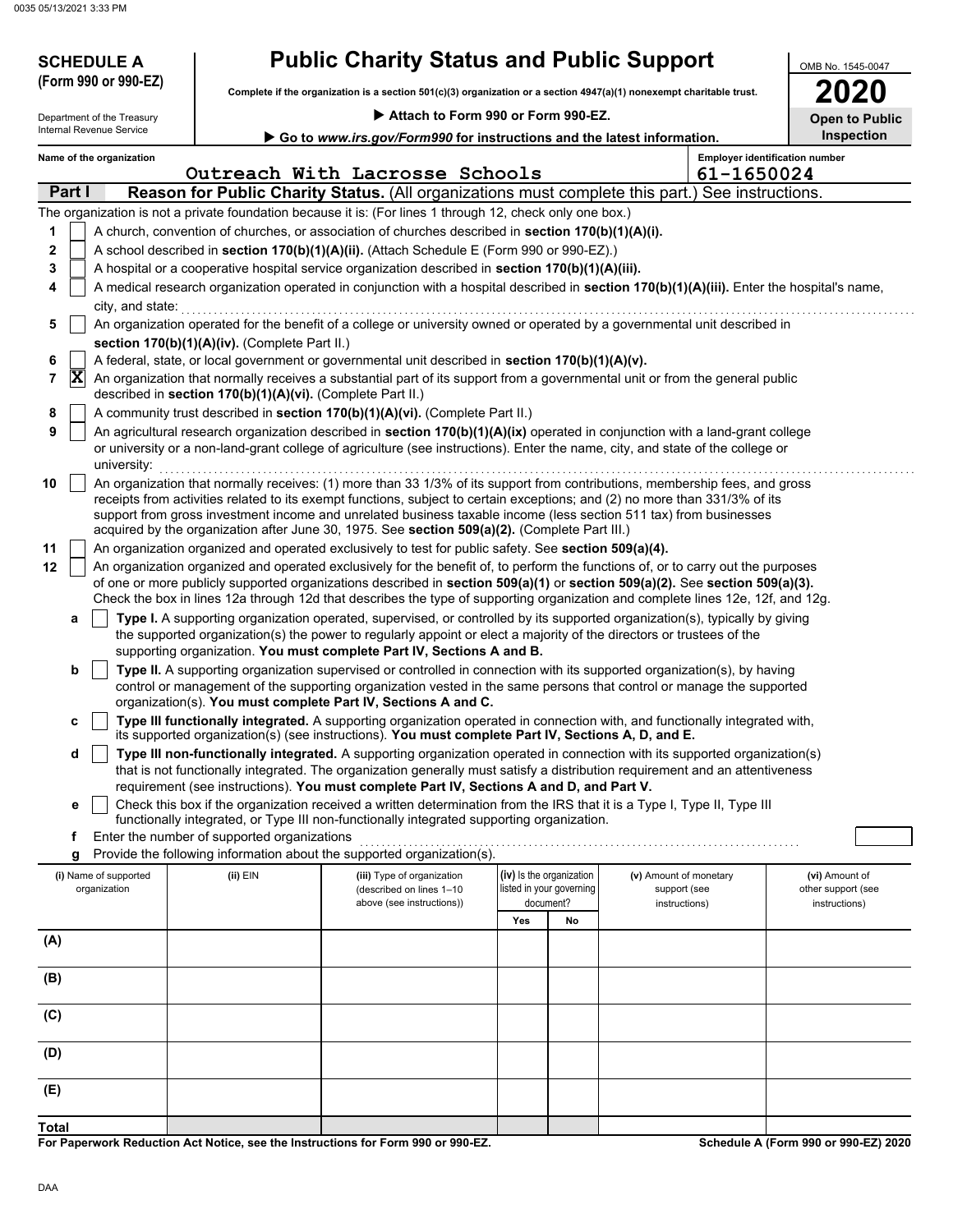# SCHEDULE A (Form 990 or 990-EZ)

# Public Charity Status and Public Support

**Complete if the organization is a section 501(c)(3) organization or a section 4947(a)(1) nonexempt charitable trust.**

▶ **Attach to Form 990 or Form 990-EZ.**

▶ **Go to *www.irs.gov/Form990* for instructions and the latest information.**

Department of the Treasury
Internal Revenue Service

OMB No. 1545-0047

**2020**

**Open to Public Inspection**

Name of the organization: Outreach With Lacrosse Schools

Employer identification number: 61-1650024

## Part I — Reason for Public Charity Status. (All organizations must complete this part.) See instructions.

The organization is not a private foundation because it is: (For lines 1 through 12, check only one box.)

1. [ ] A church, convention of churches, or association of churches described in **section 170(b)(1)(A)(i).**
2. [ ] A school described in **section 170(b)(1)(A)(ii).** (Attach Schedule E (Form 990 or 990-EZ).)
3. [ ] A hospital or a cooperative hospital service organization described in **section 170(b)(1)(A)(iii).**
4. [ ] A medical research organization operated in conjunction with a hospital described in **section 170(b)(1)(A)(iii).** Enter the hospital's name, city, and state:
5. [ ] An organization operated for the benefit of a college or university owned or operated by a governmental unit described in **section 170(b)(1)(A)(iv).** (Complete Part II.)
6. [ ] A federal, state, or local government or governmental unit described in **section 170(b)(1)(A)(v).**
7. [X] An organization that normally receives a substantial part of its support from a governmental unit or from the general public described in **section 170(b)(1)(A)(vi).** (Complete Part II.)
8. [ ] A community trust described in **section 170(b)(1)(A)(vi).** (Complete Part II.)
9. [ ] An agricultural research organization described in **section 170(b)(1)(A)(ix)** operated in conjunction with a land-grant college or university or a non-land-grant college of agriculture (see instructions). Enter the name, city, and state of the college or university:
10. [ ] An organization that normally receives: (1) more than 33 1/3% of its support from contributions, membership fees, and gross receipts from activities related to its exempt functions, subject to certain exceptions; and (2) no more than 331/3% of its support from gross investment income and unrelated business taxable income (less section 511 tax) from businesses acquired by the organization after June 30, 1975. See **section 509(a)(2).** (Complete Part III.)
11. [ ] An organization organized and operated exclusively to test for public safety. See **section 509(a)(4).**
12. [ ] An organization organized and operated exclusively for the benefit of, to perform the functions of, or to carry out the purposes of one or more publicly supported organizations described in **section 509(a)(1)** or **section 509(a)(2).** See **section 509(a)(3).** Check the box in lines 12a through 12d that describes the type of supporting organization and complete lines 12e, 12f, and 12g.
   - a [ ] **Type I.** A supporting organization operated, supervised, or controlled by its supported organization(s), typically by giving the supported organization(s) the power to regularly appoint or elect a majority of the directors or trustees of the supporting organization. **You must complete Part IV, Sections A and B.**
   - b [ ] **Type II.** A supporting organization supervised or controlled in connection with its supported organization(s), by having control or management of the supporting organization vested in the same persons that control or manage the supported organization(s). **You must complete Part IV, Sections A and C.**
   - c [ ] **Type III functionally integrated.** A supporting organization operated in connection with, and functionally integrated with, its supported organization(s) (see instructions). **You must complete Part IV, Sections A, D, and E.**
   - d [ ] **Type III non-functionally integrated.** A supporting organization operated in connection with its supported organization(s) that is not functionally integrated. The organization generally must satisfy a distribution requirement and an attentiveness requirement (see instructions). **You must complete Part IV, Sections A and D, and Part V.**
   - e [ ] Check this box if the organization received a written determination from the IRS that it is a Type I, Type II, Type III functionally integrated, or Type III non-functionally integrated supporting organization.
   - f Enter the number of supported organizations
   - g Provide the following information about the supported organization(s).

| (i) Name of supported organization | (ii) EIN | (iii) Type of organization (described on lines 1–10 above (see instructions)) | (iv) Is the organization listed in your governing document? Yes | No | (v) Amount of monetary support (see instructions) | (vi) Amount of other support (see instructions) |
|---|---|---|---|---|---|---|
| (A) | | | | | | |
| (B) | | | | | | |
| (C) | | | | | | |
| (D) | | | | | | |
| (E) | | | | | | |
| Total | | | | | | |

**For Paperwork Reduction Act Notice, see the Instructions for Form 990 or 990-EZ.** **Schedule A (Form 990 or 990-EZ) 2020**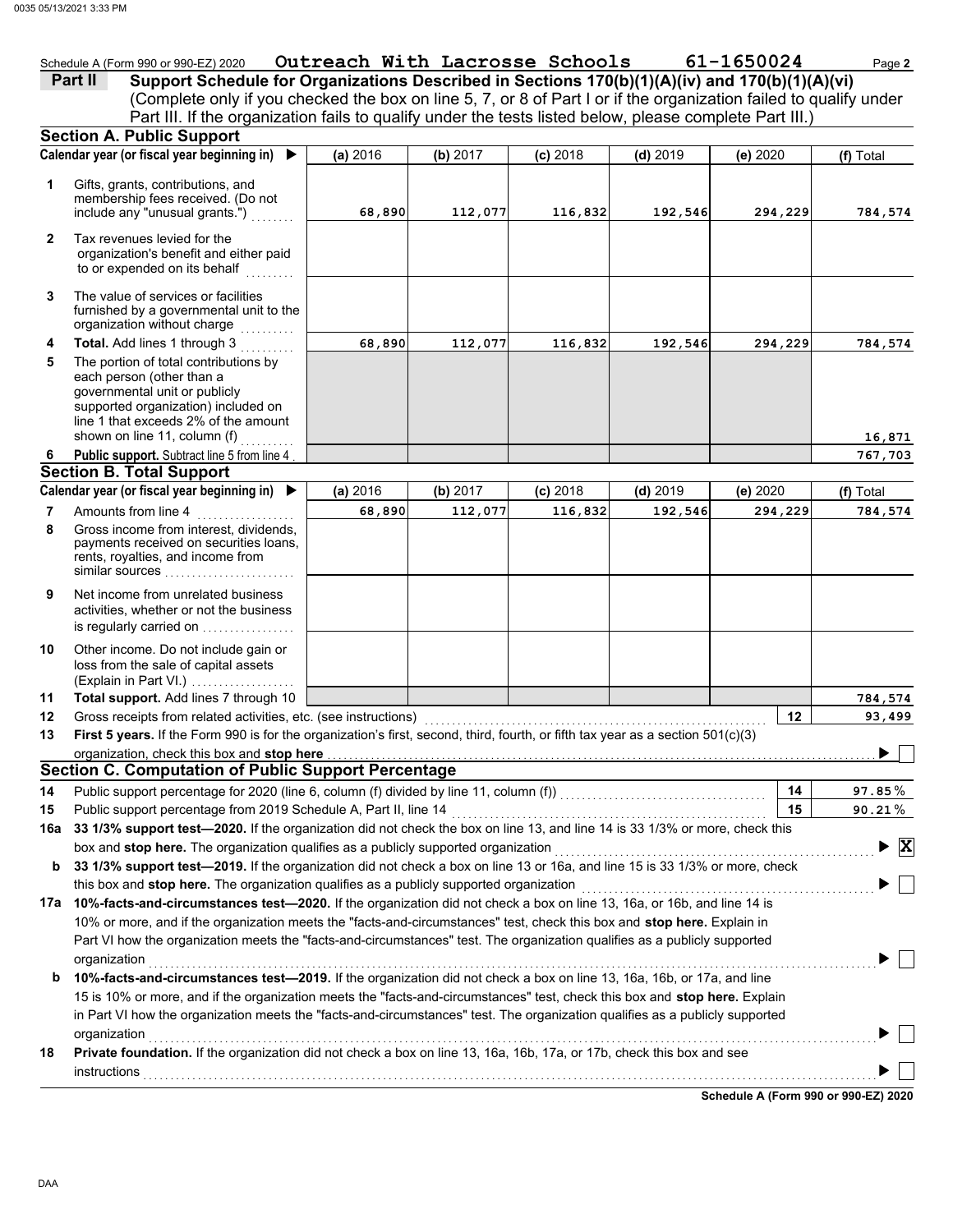Schedule A (Form 990 or 990-EZ) 2020 **Outreach With Lacrosse Schools** **61-1650024** Page **2**

## Part II Support Schedule for Organizations Described in Sections 170(b)(1)(A)(iv) and 170(b)(1)(A)(vi)

(Complete only if you checked the box on line 5, 7, or 8 of Part I or if the organization failed to qualify under Part III. If the organization fails to qualify under the tests listed below, please complete Part III.)

### Section A. Public Support

| | Calendar year (or fiscal year beginning in) ▶ | (a) 2016 | (b) 2017 | (c) 2018 | (d) 2019 | (e) 2020 | (f) Total |
|---|---|---|---|---|---|---|---|
| 1 | Gifts, grants, contributions, and membership fees received. (Do not include any "unusual grants.") | 68,890 | 112,077 | 116,832 | 192,546 | 294,229 | 784,574 |
| 2 | Tax revenues levied for the organization's benefit and either paid to or expended on its behalf | | | | | | |
| 3 | The value of services or facilities furnished by a governmental unit to the organization without charge | | | | | | |
| 4 | **Total.** Add lines 1 through 3 | 68,890 | 112,077 | 116,832 | 192,546 | 294,229 | 784,574 |
| 5 | The portion of total contributions by each person (other than a governmental unit or publicly supported organization) included on line 1 that exceeds 2% of the amount shown on line 11, column (f) | | | | | | 16,871 |
| 6 | **Public support.** Subtract line 5 from line 4 | | | | | | 767,703 |

### Section B. Total Support

| | Calendar year (or fiscal year beginning in) ▶ | (a) 2016 | (b) 2017 | (c) 2018 | (d) 2019 | (e) 2020 | (f) Total |
|---|---|---|---|---|---|---|---|
| 7 | Amounts from line 4 | 68,890 | 112,077 | 116,832 | 192,546 | 294,229 | 784,574 |
| 8 | Gross income from interest, dividends, payments received on securities loans, rents, royalties, and income from similar sources | | | | | | |
| 9 | Net income from unrelated business activities, whether or not the business is regularly carried on | | | | | | |
| 10 | Other income. Do not include gain or loss from the sale of capital assets (Explain in Part VI.) | | | | | | |
| 11 | **Total support.** Add lines 7 through 10 | | | | | | 784,574 |
| 12 | Gross receipts from related activities, etc. (see instructions) | | | | | 12 | 93,499 |

**13** **First 5 years.** If the Form 990 is for the organization's first, second, third, fourth, or fifth tax year as a section 501(c)(3) organization, check this box and **stop here** ▶ ☐

### Section C. Computation of Public Support Percentage

| | | | |
|---|---|---|---|
| 14 | Public support percentage for 2020 (line 6, column (f) divided by line 11, column (f)) | 14 | 97.85 % |
| 15 | Public support percentage from 2019 Schedule A, Part II, line 14 | 15 | 90.21 % |

**16a** **33 1/3% support test—2020.** If the organization did not check the box on line 13, and line 14 is 33 1/3% or more, check this box and **stop here.** The organization qualifies as a publicly supported organization ▶ ☒

**b** **33 1/3% support test—2019.** If the organization did not check a box on line 13 or 16a, and line 15 is 33 1/3% or more, check this box and **stop here.** The organization qualifies as a publicly supported organization ▶ ☐

**17a** **10%-facts-and-circumstances test—2020.** If the organization did not check a box on line 13, 16a, or 16b, and line 14 is 10% or more, and if the organization meets the "facts-and-circumstances" test, check this box and **stop here.** Explain in Part VI how the organization meets the "facts-and-circumstances" test. The organization qualifies as a publicly supported organization ▶ ☐

**b** **10%-facts-and-circumstances test—2019.** If the organization did not check a box on line 13, 16a, 16b, or 17a, and line 15 is 10% or more, and if the organization meets the "facts-and-circumstances" test, check this box and **stop here.** Explain in Part VI how the organization meets the "facts-and-circumstances" test. The organization qualifies as a publicly supported organization ▶ ☐

**18** **Private foundation.** If the organization did not check a box on line 13, 16a, 16b, 17a, or 17b, check this box and see instructions ▶ ☐

**Schedule A (Form 990 or 990-EZ) 2020**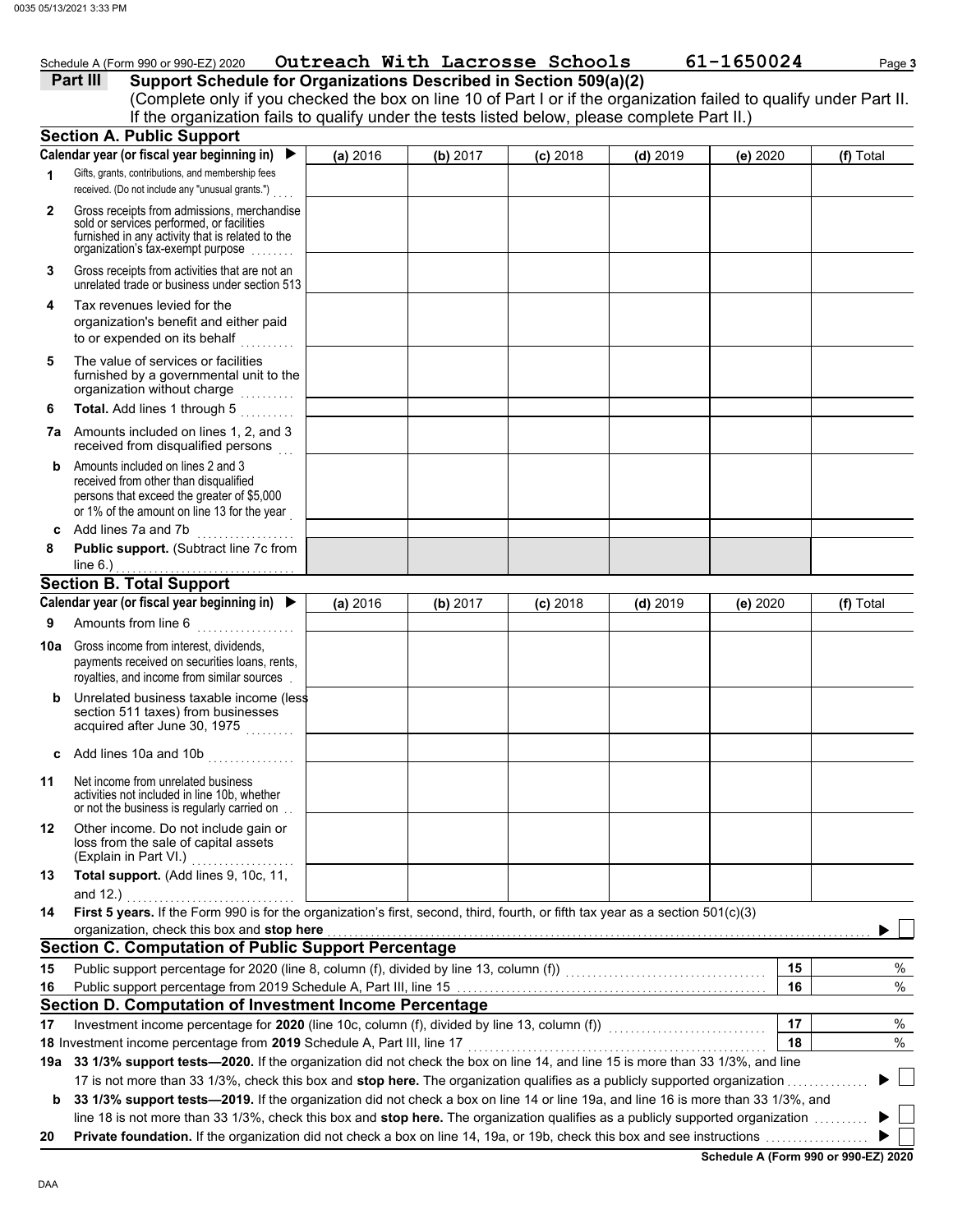Schedule A (Form 990 or 990-EZ) 2020 **Outreach With Lacrosse Schools** **61-1650024**

## Part III Support Schedule for Organizations Described in Section 509(a)(2)

(Complete only if you checked the box on line 10 of Part I or if the organization failed to qualify under Part II. If the organization fails to qualify under the tests listed below, please complete Part II.)

### Section A. Public Support

| Calendar year (or fiscal year beginning in) ▶ | (a) 2016 | (b) 2017 | (c) 2018 | (d) 2019 | (e) 2020 | (f) Total |
|---|---|---|---|---|---|---|
| **1** Gifts, grants, contributions, and membership fees received. (Do not include any "unusual grants.") | | | | | | |
| **2** Gross receipts from admissions, merchandise sold or services performed, or facilities furnished in any activity that is related to the organization's tax-exempt purpose | | | | | | |
| **3** Gross receipts from activities that are not an unrelated trade or business under section 513 | | | | | | |
| **4** Tax revenues levied for the organization's benefit and either paid to or expended on its behalf | | | | | | |
| **5** The value of services or facilities furnished by a governmental unit to the organization without charge | | | | | | |
| **6** **Total.** Add lines 1 through 5 | | | | | | |
| **7a** Amounts included on lines 1, 2, and 3 received from disqualified persons | | | | | | |
| **b** Amounts included on lines 2 and 3 received from other than disqualified persons that exceed the greater of $5,000 or 1% of the amount on line 13 for the year | | | | | | |
| **c** Add lines 7a and 7b | | | | | | |
| **8** **Public support.** (Subtract line 7c from line 6.) | | | | | | |

### Section B. Total Support

| Calendar year (or fiscal year beginning in) ▶ | (a) 2016 | (b) 2017 | (c) 2018 | (d) 2019 | (e) 2020 | (f) Total |
|---|---|---|---|---|---|---|
| **9** Amounts from line 6 | | | | | | |
| **10a** Gross income from interest, dividends, payments received on securities loans, rents, royalties, and income from similar sources | | | | | | |
| **b** Unrelated business taxable income (less section 511 taxes) from businesses acquired after June 30, 1975 | | | | | | |
| **c** Add lines 10a and 10b | | | | | | |
| **11** Net income from unrelated business activities not included in line 10b, whether or not the business is regularly carried on | | | | | | |
| **12** Other income. Do not include gain or loss from the sale of capital assets (Explain in Part VI.) | | | | | | |
| **13** **Total support.** (Add lines 9, 10c, 11, and 12.) | | | | | | |

**14** **First 5 years.** If the Form 990 is for the organization's first, second, third, fourth, or fifth tax year as a section 501(c)(3) organization, check this box and **stop here** ▶ ☐

### Section C. Computation of Public Support Percentage

| | | | |
|---|---|---|---|
| **15** | Public support percentage for 2020 (line 8, column (f), divided by line 13, column (f)) | 15 | % |
| **16** | Public support percentage from 2019 Schedule A, Part III, line 15 | 16 | % |

### Section D. Computation of Investment Income Percentage

| | | | |
|---|---|---|---|
| **17** | Investment income percentage for **2020** (line 10c, column (f), divided by line 13, column (f)) | 17 | % |
| **18** | Investment income percentage from **2019** Schedule A, Part III, line 17 | 18 | % |

**19a** **33 1/3% support tests—2020.** If the organization did not check the box on line 14, and line 15 is more than 33 1/3%, and line 17 is not more than 33 1/3%, check this box and **stop here.** The organization qualifies as a publicly supported organization ▶ ☐

**b** **33 1/3% support tests—2019.** If the organization did not check a box on line 14 or line 19a, and line 16 is more than 33 1/3%, and line 18 is not more than 33 1/3%, check this box and **stop here.** The organization qualifies as a publicly supported organization ▶ ☐

**20** **Private foundation.** If the organization did not check a box on line 14, 19a, or 19b, check this box and see instructions ▶ ☐

**Schedule A (Form 990 or 990-EZ) 2020**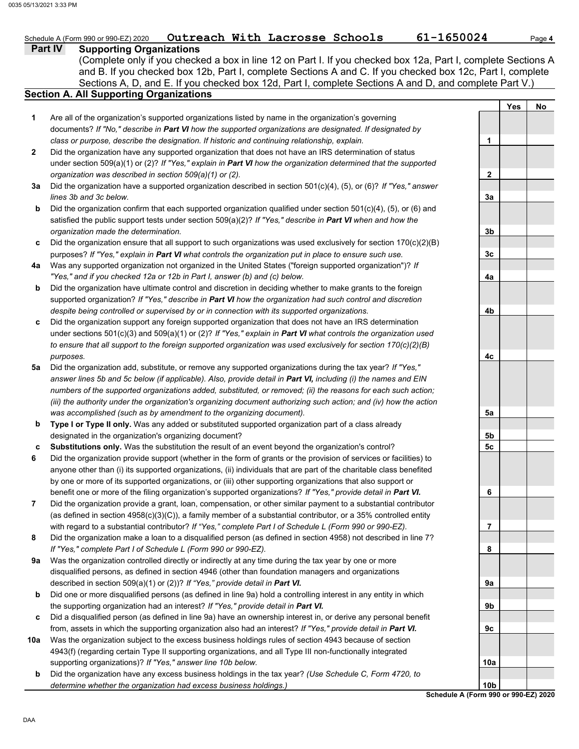Schedule A (Form 990 or 990-EZ) 2020 **Outreach With Lacrosse Schools** **61-1650024**

## Part IV Supporting Organizations

(Complete only if you checked a box in line 12 on Part I. If you checked box 12a, Part I, complete Sections A and B. If you checked box 12b, Part I, complete Sections A and C. If you checked box 12c, Part I, complete Sections A, D, and E. If you checked box 12d, Part I, complete Sections A and D, and complete Part V.)

### Section A. All Supporting Organizations

| | | | Yes | No |
|---|---|---|---|---|
| **1** | Are all of the organization's supported organizations listed by name in the organization's governing documents? *If "No," describe in* ***Part VI*** *how the supported organizations are designated. If designated by class or purpose, describe the designation. If historic and continuing relationship, explain.* | **1** | | |
| **2** | Did the organization have any supported organization that does not have an IRS determination of status under section 509(a)(1) or (2)? *If "Yes," explain in* ***Part VI*** *how the organization determined that the supported organization was described in section 509(a)(1) or (2).* | **2** | | |
| **3a** | Did the organization have a supported organization described in section 501(c)(4), (5), or (6)? *If "Yes," answer lines 3b and 3c below.* | **3a** | | |
| **b** | Did the organization confirm that each supported organization qualified under section 501(c)(4), (5), or (6) and satisfied the public support tests under section 509(a)(2)? *If "Yes," describe in* ***Part VI*** *when and how the organization made the determination.* | **3b** | | |
| **c** | Did the organization ensure that all support to such organizations was used exclusively for section 170(c)(2)(B) purposes? *If "Yes," explain in* ***Part VI*** *what controls the organization put in place to ensure such use.* | **3c** | | |
| **4a** | Was any supported organization not organized in the United States ("foreign supported organization")? *If "Yes," and if you checked 12a or 12b in Part I, answer (b) and (c) below.* | **4a** | | |
| **b** | Did the organization have ultimate control and discretion in deciding whether to make grants to the foreign supported organization? *If "Yes," describe in* ***Part VI*** *how the organization had such control and discretion despite being controlled or supervised by or in connection with its supported organizations.* | **4b** | | |
| **c** | Did the organization support any foreign supported organization that does not have an IRS determination under sections 501(c)(3) and 509(a)(1) or (2)? *If "Yes," explain in* ***Part VI*** *what controls the organization used to ensure that all support to the foreign supported organization was used exclusively for section 170(c)(2)(B) purposes.* | **4c** | | |
| **5a** | Did the organization add, substitute, or remove any supported organizations during the tax year? *If "Yes," answer lines 5b and 5c below (if applicable). Also, provide detail in* ***Part VI,*** *including (i) the names and EIN numbers of the supported organizations added, substituted, or removed; (ii) the reasons for each such action; (iii) the authority under the organization's organizing document authorizing such action; and (iv) how the action was accomplished (such as by amendment to the organizing document).* | **5a** | | |
| **b** | **Type I or Type II only.** Was any added or substituted supported organization part of a class already designated in the organization's organizing document? | **5b** | | |
| **c** | **Substitutions only.** Was the substitution the result of an event beyond the organization's control? | **5c** | | |
| **6** | Did the organization provide support (whether in the form of grants or the provision of services or facilities) to anyone other than (i) its supported organizations, (ii) individuals that are part of the charitable class benefited by one or more of its supported organizations, or (iii) other supporting organizations that also support or benefit one or more of the filing organization's supported organizations? *If "Yes," provide detail in* ***Part VI.*** | **6** | | |
| **7** | Did the organization provide a grant, loan, compensation, or other similar payment to a substantial contributor (as defined in section 4958(c)(3)(C)), a family member of a substantial contributor, or a 35% controlled entity with regard to a substantial contributor? *If "Yes," complete Part I of Schedule L (Form 990 or 990-EZ).* | **7** | | |
| **8** | Did the organization make a loan to a disqualified person (as defined in section 4958) not described in line 7? *If "Yes," complete Part I of Schedule L (Form 990 or 990-EZ).* | **8** | | |
| **9a** | Was the organization controlled directly or indirectly at any time during the tax year by one or more disqualified persons, as defined in section 4946 (other than foundation managers and organizations described in section 509(a)(1) or (2))? *If "Yes," provide detail in* ***Part VI.*** | **9a** | | |
| **b** | Did one or more disqualified persons (as defined in line 9a) hold a controlling interest in any entity in which the supporting organization had an interest? *If "Yes," provide detail in* ***Part VI.*** | **9b** | | |
| **c** | Did a disqualified person (as defined in line 9a) have an ownership interest in, or derive any personal benefit from, assets in which the supporting organization also had an interest? *If "Yes," provide detail in* ***Part VI.*** | **9c** | | |
| **10a** | Was the organization subject to the excess business holdings rules of section 4943 because of section 4943(f) (regarding certain Type II supporting organizations, and all Type III non-functionally integrated supporting organizations)? *If "Yes," answer line 10b below.* | **10a** | | |
| **b** | Did the organization have any excess business holdings in the tax year? *(Use Schedule C, Form 4720, to determine whether the organization had excess business holdings.)* | **10b** | | |

**Schedule A (Form 990 or 990-EZ) 2020**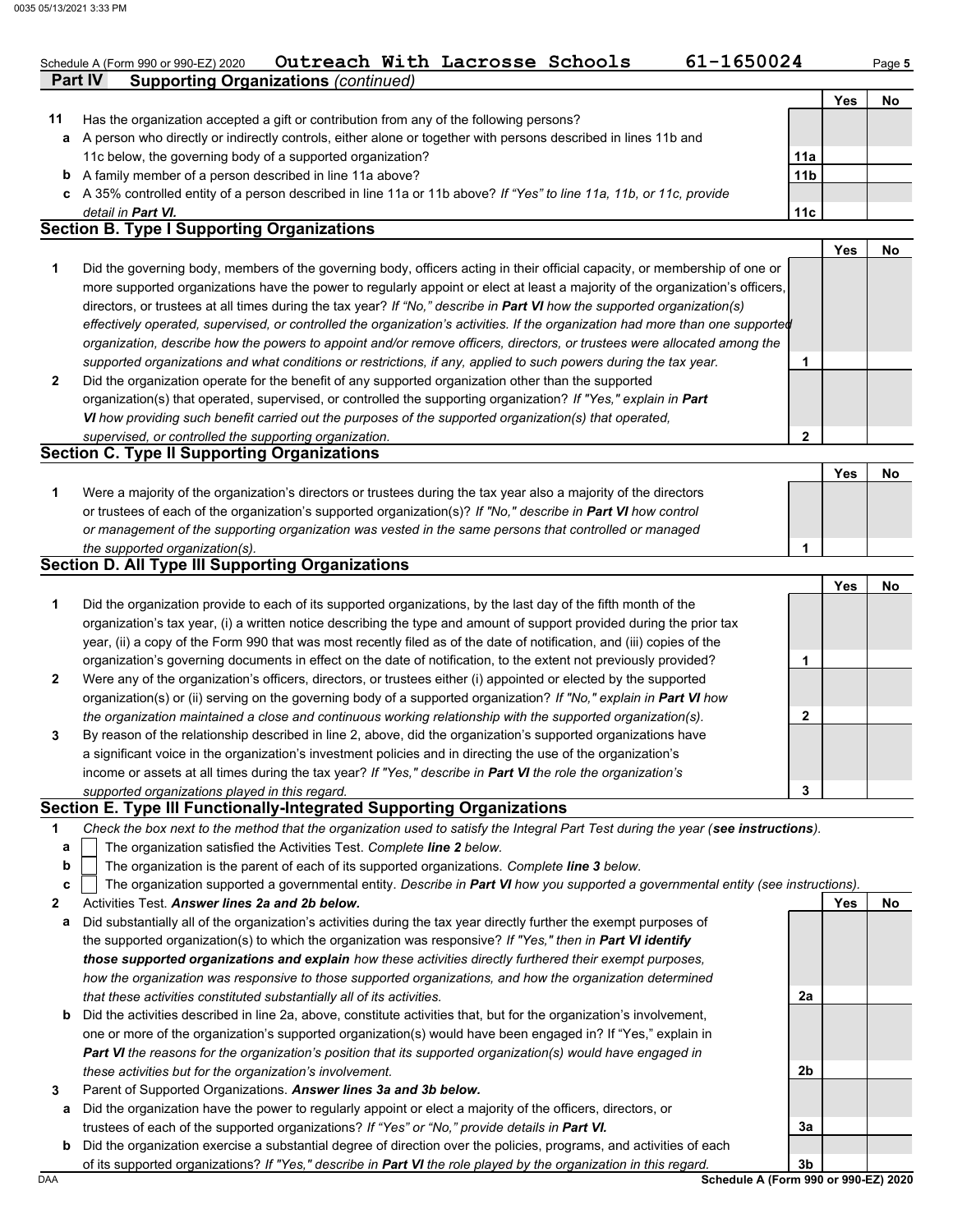Schedule A (Form 990 or 990-EZ) 2020 **Outreach With Lacrosse Schools** **61-1650024** Page **5**

## Part IV Supporting Organizations *(continued)*

| | | | Yes | No |
|---|---|---|---|---|
| **11** | Has the organization accepted a gift or contribution from any of the following persons? | | | |
| **a** | A person who directly or indirectly controls, either alone or together with persons described in lines 11b and 11c below, the governing body of a supported organization? | **11a** | | |
| **b** | A family member of a person described in line 11a above? | **11b** | | |
| **c** | A 35% controlled entity of a person described in line 11a or 11b above? *If "Yes" to line 11a, 11b, or 11c, provide detail in **Part VI.*** | **11c** | | |

### Section B. Type I Supporting Organizations

| | | | Yes | No |
|---|---|---|---|---|
| **1** | Did the governing body, members of the governing body, officers acting in their official capacity, or membership of one or more supported organizations have the power to regularly appoint or elect at least a majority of the organization's officers, directors, or trustees at all times during the tax year? *If "No," describe in **Part VI** how the supported organization(s) effectively operated, supervised, or controlled the organization's activities. If the organization had more than one supported organization, describe how the powers to appoint and/or remove officers, directors, or trustees were allocated among the supported organizations and what conditions or restrictions, if any, applied to such powers during the tax year.* | **1** | | |
| **2** | Did the organization operate for the benefit of any supported organization other than the supported organization(s) that operated, supervised, or controlled the supporting organization? *If "Yes," explain in **Part VI** how providing such benefit carried out the purposes of the supported organization(s) that operated, supervised, or controlled the supporting organization.* | **2** | | |

### Section C. Type II Supporting Organizations

| | | | Yes | No |
|---|---|---|---|---|
| **1** | Were a majority of the organization's directors or trustees during the tax year also a majority of the directors or trustees of each of the organization's supported organization(s)? *If "No," describe in **Part VI** how control or management of the supporting organization was vested in the same persons that controlled or managed the supported organization(s).* | **1** | | |

### Section D. All Type III Supporting Organizations

| | | | Yes | No |
|---|---|---|---|---|
| **1** | Did the organization provide to each of its supported organizations, by the last day of the fifth month of the organization's tax year, (i) a written notice describing the type and amount of support provided during the prior tax year, (ii) a copy of the Form 990 that was most recently filed as of the date of notification, and (iii) copies of the organization's governing documents in effect on the date of notification, to the extent not previously provided? | **1** | | |
| **2** | Were any of the organization's officers, directors, or trustees either (i) appointed or elected by the supported organization(s) or (ii) serving on the governing body of a supported organization? *If "No," explain in **Part VI** how the organization maintained a close and continuous working relationship with the supported organization(s).* | **2** | | |
| **3** | By reason of the relationship described in line 2, above, did the organization's supported organizations have a significant voice in the organization's investment policies and in directing the use of the organization's income or assets at all times during the tax year? *If "Yes," describe in **Part VI** the role the organization's supported organizations played in this regard.* | **3** | | |

### Section E. Type III Functionally-Integrated Supporting Organizations

**1** *Check the box next to the method that the organization used to satisfy the Integral Part Test during the year (**see instructions**).*

- **a** ☐ The organization satisfied the Activities Test. *Complete **line 2** below.*
- **b** ☐ The organization is the parent of each of its supported organizations. *Complete **line 3** below.*
- **c** ☐ The organization supported a governmental entity. *Describe in **Part VI** how you supported a governmental entity (see instructions).*

| | | | Yes | No |
|---|---|---|---|---|
| **2** | Activities Test. ***Answer lines 2a and 2b below.*** | | | |
| **a** | Did substantially all of the organization's activities during the tax year directly further the exempt purposes of the supported organization(s) to which the organization was responsive? *If "Yes," then in **Part VI identify those supported organizations and explain** how these activities directly furthered their exempt purposes, how the organization was responsive to those supported organizations, and how the organization determined that these activities constituted substantially all of its activities.* | **2a** | | |
| **b** | Did the activities described in line 2a, above, constitute activities that, but for the organization's involvement, one or more of the organization's supported organization(s) would have been engaged in? If "Yes," explain in ***Part VI** the reasons for the organization's position that its supported organization(s) would have engaged in these activities but for the organization's involvement.* | **2b** | | |
| **3** | Parent of Supported Organizations. ***Answer lines 3a and 3b below.*** | | | |
| **a** | Did the organization have the power to regularly appoint or elect a majority of the officers, directors, or trustees of each of the supported organizations? *If "Yes" or "No," provide details in **Part VI.*** | **3a** | | |
| **b** | Did the organization exercise a substantial degree of direction over the policies, programs, and activities of each of its supported organizations? *If "Yes," describe in **Part VI** the role played by the organization in this regard.* | **3b** | | |

**Schedule A (Form 990 or 990-EZ) 2020**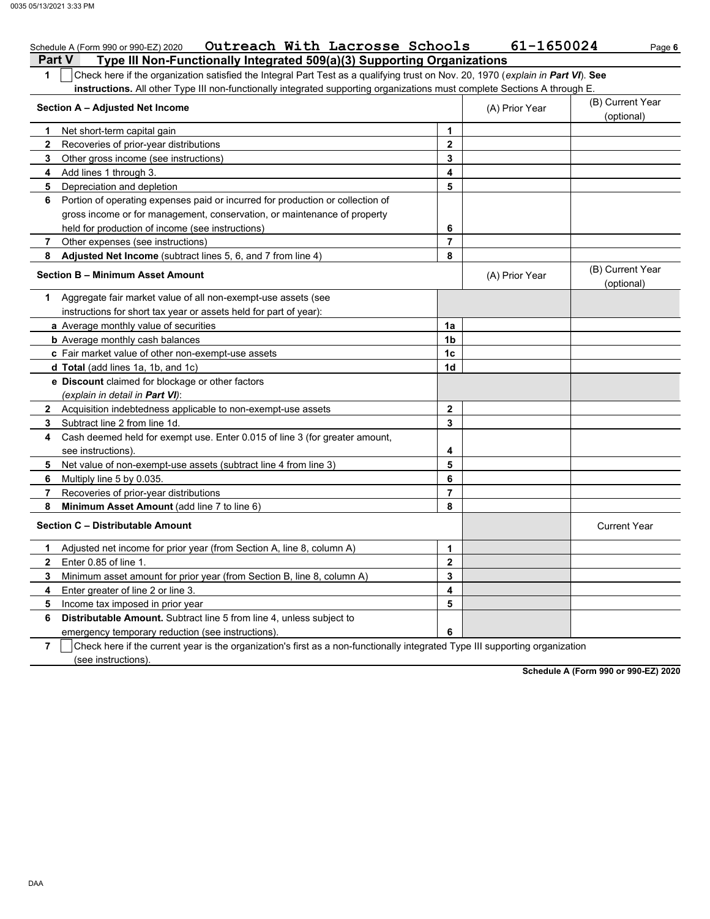Schedule A (Form 990 or 990-EZ) 2020 **Outreach With Lacrosse Schools** **61-1650024**

## Part V Type III Non-Functionally Integrated 509(a)(3) Supporting Organizations

**1** ☐ Check here if the organization satisfied the Integral Part Test as a qualifying trust on Nov. 20, 1970 (*explain in **Part VI***). **See instructions.** All other Type III non-functionally integrated supporting organizations must complete Sections A through E.

| **Section A – Adjusted Net Income** | | (A) Prior Year | (B) Current Year (optional) |
|---|---|---|---|
| **1** Net short-term capital gain | **1** | | |
| **2** Recoveries of prior-year distributions | **2** | | |
| **3** Other gross income (see instructions) | **3** | | |
| **4** Add lines 1 through 3. | **4** | | |
| **5** Depreciation and depletion | **5** | | |
| **6** Portion of operating expenses paid or incurred for production or collection of gross income or for management, conservation, or maintenance of property held for production of income (see instructions) | **6** | | |
| **7** Other expenses (see instructions) | **7** | | |
| **8** **Adjusted Net Income** (subtract lines 5, 6, and 7 from line 4) | **8** | | |

| **Section B – Minimum Asset Amount** | | (A) Prior Year | (B) Current Year (optional) |
|---|---|---|---|
| **1** Aggregate fair market value of all non-exempt-use assets (see instructions for short tax year or assets held for part of year): | | | |
| **a** Average monthly value of securities | **1a** | | |
| **b** Average monthly cash balances | **1b** | | |
| **c** Fair market value of other non-exempt-use assets | **1c** | | |
| **d** **Total** (add lines 1a, 1b, and 1c) | **1d** | | |
| **e** **Discount** claimed for blockage or other factors (*explain in detail in **Part VI***): | | | |
| **2** Acquisition indebtedness applicable to non-exempt-use assets | **2** | | |
| **3** Subtract line 2 from line 1d. | **3** | | |
| **4** Cash deemed held for exempt use. Enter 0.015 of line 3 (for greater amount, see instructions). | **4** | | |
| **5** Net value of non-exempt-use assets (subtract line 4 from line 3) | **5** | | |
| **6** Multiply line 5 by 0.035. | **6** | | |
| **7** Recoveries of prior-year distributions | **7** | | |
| **8** **Minimum Asset Amount** (add line 7 to line 6) | **8** | | |

| **Section C – Distributable Amount** | | | Current Year |
|---|---|---|---|
| **1** Adjusted net income for prior year (from Section A, line 8, column A) | **1** | | |
| **2** Enter 0.85 of line 1. | **2** | | |
| **3** Minimum asset amount for prior year (from Section B, line 8, column A) | **3** | | |
| **4** Enter greater of line 2 or line 3. | **4** | | |
| **5** Income tax imposed in prior year | **5** | | |
| **6** **Distributable Amount.** Subtract line 5 from line 4, unless subject to emergency temporary reduction (see instructions). | **6** | | |

**7** ☐ Check here if the current year is the organization's first as a non-functionally integrated Type III supporting organization (see instructions).

**Schedule A (Form 990 or 990-EZ) 2020**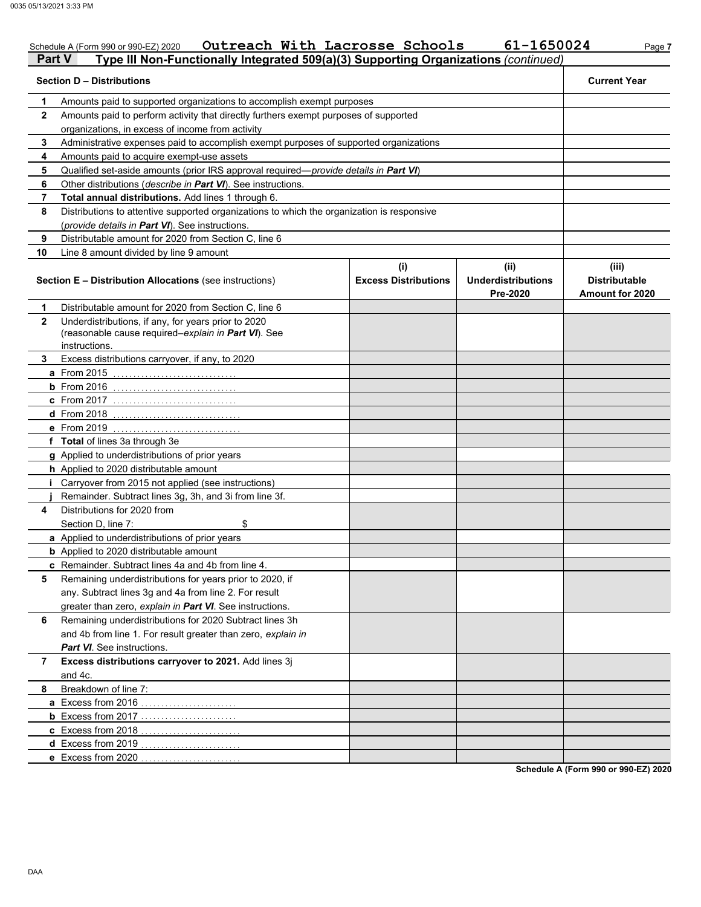Schedule A (Form 990 or 990-EZ) 2020 **Outreach With Lacrosse Schools** **61-1650024**

## Part V Type III Non-Functionally Integrated 509(a)(3) Supporting Organizations *(continued)*

| Section D – Distributions | | Current Year |
|---|---|---|
| **1** | Amounts paid to supported organizations to accomplish exempt purposes | |
| **2** | Amounts paid to perform activity that directly furthers exempt purposes of supported organizations, in excess of income from activity | |
| **3** | Administrative expenses paid to accomplish exempt purposes of supported organizations | |
| **4** | Amounts paid to acquire exempt-use assets | |
| **5** | Qualified set-aside amounts (prior IRS approval required—*provide details in **Part VI***) | |
| **6** | Other distributions (*describe in **Part VI***). See instructions. | |
| **7** | **Total annual distributions.** Add lines 1 through 6. | |
| **8** | Distributions to attentive supported organizations to which the organization is responsive (*provide details in **Part VI***). See instructions. | |
| **9** | Distributable amount for 2020 from Section C, line 6 | |
| **10** | Line 8 amount divided by line 9 amount | |

| Section E – Distribution Allocations (see instructions) | | (i) Excess Distributions | (ii) Underdistributions Pre-2020 | (iii) Distributable Amount for 2020 |
|---|---|---|---|---|
| **1** | Distributable amount for 2020 from Section C, line 6 | | | |
| **2** | Underdistributions, if any, for years prior to 2020 (reasonable cause required–*explain in **Part VI***). See instructions. | | | |
| **3** | Excess distributions carryover, if any, to 2020 | | | |
| **a** | From 2015 | | | |
| **b** | From 2016 | | | |
| **c** | From 2017 | | | |
| **d** | From 2018 | | | |
| **e** | From 2019 | | | |
| **f** | **Total** of lines 3a through 3e | | | |
| **g** | Applied to underdistributions of prior years | | | |
| **h** | Applied to 2020 distributable amount | | | |
| **i** | Carryover from 2015 not applied (see instructions) | | | |
| **j** | Remainder. Subtract lines 3g, 3h, and 3i from line 3f. | | | |
| **4** | Distributions for 2020 from Section D, line 7: $ | | | |
| **a** | Applied to underdistributions of prior years | | | |
| **b** | Applied to 2020 distributable amount | | | |
| **c** | Remainder. Subtract lines 4a and 4b from line 4. | | | |
| **5** | Remaining underdistributions for years prior to 2020, if any. Subtract lines 3g and 4a from line 2. For result greater than zero, *explain in **Part VI***. See instructions. | | | |
| **6** | Remaining underdistributions for 2020 Subtract lines 3h and 4b from line 1. For result greater than zero, *explain in **Part VI***. See instructions. | | | |
| **7** | **Excess distributions carryover to 2021.** Add lines 3j and 4c. | | | |
| **8** | Breakdown of line 7: | | | |
| **a** | Excess from 2016 | | | |
| **b** | Excess from 2017 | | | |
| **c** | Excess from 2018 | | | |
| **d** | Excess from 2019 | | | |
| **e** | Excess from 2020 | | | |

**Schedule A (Form 990 or 990-EZ) 2020**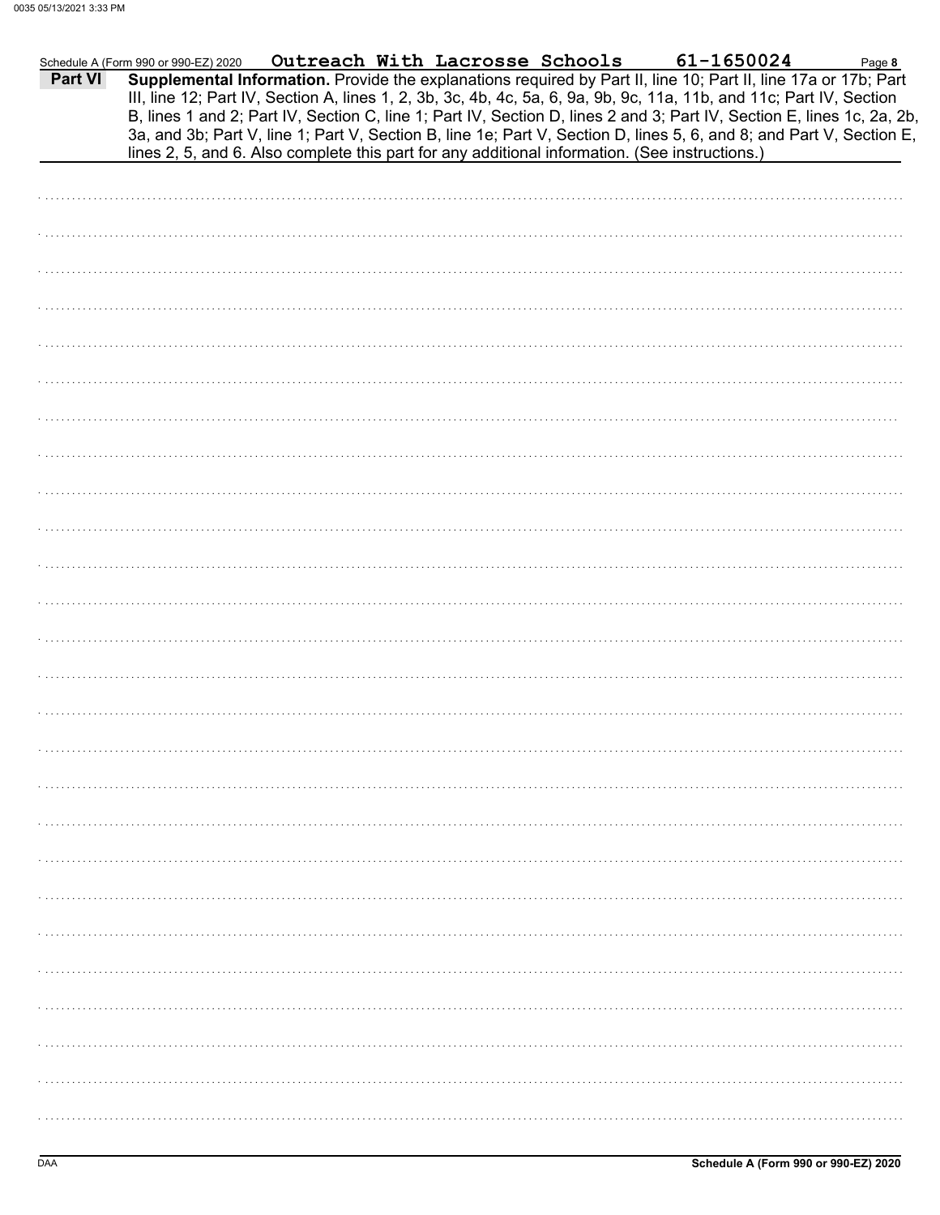Schedule A (Form 990 or 990-EZ) 2020 **Outreach With Lacrosse Schools** **61-1650024**

**Part VI** **Supplemental Information.** Provide the explanations required by Part II, line 10; Part II, line 17a or 17b; Part III, line 12; Part IV, Section A, lines 1, 2, 3b, 3c, 4b, 4c, 5a, 6, 9a, 9b, 9c, 11a, 11b, and 11c; Part IV, Section B, lines 1 and 2; Part IV, Section C, line 1; Part IV, Section D, lines 2 and 3; Part IV, Section E, lines 1c, 2a, 2b, 3a, and 3b; Part V, line 1; Part V, Section B, line 1e; Part V, Section D, lines 5, 6, and 8; and Part V, Section E, lines 2, 5, and 6. Also complete this part for any additional information. (See instructions.)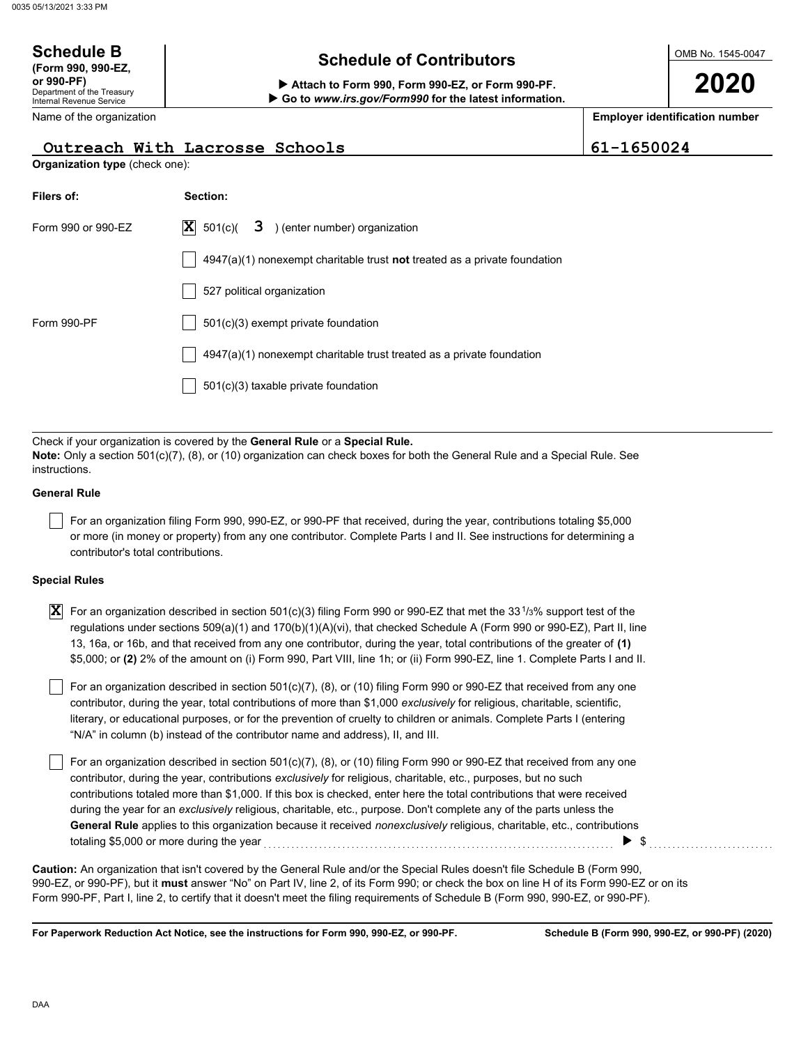# Schedule B

**(Form 990, 990-EZ, or 990-PF)**
Department of the Treasury
Internal Revenue Service

## Schedule of Contributors

▶ **Attach to Form 990, Form 990-EZ, or Form 990-PF.**
▶ **Go to *www.irs.gov/Form990* for the latest information.**

OMB No. 1545-0047

**2020**

| Name of the organization | Employer identification number |
|---|---|
| Outreach With Lacrosse Schools | 61-1650024 |

**Organization type** (check one):

| Filers of: | Section: |
|---|---|
| Form 990 or 990-EZ | [X] 501(c)( 3 ) (enter number) organization |
| | [ ] 4947(a)(1) nonexempt charitable trust **not** treated as a private foundation |
| | [ ] 527 political organization |
| Form 990-PF | [ ] 501(c)(3) exempt private foundation |
| | [ ] 4947(a)(1) nonexempt charitable trust treated as a private foundation |
| | [ ] 501(c)(3) taxable private foundation |

Check if your organization is covered by the **General Rule** or a **Special Rule.**

**Note:** Only a section 501(c)(7), (8), or (10) organization can check boxes for both the General Rule and a Special Rule. See instructions.

**General Rule**

[ ] For an organization filing Form 990, 990-EZ, or 990-PF that received, during the year, contributions totaling $5,000 or more (in money or property) from any one contributor. Complete Parts I and II. See instructions for determining a contributor's total contributions.

**Special Rules**

[X] For an organization described in section 501(c)(3) filing Form 990 or 990-EZ that met the 33 1/3% support test of the regulations under sections 509(a)(1) and 170(b)(1)(A)(vi), that checked Schedule A (Form 990 or 990-EZ), Part II, line 13, 16a, or 16b, and that received from any one contributor, during the year, total contributions of the greater of **(1)** $5,000; or **(2)** 2% of the amount on (i) Form 990, Part VIII, line 1h; or (ii) Form 990-EZ, line 1. Complete Parts I and II.

[ ] For an organization described in section 501(c)(7), (8), or (10) filing Form 990 or 990-EZ that received from any one contributor, during the year, total contributions of more than $1,000 *exclusively* for religious, charitable, scientific, literary, or educational purposes, or for the prevention of cruelty to children or animals. Complete Parts I (entering "N/A" in column (b) instead of the contributor name and address), II, and III.

[ ] For an organization described in section 501(c)(7), (8), or (10) filing Form 990 or 990-EZ that received from any one contributor, during the year, contributions *exclusively* for religious, charitable, etc., purposes, but no such contributions totaled more than $1,000. If this box is checked, enter here the total contributions that were received during the year for an *exclusively* religious, charitable, etc., purpose. Don't complete any of the parts unless the **General Rule** applies to this organization because it received *nonexclusively* religious, charitable, etc., contributions totaling $5,000 or more during the year ........ ▶ $ ..........

**Caution:** An organization that isn't covered by the General Rule and/or the Special Rules doesn't file Schedule B (Form 990, 990-EZ, or 990-PF), but it **must** answer "No" on Part IV, line 2, of its Form 990; or check the box on line H of its Form 990-EZ or on its Form 990-PF, Part I, line 2, to certify that it doesn't meet the filing requirements of Schedule B (Form 990, 990-EZ, or 990-PF).

**For Paperwork Reduction Act Notice, see the instructions for Form 990, 990-EZ, or 990-PF.** **Schedule B (Form 990, 990-EZ, or 990-PF) (2020)**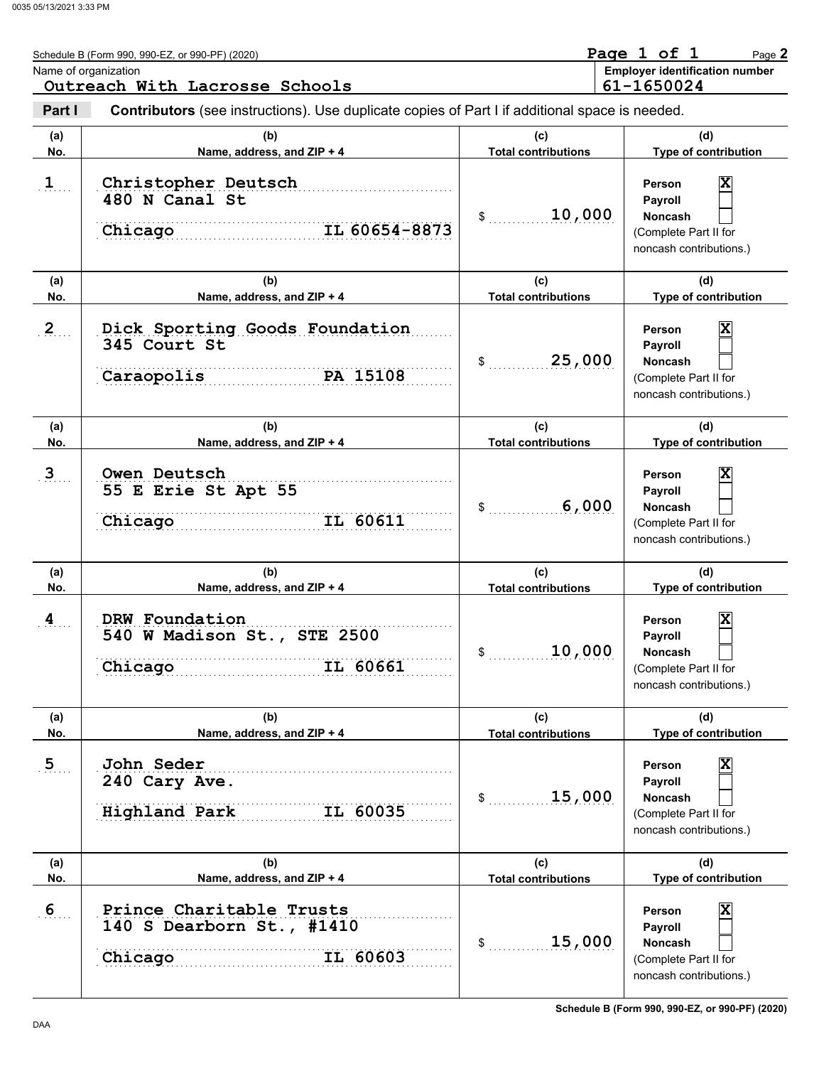Schedule B (Form 990, 990-EZ, or 990-PF) (2020)

Page 1 of 1

Name of organization: **Outreach With Lacrosse Schools**

Employer identification number: **61-1650024**

**Part I** **Contributors** (see instructions). Use duplicate copies of Part I if additional space is needed.

| (a) No. | (b) Name, address, and ZIP + 4 | (c) Total contributions | (d) Type of contribution |
|---|---|---|---|
| 1 | Christopher Deutsch<br>480 N Canal St<br>Chicago IL 60654-8873 | $ 10,000 | Person [X]<br>Payroll [ ]<br>Noncash [ ]<br>(Complete Part II for noncash contributions.) |
| 2 | Dick Sporting Goods Foundation<br>345 Court St<br>Caraopolis PA 15108 | $ 25,000 | Person [X]<br>Payroll [ ]<br>Noncash [ ]<br>(Complete Part II for noncash contributions.) |
| 3 | Owen Deutsch<br>55 E Erie St Apt 55<br>Chicago IL 60611 | $ 6,000 | Person [X]<br>Payroll [ ]<br>Noncash [ ]<br>(Complete Part II for noncash contributions.) |
| 4 | DRW Foundation<br>540 W Madison St., STE 2500<br>Chicago IL 60661 | $ 10,000 | Person [X]<br>Payroll [ ]<br>Noncash [ ]<br>(Complete Part II for noncash contributions.) |
| 5 | John Seder<br>240 Cary Ave.<br>Highland Park IL 60035 | $ 15,000 | Person [X]<br>Payroll [ ]<br>Noncash [ ]<br>(Complete Part II for noncash contributions.) |
| 6 | Prince Charitable Trusts<br>140 S Dearborn St., #1410<br>Chicago IL 60603 | $ 15,000 | Person [X]<br>Payroll [ ]<br>Noncash [ ]<br>(Complete Part II for noncash contributions.) |

Schedule B (Form 990, 990-EZ, or 990-PF) (2020)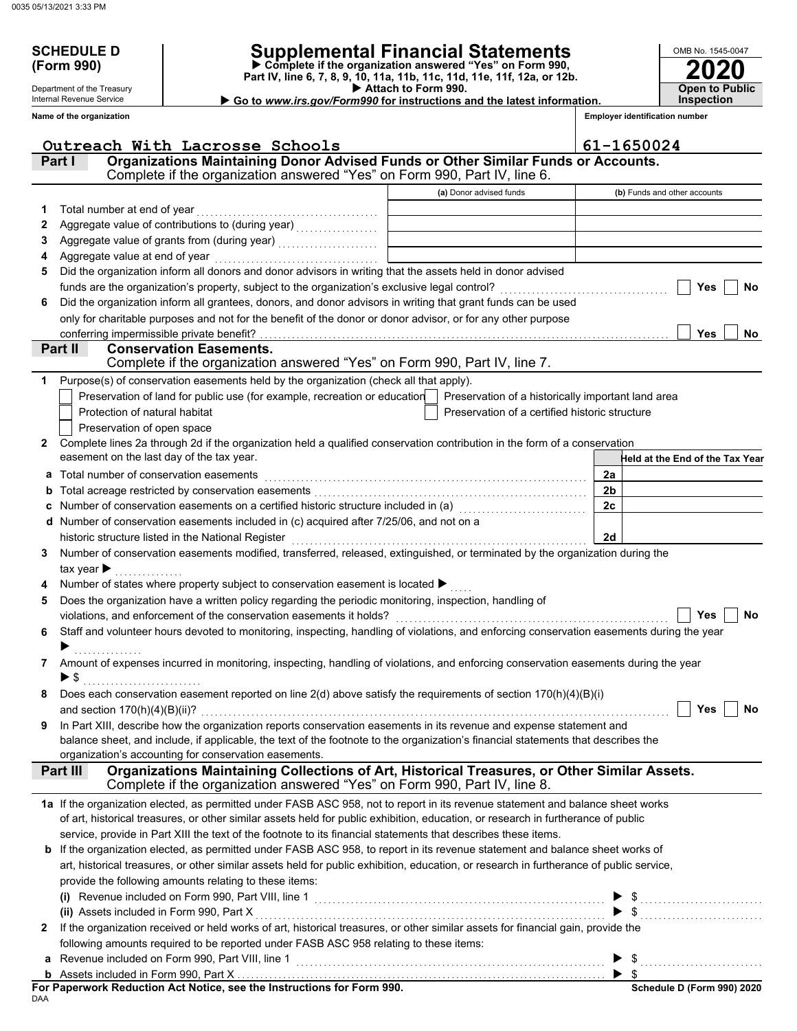**SCHEDULE D (Form 990)**

Department of the Treasury
Internal Revenue Service

# Supplemental Financial Statements

▶ Complete if the organization answered "Yes" on Form 990, Part IV, line 6, 7, 8, 9, 10, 11a, 11b, 11c, 11d, 11e, 11f, 12a, or 12b.
▶ Attach to Form 990.
▶ Go to *www.irs.gov/Form990* for instructions and the latest information.

OMB No. 1545-0047
**2020**
**Open to Public Inspection**

**Name of the organization:** Outreach With Lacrosse Schools
**Employer identification number:** 61-1650024

## Part I — Organizations Maintaining Donor Advised Funds or Other Similar Funds or Accounts.

Complete if the organization answered "Yes" on Form 990, Part IV, line 6.

| | | (a) Donor advised funds | (b) Funds and other accounts |
|---|---|---|---|
| 1 | Total number at end of year | | |
| 2 | Aggregate value of contributions to (during year) | | |
| 3 | Aggregate value of grants from (during year) | | |
| 4 | Aggregate value at end of year | | |

5 Did the organization inform all donors and donor advisors in writing that the assets held in donor advised funds are the organization's property, subject to the organization's exclusive legal control? ☐ Yes ☐ No

6 Did the organization inform all grantees, donors, and donor advisors in writing that grant funds can be used only for charitable purposes and not for the benefit of the donor or donor advisor, or for any other purpose conferring impermissible private benefit? ☐ Yes ☐ No

## Part II — Conservation Easements.

Complete if the organization answered "Yes" on Form 990, Part IV, line 7.

1 Purpose(s) of conservation easements held by the organization (check all that apply).

- ☐ Preservation of land for public use (for example, recreation or education)
- ☐ Protection of natural habitat
- ☐ Preservation of open space
- ☐ Preservation of a historically important land area
- ☐ Preservation of a certified historic structure

2 Complete lines 2a through 2d if the organization held a qualified conservation contribution in the form of a conservation easement on the last day of the tax year.

| | | | Held at the End of the Tax Year |
|---|---|---|---|
| a | Total number of conservation easements | 2a | |
| b | Total acreage restricted by conservation easements | 2b | |
| c | Number of conservation easements on a certified historic structure included in (a) | 2c | |
| d | Number of conservation easements included in (c) acquired after 7/25/06, and not on a historic structure listed in the National Register | 2d | |

3 Number of conservation easements modified, transferred, released, extinguished, or terminated by the organization during the tax year ▶

4 Number of states where property subject to conservation easement is located ▶

5 Does the organization have a written policy regarding the periodic monitoring, inspection, handling of violations, and enforcement of the conservation easements it holds? ☐ Yes ☐ No

6 Staff and volunteer hours devoted to monitoring, inspecting, handling of violations, and enforcing conservation easements during the year ▶

7 Amount of expenses incurred in monitoring, inspecting, handling of violations, and enforcing conservation easements during the year ▶ $

8 Does each conservation easement reported on line 2(d) above satisfy the requirements of section 170(h)(4)(B)(i) and section 170(h)(4)(B)(ii)? ☐ Yes ☐ No

9 In Part XIII, describe how the organization reports conservation easements in its revenue and expense statement and balance sheet, and include, if applicable, the text of the footnote to the organization's financial statements that describes the organization's accounting for conservation easements.

## Part III — Organizations Maintaining Collections of Art, Historical Treasures, or Other Similar Assets.

Complete if the organization answered "Yes" on Form 990, Part IV, line 8.

1a If the organization elected, as permitted under FASB ASC 958, not to report in its revenue statement and balance sheet works of art, historical treasures, or other similar assets held for public exhibition, education, or research in furtherance of public service, provide in Part XIII the text of the footnote to its financial statements that describes these items.

b If the organization elected, as permitted under FASB ASC 958, to report in its revenue statement and balance sheet works of art, historical treasures, or other similar assets held for public exhibition, education, or research in furtherance of public service, provide the following amounts relating to these items:

(i) Revenue included on Form 990, Part VIII, line 1 ▶ $

(ii) Assets included in Form 990, Part X ▶ $

2 If the organization received or held works of art, historical treasures, or other similar assets for financial gain, provide the following amounts required to be reported under FASB ASC 958 relating to these items:

a Revenue included on Form 990, Part VIII, line 1 ▶ $

b Assets included in Form 990, Part X ▶ $

**For Paperwork Reduction Act Notice, see the Instructions for Form 990.**
**Schedule D (Form 990) 2020**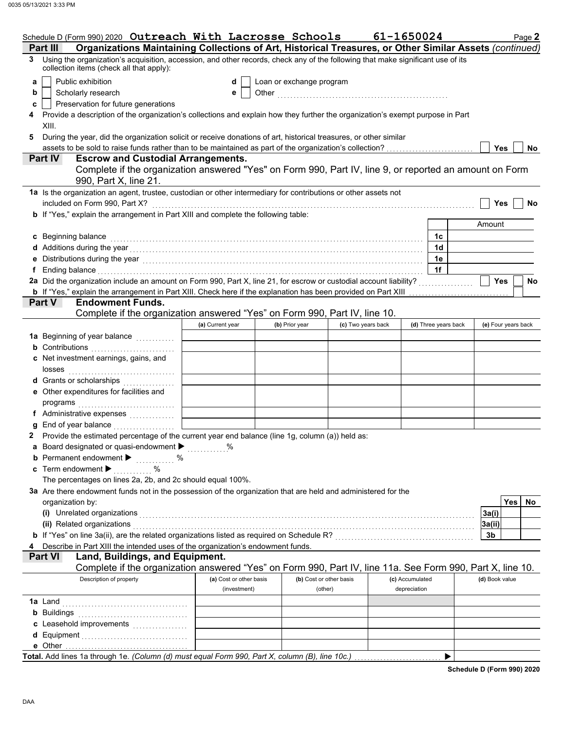Schedule D (Form 990) 2020 **Outreach With Lacrosse Schools** **61-1650024** Page **2**

## Part III Organizations Maintaining Collections of Art, Historical Treasures, or Other Similar Assets *(continued)*

**3** Using the organization's acquisition, accession, and other records, check any of the following that make significant use of its collection items (check all that apply):

- **a** ☐ Public exhibition
- **b** ☐ Scholarly research
- **c** ☐ Preservation for future generations
- **d** ☐ Loan or exchange program
- **e** ☐ Other ....................

**4** Provide a description of the organization's collections and explain how they further the organization's exempt purpose in Part XIII.

**5** During the year, did the organization solicit or receive donations of art, historical treasures, or other similar assets to be sold to raise funds rather than to be maintained as part of the organization's collection? ☐ Yes ☐ No

## Part IV Escrow and Custodial Arrangements.

Complete if the organization answered "Yes" on Form 990, Part IV, line 9, or reported an amount on Form 990, Part X, line 21.

**1a** Is the organization an agent, trustee, custodian or other intermediary for contributions or other assets not included on Form 990, Part X? ☐ Yes ☐ No

**b** If "Yes," explain the arrangement in Part XIII and complete the following table:

| | | Amount |
|---|---|---|
| **c** Beginning balance | 1c | |
| **d** Additions during the year | 1d | |
| **e** Distributions during the year | 1e | |
| **f** Ending balance | 1f | |

**2a** Did the organization include an amount on Form 990, Part X, line 21, for escrow or custodial account liability? ☐ Yes ☐ No

**b** If "Yes," explain the arrangement in Part XIII. Check here if the explanation has been provided on Part XIII ☐

## Part V Endowment Funds.

Complete if the organization answered "Yes" on Form 990, Part IV, line 10.

| | (a) Current year | (b) Prior year | (c) Two years back | (d) Three years back | (e) Four years back |
|---|---|---|---|---|---|
| **1a** Beginning of year balance | | | | | |
| **b** Contributions | | | | | |
| **c** Net investment earnings, gains, and losses | | | | | |
| **d** Grants or scholarships | | | | | |
| **e** Other expenditures for facilities and programs | | | | | |
| **f** Administrative expenses | | | | | |
| **g** End of year balance | | | | | |

**2** Provide the estimated percentage of the current year end balance (line 1g, column (a)) held as:

- **a** Board designated or quasi-endowment ▶ ........... %
- **b** Permanent endowment ▶ ........... %
- **c** Term endowment ▶ ........... %

The percentages on lines 2a, 2b, and 2c should equal 100%.

**3a** Are there endowment funds not in the possession of the organization that are held and administered for the organization by:

| | | Yes | No |
|---|---|---|---|
| **(i)** Unrelated organizations | 3a(i) | | |
| **(ii)** Related organizations | 3a(ii) | | |
| **b** If "Yes" on line 3a(ii), are the related organizations listed as required on Schedule R? | 3b | | |

**4** Describe in Part XIII the intended uses of the organization's endowment funds.

## Part VI Land, Buildings, and Equipment.

Complete if the organization answered "Yes" on Form 990, Part IV, line 11a. See Form 990, Part X, line 10.

| Description of property | (a) Cost or other basis (investment) | (b) Cost or other basis (other) | (c) Accumulated depreciation | (d) Book value |
|---|---|---|---|---|
| **1a** Land | | | | |
| **b** Buildings | | | | |
| **c** Leasehold improvements | | | | |
| **d** Equipment | | | | |
| **e** Other | | | | |

**Total.** Add lines 1a through 1e. *(Column (d) must equal Form 990, Part X, column (B), line 10c.)* ▶

**Schedule D (Form 990) 2020**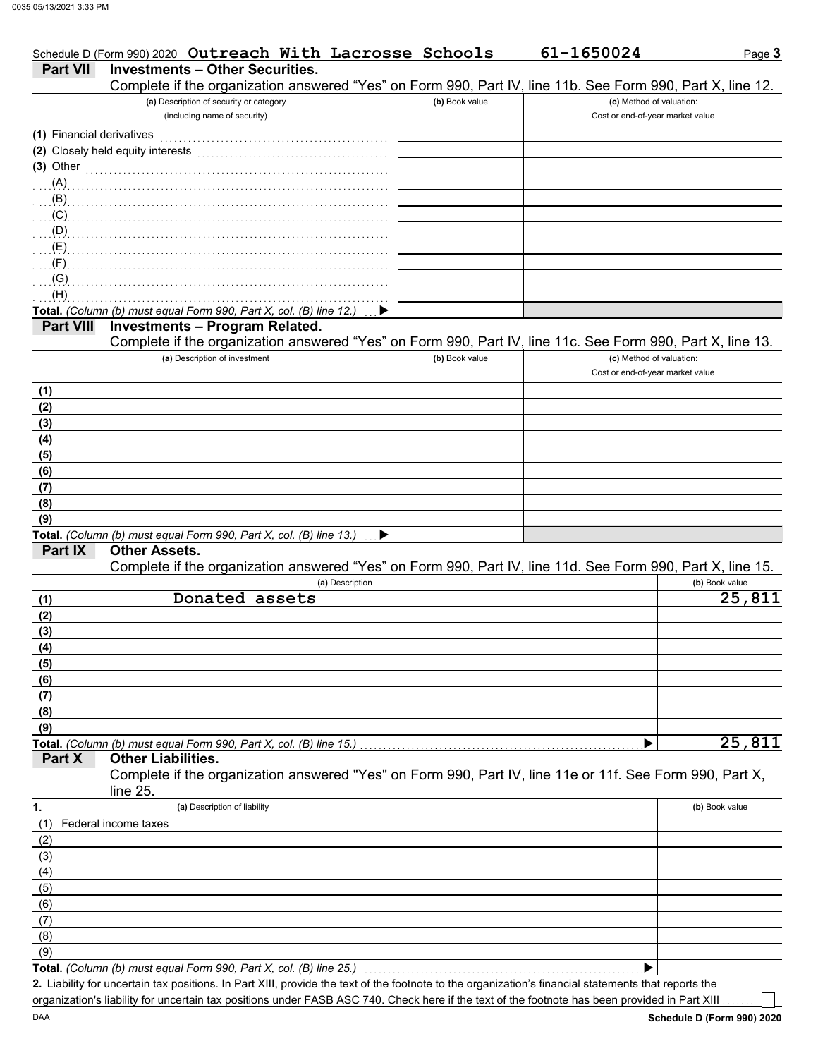Schedule D (Form 990) 2020 **Outreach With Lacrosse Schools** **61-1650024** Page **3**

## Part VII Investments – Other Securities.

Complete if the organization answered "Yes" on Form 990, Part IV, line 11b. See Form 990, Part X, line 12.

| (a) Description of security or category (including name of security) | (b) Book value | (c) Method of valuation: Cost or end-of-year market value |
|---|---|---|
| (1) Financial derivatives | | |
| (2) Closely held equity interests | | |
| (3) Other | | |
| (A) | | |
| (B) | | |
| (C) | | |
| (D) | | |
| (E) | | |
| (F) | | |
| (G) | | |
| (H) | | |
| **Total.** *(Column (b) must equal Form 990, Part X, col. (B) line 12.)* ▶ | | |

## Part VIII Investments – Program Related.

Complete if the organization answered "Yes" on Form 990, Part IV, line 11c. See Form 990, Part X, line 13.

| (a) Description of investment | (b) Book value | (c) Method of valuation: Cost or end-of-year market value |
|---|---|---|
| (1) | | |
| (2) | | |
| (3) | | |
| (4) | | |
| (5) | | |
| (6) | | |
| (7) | | |
| (8) | | |
| (9) | | |
| **Total.** *(Column (b) must equal Form 990, Part X, col. (B) line 13.)* ▶ | | |

## Part IX Other Assets.

Complete if the organization answered "Yes" on Form 990, Part IV, line 11d. See Form 990, Part X, line 15.

| (a) Description | (b) Book value |
|---|---|
| (1) Donated assets | 25,811 |
| (2) | |
| (3) | |
| (4) | |
| (5) | |
| (6) | |
| (7) | |
| (8) | |
| (9) | |
| **Total.** *(Column (b) must equal Form 990, Part X, col. (B) line 15.)* ▶ | 25,811 |

## Part X Other Liabilities.

Complete if the organization answered "Yes" on Form 990, Part IV, line 11e or 11f. See Form 990, Part X, line 25.

| 1. (a) Description of liability | (b) Book value |
|---|---|
| (1) Federal income taxes | |
| (2) | |
| (3) | |
| (4) | |
| (5) | |
| (6) | |
| (7) | |
| (8) | |
| (9) | |
| **Total.** *(Column (b) must equal Form 990, Part X, col. (B) line 25.)* ▶ | |

**2.** Liability for uncertain tax positions. In Part XIII, provide the text of the footnote to the organization's financial statements that reports the organization's liability for uncertain tax positions under FASB ASC 740. Check here if the text of the footnote has been provided in Part XIII ☐

DAA **Schedule D (Form 990) 2020**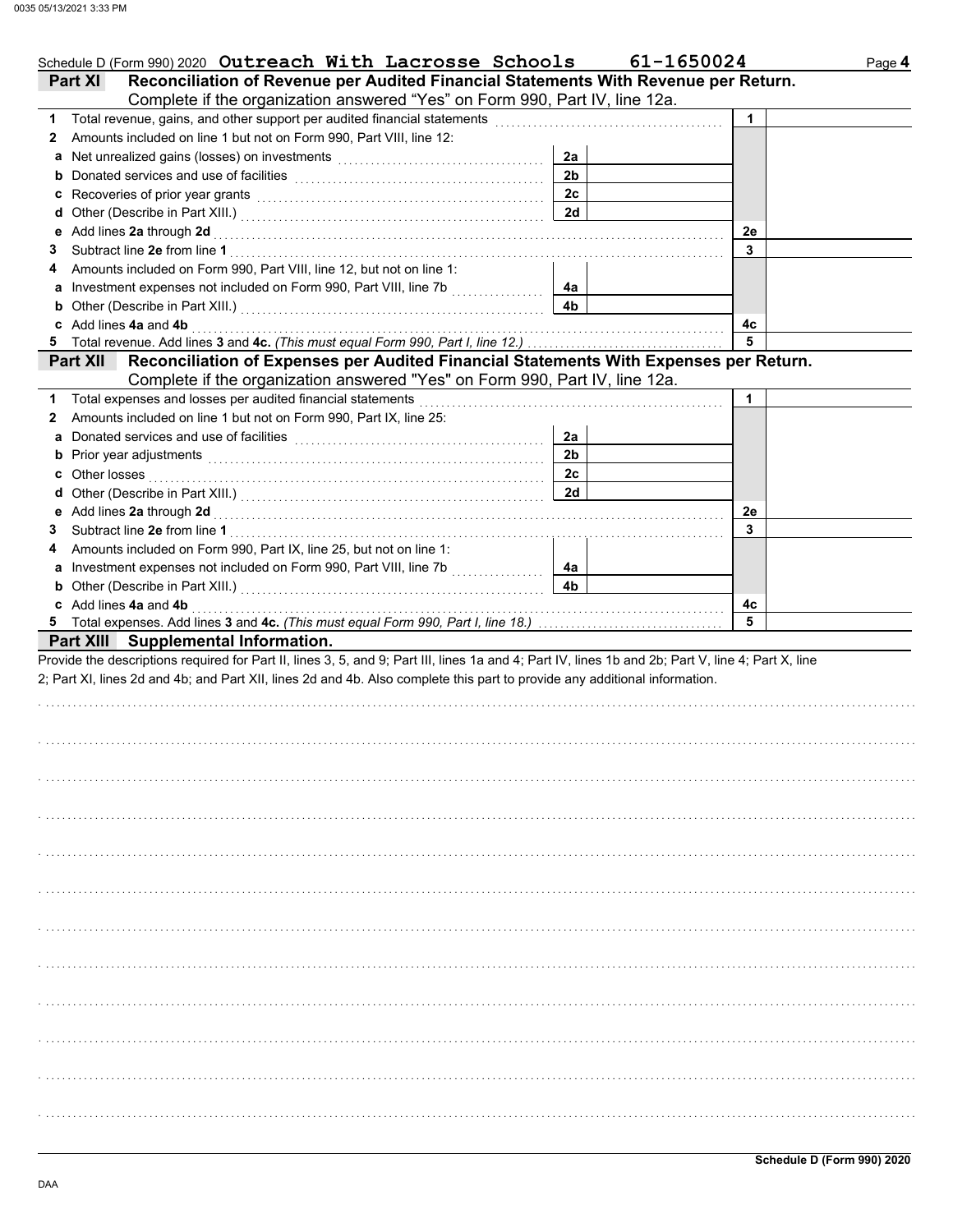Schedule D (Form 990) 2020 **Outreach With Lacrosse Schools** **61-1650024** Page **4**

## Part XI Reconciliation of Revenue per Audited Financial Statements With Revenue per Return.

Complete if the organization answered "Yes" on Form 990, Part IV, line 12a.

| | | | | | |
|---|---|---|---|---|---|
| **1** | Total revenue, gains, and other support per audited financial statements | | | 1 | |
| **2** | Amounts included on line 1 but not on Form 990, Part VIII, line 12: | | | | |
| **a** | Net unrealized gains (losses) on investments | 2a | | | |
| **b** | Donated services and use of facilities | 2b | | | |
| **c** | Recoveries of prior year grants | 2c | | | |
| **d** | Other (Describe in Part XIII.) | 2d | | | |
| **e** | Add lines **2a** through **2d** | | | 2e | |
| **3** | Subtract line **2e** from line **1** | | | 3 | |
| **4** | Amounts included on Form 990, Part VIII, line 12, but not on line 1: | | | | |
| **a** | Investment expenses not included on Form 990, Part VIII, line 7b | 4a | | | |
| **b** | Other (Describe in Part XIII.) | 4b | | | |
| **c** | Add lines **4a** and **4b** | | | 4c | |
| **5** | Total revenue. Add lines **3** and **4c.** *(This must equal Form 990, Part I, line 12.)* | | | 5 | |

## Part XII Reconciliation of Expenses per Audited Financial Statements With Expenses per Return.

Complete if the organization answered "Yes" on Form 990, Part IV, line 12a.

| | | | | | |
|---|---|---|---|---|---|
| **1** | Total expenses and losses per audited financial statements | | | 1 | |
| **2** | Amounts included on line 1 but not on Form 990, Part IX, line 25: | | | | |
| **a** | Donated services and use of facilities | 2a | | | |
| **b** | Prior year adjustments | 2b | | | |
| **c** | Other losses | 2c | | | |
| **d** | Other (Describe in Part XIII.) | 2d | | | |
| **e** | Add lines **2a** through **2d** | | | 2e | |
| **3** | Subtract line **2e** from line **1** | | | 3 | |
| **4** | Amounts included on Form 990, Part IX, line 25, but not on line 1: | | | | |
| **a** | Investment expenses not included on Form 990, Part VIII, line 7b | 4a | | | |
| **b** | Other (Describe in Part XIII.) | 4b | | | |
| **c** | Add lines **4a** and **4b** | | | 4c | |
| **5** | Total expenses. Add lines **3** and **4c.** *(This must equal Form 990, Part I, line 18.)* | | | 5 | |

## Part XIII Supplemental Information.

Provide the descriptions required for Part II, lines 3, 5, and 9; Part III, lines 1a and 4; Part IV, lines 1b and 2b; Part V, line 4; Part X, line 2; Part XI, lines 2d and 4b; and Part XII, lines 2d and 4b. Also complete this part to provide any additional information.

**Schedule D (Form 990) 2020**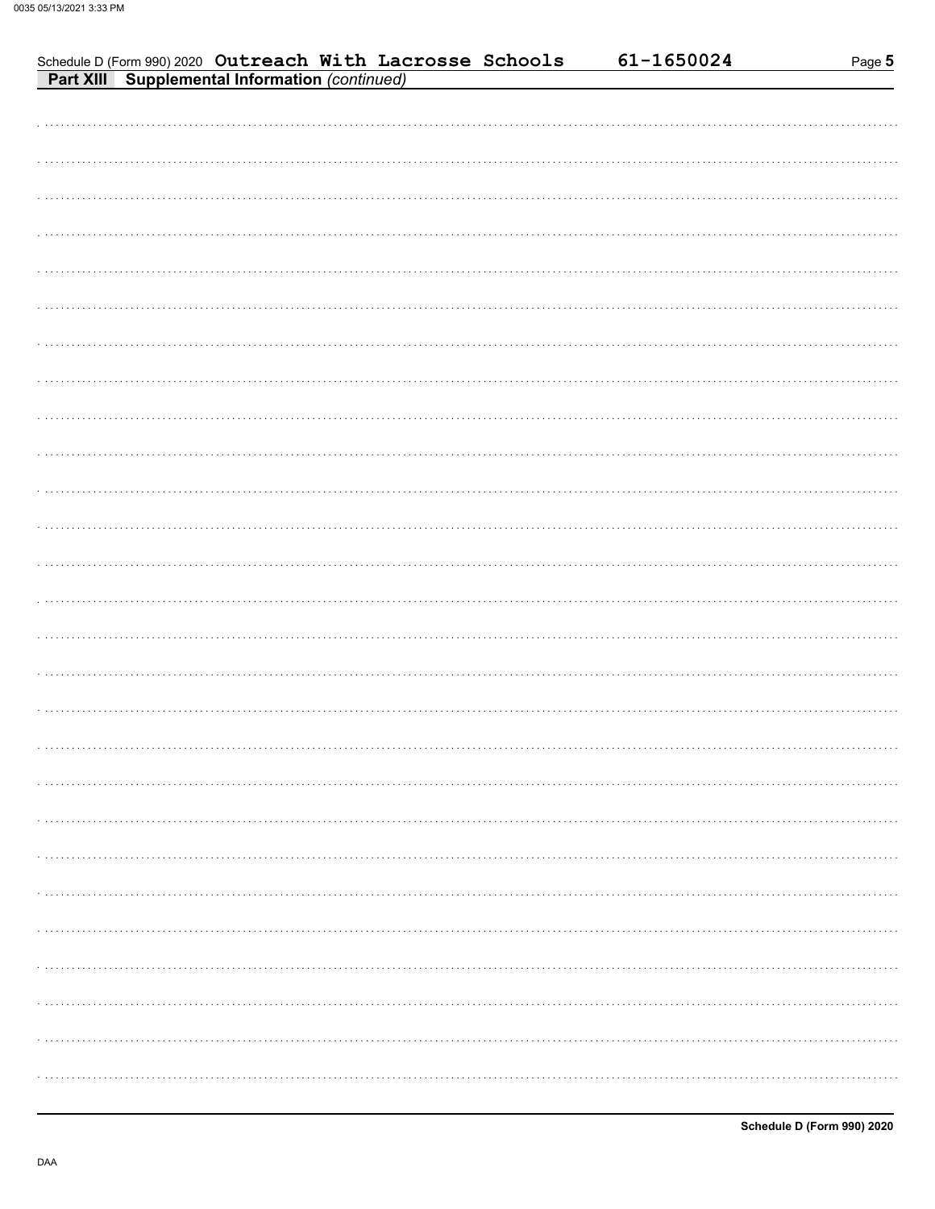Schedule D (Form 990) 2020 **Outreach With Lacrosse Schools** **61-1650024**

**Part XIII** **Supplemental Information** *(continued)*

**Schedule D (Form 990) 2020**

DAA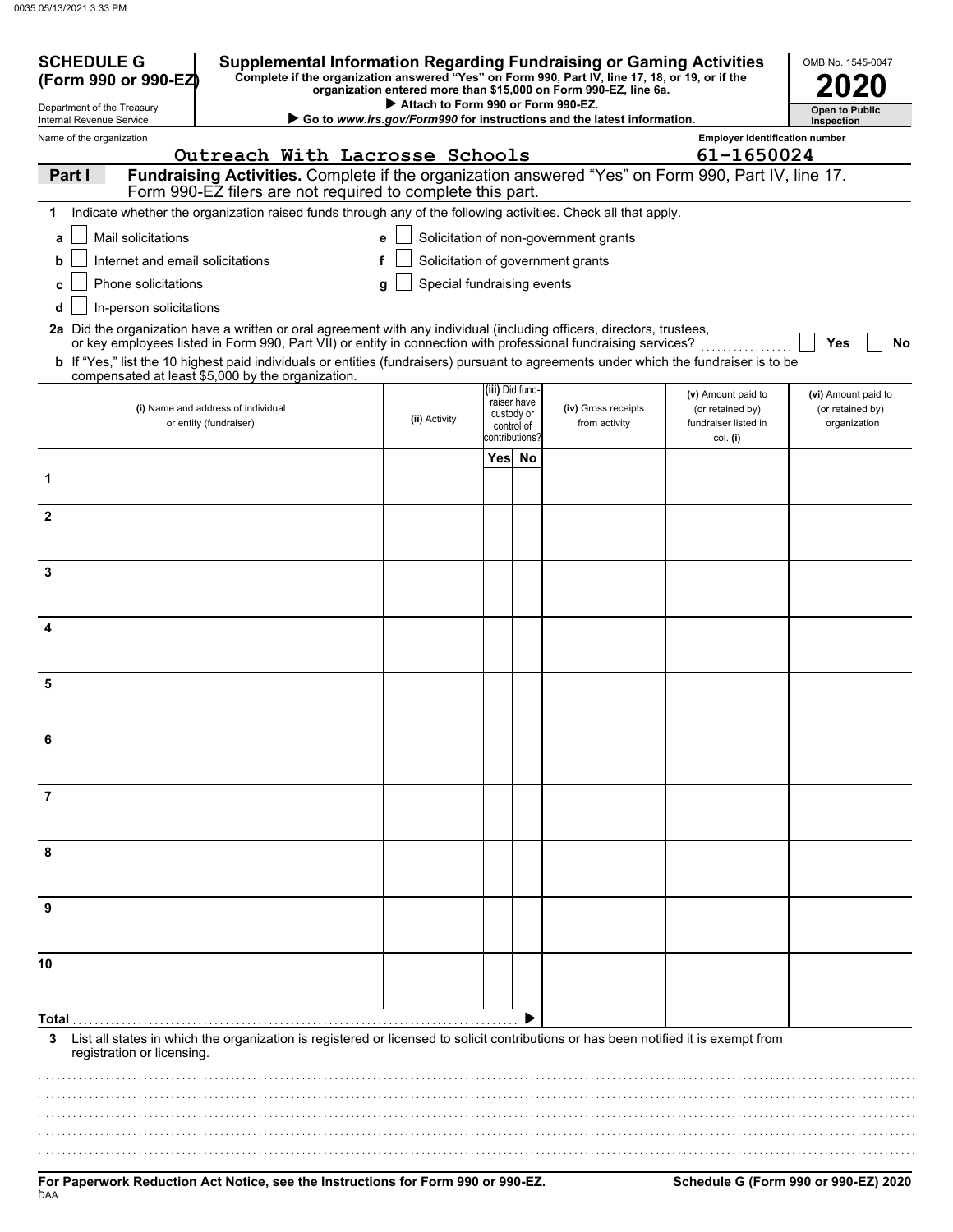**SCHEDULE G (Form 990 or 990-EZ)**

Department of the Treasury
Internal Revenue Service

# Supplemental Information Regarding Fundraising or Gaming Activities

**Complete if the organization answered "Yes" on Form 990, Part IV, line 17, 18, or 19, or if the organization entered more than $15,000 on Form 990-EZ, line 6a.**

**▶ Attach to Form 990 or Form 990-EZ.**

**▶ Go to *www.irs.gov/Form990* for instructions and the latest information.**

OMB No. 1545-0047

**2020**

**Open to Public Inspection**

Name of the organization: Outreach With Lacrosse Schools

Employer identification number: 61-1650024

## Part I Fundraising Activities.

Complete if the organization answered "Yes" on Form 990, Part IV, line 17. Form 990-EZ filers are not required to complete this part.

1 Indicate whether the organization raised funds through any of the following activities. Check all that apply.

- a ☐ Mail solicitations
- b ☐ Internet and email solicitations
- c ☐ Phone solicitations
- d ☐ In-person solicitations
- e ☐ Solicitation of non-government grants
- f ☐ Solicitation of government grants
- g ☐ Special fundraising events

2a Did the organization have a written or oral agreement with any individual (including officers, directors, trustees, or key employees listed in Form 990, Part VII) or entity in connection with professional fundraising services? ☐ Yes ☐ No

b If "Yes," list the 10 highest paid individuals or entities (fundraisers) pursuant to agreements under which the fundraiser is to be compensated at least $5,000 by the organization.

| | (i) Name and address of individual or entity (fundraiser) | (ii) Activity | (iii) Did fundraiser have custody or control of contributions? Yes | No | (iv) Gross receipts from activity | (v) Amount paid to (or retained by) fundraiser listed in col. (i) | (vi) Amount paid to (or retained by) organization |
|---|---|---|---|---|---|---|---|
| 1 | | | | | | | |
| 2 | | | | | | | |
| 3 | | | | | | | |
| 4 | | | | | | | |
| 5 | | | | | | | |
| 6 | | | | | | | |
| 7 | | | | | | | |
| 8 | | | | | | | |
| 9 | | | | | | | |
| 10 | | | | | | | |
| Total ▶ | | | | | | | |

3 List all states in which the organization is registered or licensed to solicit contributions or has been notified it is exempt from registration or licensing.

**For Paperwork Reduction Act Notice, see the Instructions for Form 990 or 990-EZ.**

**Schedule G (Form 990 or 990-EZ) 2020**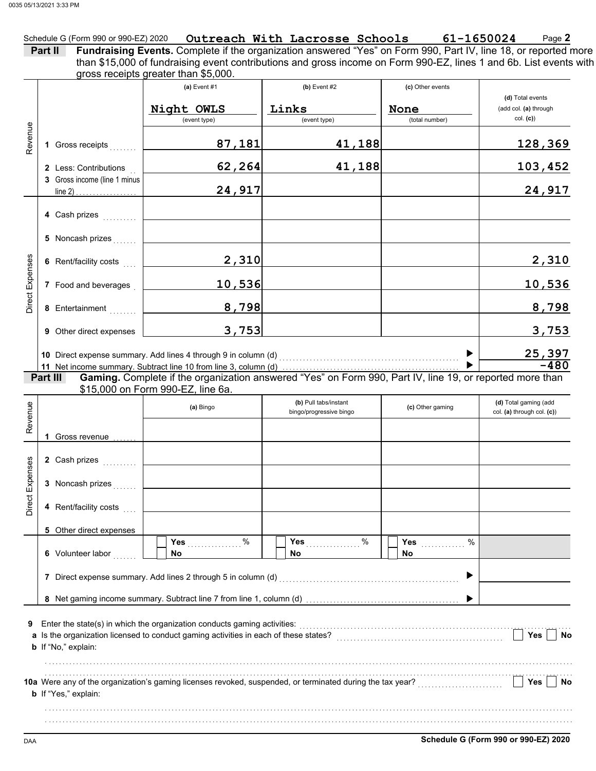Schedule G (Form 990 or 990-EZ) 2020 **Outreach With Lacrosse Schools** **61-1650024** Page **2**

**Part II** **Fundraising Events.** Complete if the organization answered "Yes" on Form 990, Part IV, line 18, or reported more than $15,000 of fundraising event contributions and gross income on Form 990-EZ, lines 1 and 6b. List events with gross receipts greater than $5,000.

| | | (a) Event #1<br>Night OWLS<br>(event type) | (b) Event #2<br>Links<br>(event type) | (c) Other events<br>None<br>(total number) | (d) Total events (add col. (a) through col. (c)) |
|---|---|---|---|---|---|
| Revenue | 1 Gross receipts | 87,181 | 41,188 | | 128,369 |
| | 2 Less: Contributions | 62,264 | 41,188 | | 103,452 |
| | 3 Gross income (line 1 minus line 2) | 24,917 | | | 24,917 |
| Direct Expenses | 4 Cash prizes | | | | |
| | 5 Noncash prizes | | | | |
| | 6 Rent/facility costs | 2,310 | | | 2,310 |
| | 7 Food and beverages | 10,536 | | | 10,536 |
| | 8 Entertainment | 8,798 | | | 8,798 |
| | 9 Other direct expenses | 3,753 | | | 3,753 |
| | 10 Direct expense summary. Add lines 4 through 9 in column (d) | | | | 25,397 |
| | 11 Net income summary. Subtract line 10 from line 3, column (d) | | | | -480 |

**Part III** **Gaming.** Complete if the organization answered "Yes" on Form 990, Part IV, line 19, or reported more than $15,000 on Form 990-EZ, line 6a.

| | | (a) Bingo | (b) Pull tabs/instant bingo/progressive bingo | (c) Other gaming | (d) Total gaming (add col. (a) through col. (c)) |
|---|---|---|---|---|---|
| Revenue | 1 Gross revenue | | | | |
| Direct Expenses | 2 Cash prizes | | | | |
| | 3 Noncash prizes | | | | |
| | 4 Rent/facility costs | | | | |
| | 5 Other direct expenses | | | | |
| | 6 Volunteer labor | Yes ___ %<br>No | Yes ___ %<br>No | Yes ___ %<br>No | |
| | 7 Direct expense summary. Add lines 2 through 5 in column (d) | | | | |
| | 8 Net gaming income summary. Subtract line 7 from line 1, column (d) | | | | |

**9** Enter the state(s) in which the organization conducts gaming activities:

**a** Is the organization licensed to conduct gaming activities in each of these states? Yes No

**b** If "No," explain:

**10a** Were any of the organization's gaming licenses revoked, suspended, or terminated during the tax year? Yes No

**b** If "Yes," explain:

DAA **Schedule G (Form 990 or 990-EZ) 2020**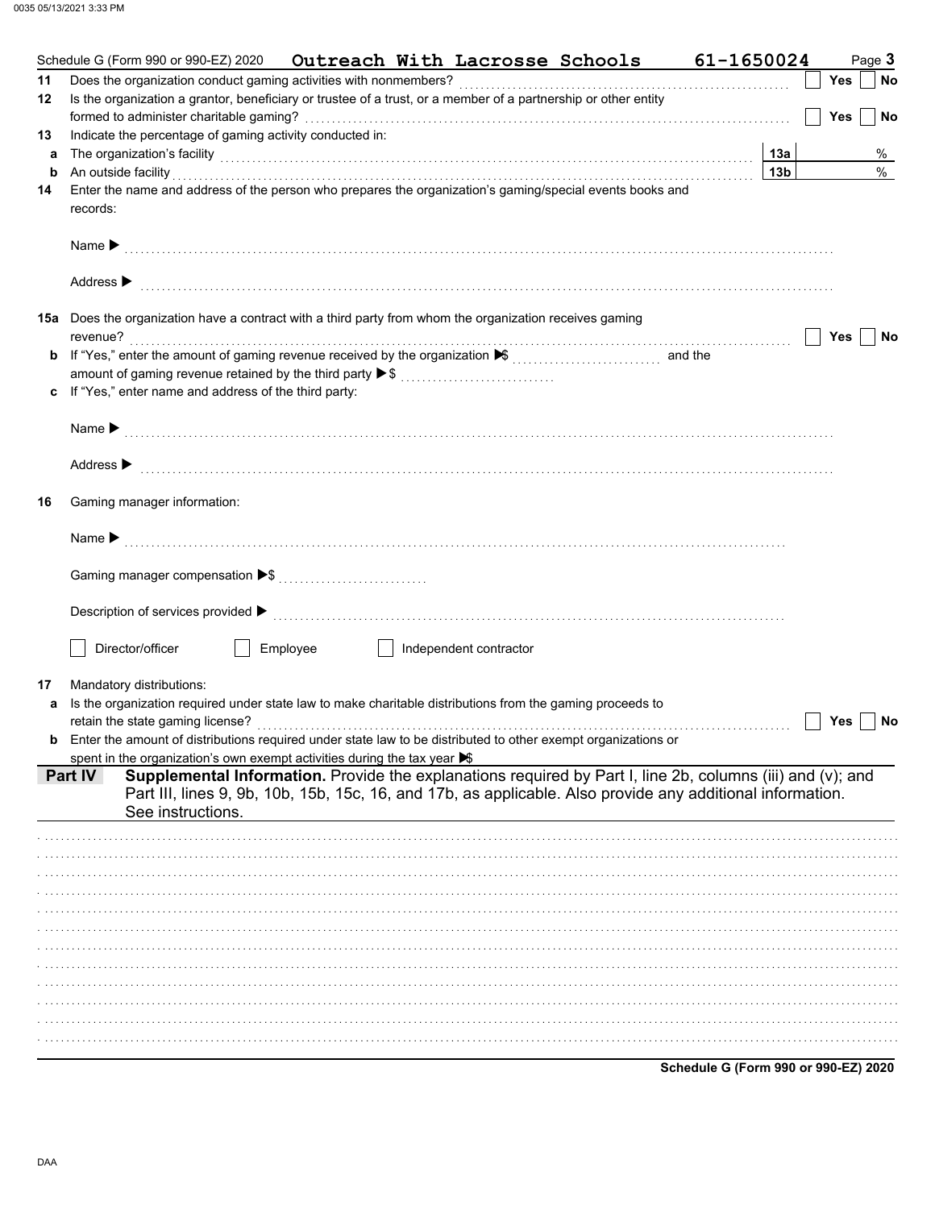Schedule G (Form 990 or 990-EZ) 2020 **Outreach With Lacrosse Schools** **61-1650024** Page **3**

**11** Does the organization conduct gaming activities with nonmembers? ☐ **Yes** ☐ **No**

**12** Is the organization a grantor, beneficiary or trustee of a trust, or a member of a partnership or other entity formed to administer charitable gaming? ☐ **Yes** ☐ **No**

**13** Indicate the percentage of gaming activity conducted in:

**a** The organization's facility **13a** %

**b** An outside facility **13b** %

**14** Enter the name and address of the person who prepares the organization's gaming/special events books and records:

Name ▶

Address ▶

**15a** Does the organization have a contract with a third party from whom the organization receives gaming revenue? ☐ **Yes** ☐ **No**

**b** If "Yes," enter the amount of gaming revenue received by the organization ▶$ and the amount of gaming revenue retained by the third party ▶$

**c** If "Yes," enter name and address of the third party:

Name ▶

Address ▶

**16** Gaming manager information:

Name ▶

Gaming manager compensation ▶$

Description of services provided ▶

☐ Director/officer ☐ Employee ☐ Independent contractor

**17** Mandatory distributions:

**a** Is the organization required under state law to make charitable distributions from the gaming proceeds to retain the state gaming license? ☐ **Yes** ☐ **No**

**b** Enter the amount of distributions required under state law to be distributed to other exempt organizations or spent in the organization's own exempt activities during the tax year ▶$

**Part IV** **Supplemental Information.** Provide the explanations required by Part I, line 2b, columns (iii) and (v); and Part III, lines 9, 9b, 10b, 15b, 15c, 16, and 17b, as applicable. Also provide any additional information. See instructions.

**Schedule G (Form 990 or 990-EZ) 2020**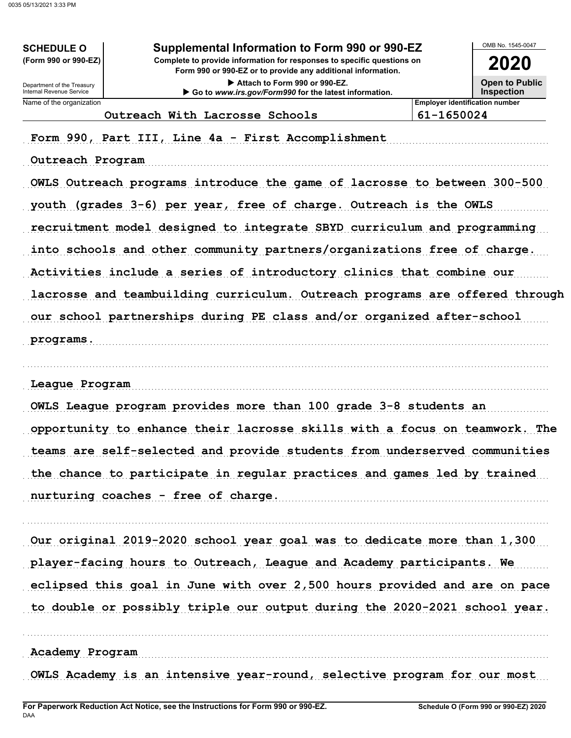**SCHEDULE O** (Form 990 or 990-EZ)

Department of the Treasury Internal Revenue Service

# Supplemental Information to Form 990 or 990-EZ

**Complete to provide information for responses to specific questions on Form 990 or 990-EZ or to provide any additional information.**

▶ Attach to Form 990 or 990-EZ.

▶ Go to *www.irs.gov/Form990* for the latest information.

OMB No. 1545-0047

**2020**

**Open to Public Inspection**

| Name of the organization | Employer identification number |
|---|---|
| Outreach With Lacrosse Schools | 61-1650024 |

Form 990, Part III, Line 4a - First Accomplishment

Outreach Program

OWLS Outreach programs introduce the game of lacrosse to between 300-500 youth (grades 3-6) per year, free of charge. Outreach is the OWLS recruitment model designed to integrate SBYD curriculum and programming into schools and other community partners/organizations free of charge. Activities include a series of introductory clinics that combine our lacrosse and teambuilding curriculum. Outreach programs are offered through our school partnerships during PE class and/or organized after-school programs.

League Program

OWLS League program provides more than 100 grade 3-8 students an opportunity to enhance their lacrosse skills with a focus on teamwork. The teams are self-selected and provide students from underserved communities the chance to participate in regular practices and games led by trained nurturing coaches - free of charge.

Our original 2019-2020 school year goal was to dedicate more than 1,300 player-facing hours to Outreach, League and Academy participants. We eclipsed this goal in June with over 2,500 hours provided and are on pace to double or possibly triple our output during the 2020-2021 school year.

Academy Program

OWLS Academy is an intensive year-round, selective program for our most

**For Paperwork Reduction Act Notice, see the Instructions for Form 990 or 990-EZ.**

**Schedule O (Form 990 or 990-EZ) 2020**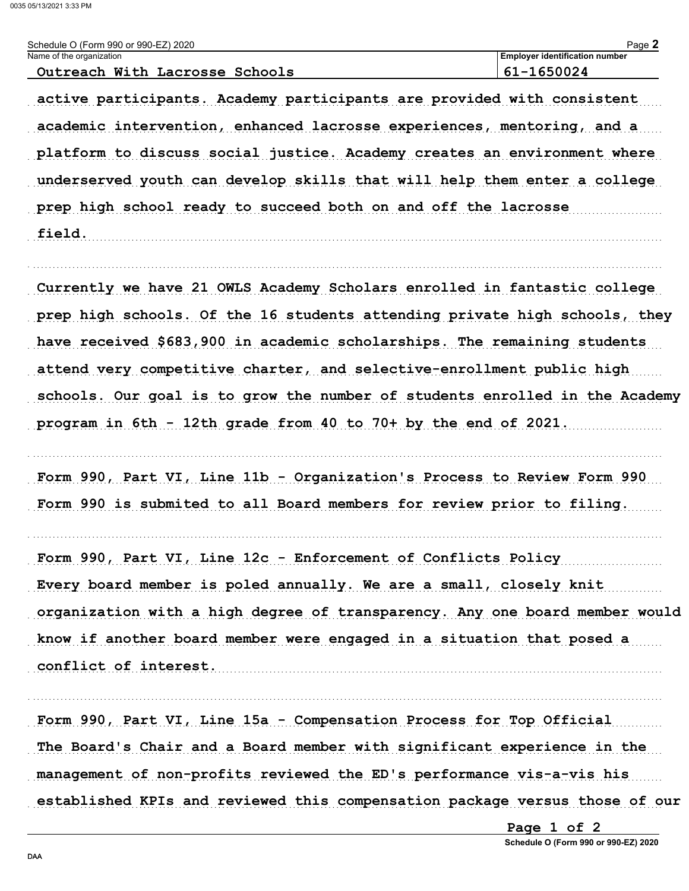Schedule O (Form 990 or 990-EZ) 2020

| Name of the organization | Employer identification number |
| --- | --- |
| Outreach With Lacrosse Schools | 61-1650024 |

active participants. Academy participants are provided with consistent academic intervention, enhanced lacrosse experiences, mentoring, and a platform to discuss social justice. Academy creates an environment where underserved youth can develop skills that will help them enter a college prep high school ready to succeed both on and off the lacrosse field.

Currently we have 21 OWLS Academy Scholars enrolled in fantastic college prep high schools. Of the 16 students attending private high schools, they have received $683,900 in academic scholarships. The remaining students attend very competitive charter, and selective-enrollment public high schools. Our goal is to grow the number of students enrolled in the Academy program in 6th - 12th grade from 40 to 70+ by the end of 2021.

Form 990, Part VI, Line 11b - Organization's Process to Review Form 990
Form 990 is submited to all Board members for review prior to filing.

Form 990, Part VI, Line 12c - Enforcement of Conflicts Policy
Every board member is poled annually. We are a small, closely knit organization with a high degree of transparency. Any one board member would know if another board member were engaged in a situation that posed a conflict of interest.

Form 990, Part VI, Line 15a - Compensation Process for Top Official
The Board's Chair and a Board member with significant experience in the management of non-profits reviewed the ED's performance vis-a-vis his established KPIs and reviewed this compensation package versus those of our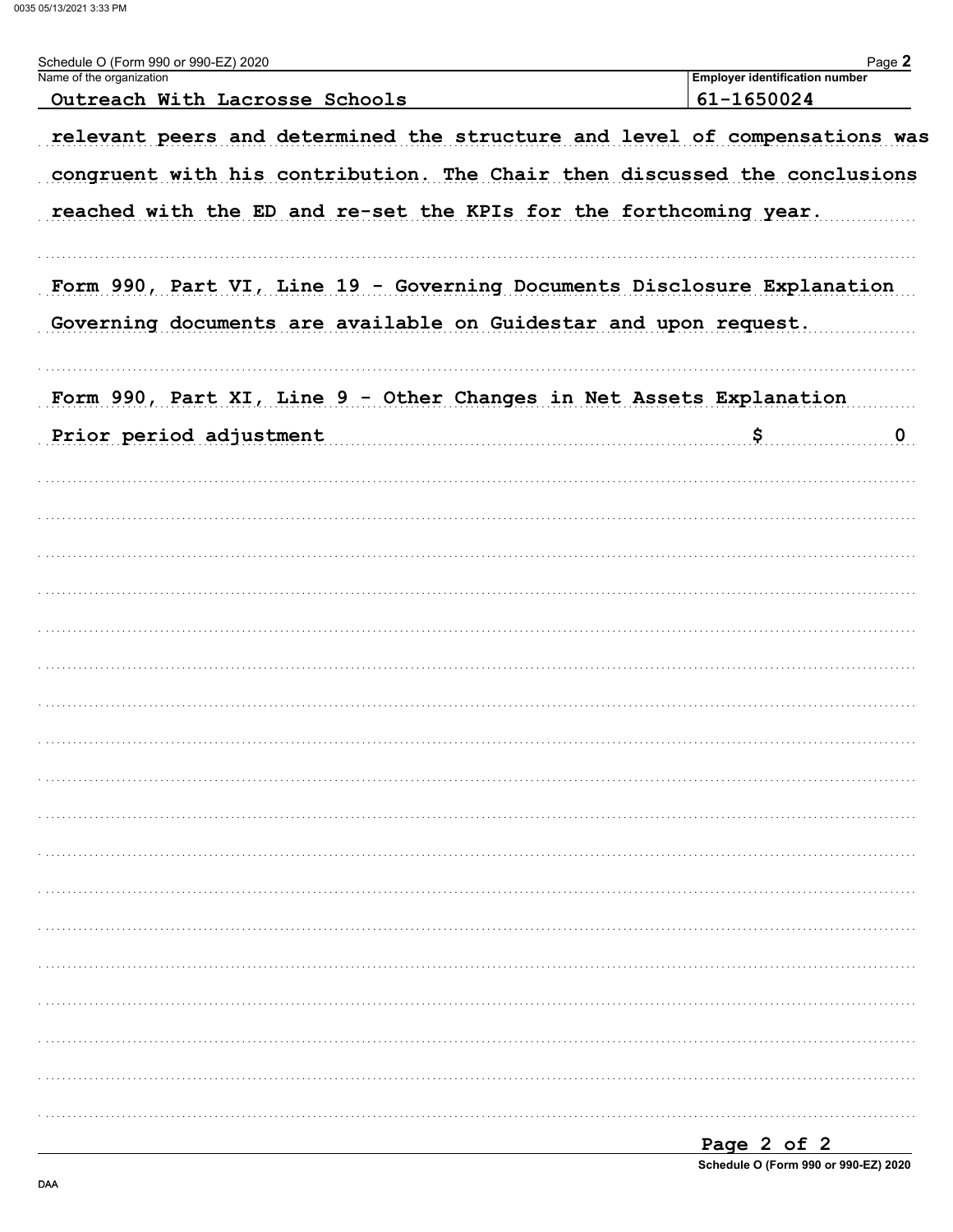Schedule O (Form 990 or 990-EZ) 2020

| Name of the organization | Employer identification number |
| --- | --- |
| Outreach With Lacrosse Schools | 61-1650024 |

relevant peers and determined the structure and level of compensations was congruent with his contribution. The Chair then discussed the conclusions reached with the ED and re-set the KPIs for the forthcoming year.

Form 990, Part VI, Line 19 - Governing Documents Disclosure Explanation

Governing documents are available on Guidestar and upon request.

Form 990, Part XI, Line 9 - Other Changes in Net Assets Explanation

Prior period adjustment $ 0

Schedule O (Form 990 or 990-EZ) 2020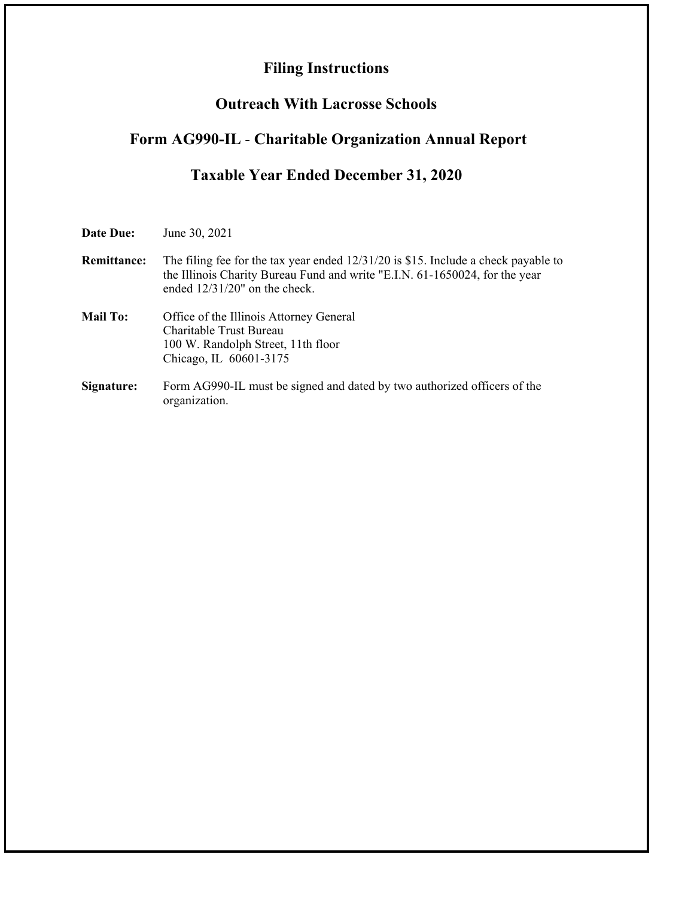# Filing Instructions

## Outreach With Lacrosse Schools

## Form AG990-IL - Charitable Organization Annual Report

## Taxable Year Ended December 31, 2020

**Date Due:** June 30, 2021

**Remittance:** The filing fee for the tax year ended 12/31/20 is $15. Include a check payable to the Illinois Charity Bureau Fund and write "E.I.N. 61-1650024, for the year ended 12/31/20" on the check.

**Mail To:** Office of the Illinois Attorney General
Charitable Trust Bureau
100 W. Randolph Street, 11th floor
Chicago, IL 60601-3175

**Signature:** Form AG990-IL must be signed and dated by two authorized officers of the organization.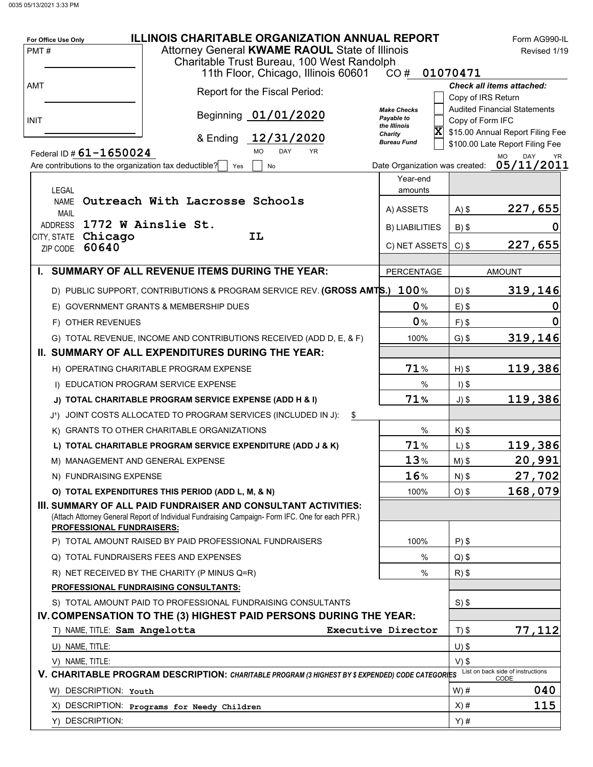0035 05/13/2021 3:33 PM

# ILLINOIS CHARITABLE ORGANIZATION ANNUAL REPORT

Form AG990-IL
Revised 1/19

For Office Use Only

PMT #

AMT

INIT

Attorney General **KWAME RAOUL** State of Illinois
Charitable Trust Bureau, 100 West Randolph
11th Floor, Chicago, Illinois 60601

CO # 01070471

Report for the Fiscal Period:

Beginning 01/01/2020

& Ending 12/31/2020

*Make Checks Payable to the Illinois Charity Bureau Fund*

*Check all items attached:*

- [ ] Copy of IRS Return
- [ ] Audited Financial Statements
- [ ] Copy of Form IFC
- [X] $15.00 Annual Report Filing Fee
- [ ] $100.00 Late Report Filing Fee

Federal ID # 61-1650024

Are contributions to the organization tax deductible? [ ] Yes [ ] No

Date Organization was created: 05/11/2011

LEGAL NAME: Outreach With Lacrosse Schools
MAIL ADDRESS: 1772 W Ainslie St.
CITY, STATE: Chicago IL
ZIP CODE: 60640

| Year-end amounts | | |
|---|---|---|
| A) ASSETS | A) $ | 227,655 |
| B) LIABILITIES | B) $ | 0 |
| C) NET ASSETS | C) $ | 227,655 |

| | PERCENTAGE | | AMOUNT |
|---|---|---|---|
| **I. SUMMARY OF ALL REVENUE ITEMS DURING THE YEAR:** | | | |
| D) PUBLIC SUPPORT, CONTRIBUTIONS & PROGRAM SERVICE REV. **(GROSS AMTS.)** | 100% | D) $ | 319,146 |
| E) GOVERNMENT GRANTS & MEMBERSHIP DUES | 0% | E) $ | 0 |
| F) OTHER REVENUES | 0% | F) $ | 0 |
| G) TOTAL REVENUE, INCOME AND CONTRIBUTIONS RECEIVED (ADD D, E, & F) | 100% | G) $ | 319,146 |
| **II. SUMMARY OF ALL EXPENDITURES DURING THE YEAR:** | | | |
| H) OPERATING CHARITABLE PROGRAM EXPENSE | 71% | H) $ | 119,386 |
| I) EDUCATION PROGRAM SERVICE EXPENSE | % | I) $ | |
| **J) TOTAL CHARITABLE PROGRAM SERVICE EXPENSE (ADD H & I)** | 71% | J) $ | 119,386 |
| J¹) JOINT COSTS ALLOCATED TO PROGRAM SERVICES (INCLUDED IN J): $ | | | |
| K) GRANTS TO OTHER CHARITABLE ORGANIZATIONS | % | K) $ | |
| **L) TOTAL CHARITABLE PROGRAM SERVICE EXPENDITURE (ADD J & K)** | 71% | L) $ | 119,386 |
| M) MANAGEMENT AND GENERAL EXPENSE | 13% | M) $ | 20,991 |
| N) FUNDRAISING EXPENSE | 16% | N) $ | 27,702 |
| **O) TOTAL EXPENDITURES THIS PERIOD (ADD L, M, & N)** | 100% | O) $ | 168,079 |
| **III. SUMMARY OF ALL PAID FUNDRAISER AND CONSULTANT ACTIVITIES:** (Attach Attorney General Report of Individual Fundraising Campaign- Form IFC. One for each PFR.) | | | |
| **PROFESSIONAL FUNDRAISERS:** | | | |
| P) TOTAL AMOUNT RAISED BY PAID PROFESSIONAL FUNDRAISERS | 100% | P) $ | |
| Q) TOTAL FUNDRAISERS FEES AND EXPENSES | % | Q) $ | |
| R) NET RECEIVED BY THE CHARITY (P MINUS Q=R) | % | R) $ | |
| **PROFESSIONAL FUNDRAISING CONSULTANTS:** | | | |
| S) TOTAL AMOUNT PAID TO PROFESSIONAL FUNDRAISING CONSULTANTS | | S) $ | |
| **IV. COMPENSATION TO THE (3) HIGHEST PAID PERSONS DURING THE YEAR:** | | | |
| T) NAME, TITLE: Sam Angelotta, Executive Director | | T) $ | 77,112 |
| U) NAME, TITLE: | | U) $ | |
| V) NAME, TITLE: | | V) $ | |
| **V. CHARITABLE PROGRAM DESCRIPTION:** *CHARITABLE PROGRAM (3 HIGHEST BY $ EXPENDED) CODE CATEGORIES* | | List on back side of instructions CODE | |
| W) DESCRIPTION: Youth | | W) # | 040 |
| X) DESCRIPTION: Programs for Needy Children | | X) # | 115 |
| Y) DESCRIPTION: | | Y) # | |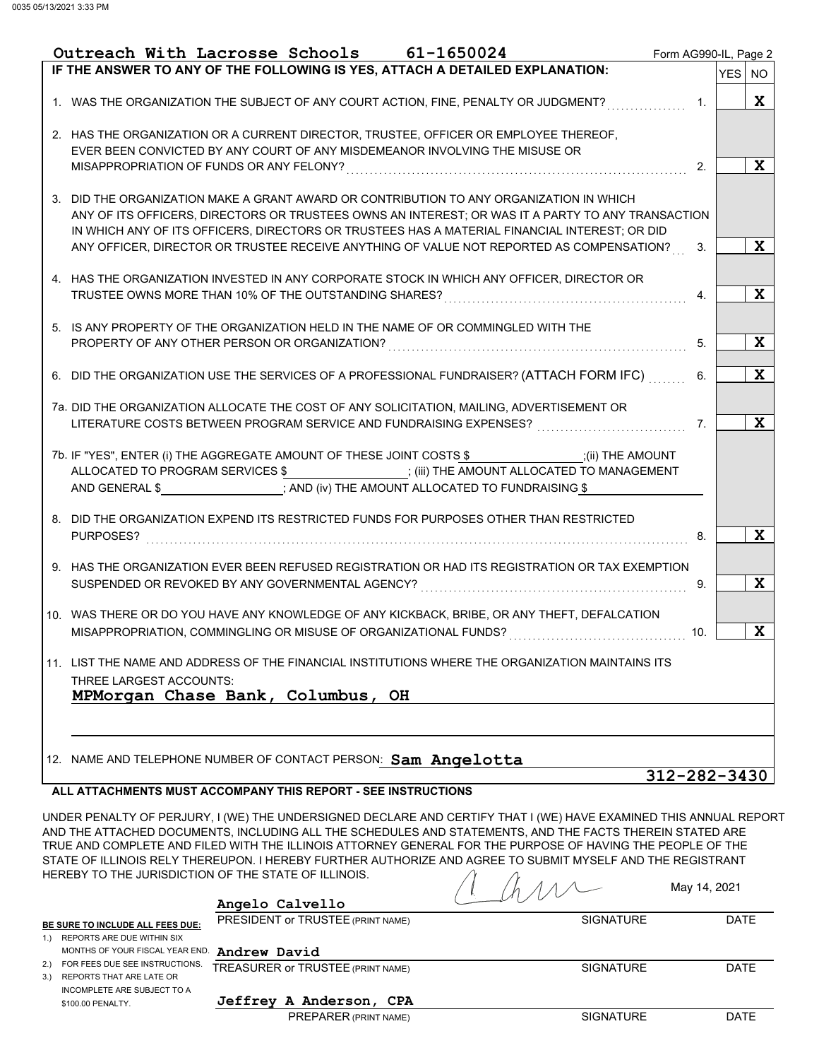Outreach With Lacrosse Schools 61-1650024

Form AG990-IL, Page 2

| IF THE ANSWER TO ANY OF THE FOLLOWING IS YES, ATTACH A DETAILED EXPLANATION: | | YES | NO |
|---|---|---|---|
| 1. WAS THE ORGANIZATION THE SUBJECT OF ANY COURT ACTION, FINE, PENALTY OR JUDGMENT? | 1. | | X |
| 2. HAS THE ORGANIZATION OR A CURRENT DIRECTOR, TRUSTEE, OFFICER OR EMPLOYEE THEREOF, EVER BEEN CONVICTED BY ANY COURT OF ANY MISDEMEANOR INVOLVING THE MISUSE OR MISAPPROPRIATION OF FUNDS OR ANY FELONY? | 2. | | X |
| 3. DID THE ORGANIZATION MAKE A GRANT AWARD OR CONTRIBUTION TO ANY ORGANIZATION IN WHICH ANY OF ITS OFFICERS, DIRECTORS OR TRUSTEES OWNS AN INTEREST; OR WAS IT A PARTY TO ANY TRANSACTION IN WHICH ANY OF ITS OFFICERS, DIRECTORS OR TRUSTEES HAS A MATERIAL FINANCIAL INTEREST; OR DID ANY OFFICER, DIRECTOR OR TRUSTEE RECEIVE ANYTHING OF VALUE NOT REPORTED AS COMPENSATION? | 3. | | X |
| 4. HAS THE ORGANIZATION INVESTED IN ANY CORPORATE STOCK IN WHICH ANY OFFICER, DIRECTOR OR TRUSTEE OWNS MORE THAN 10% OF THE OUTSTANDING SHARES? | 4. | | X |
| 5. IS ANY PROPERTY OF THE ORGANIZATION HELD IN THE NAME OF OR COMMINGLED WITH THE PROPERTY OF ANY OTHER PERSON OR ORGANIZATION? | 5. | | X |
| 6. DID THE ORGANIZATION USE THE SERVICES OF A PROFESSIONAL FUNDRAISER? (ATTACH FORM IFC) | 6. | | X |
| 7a. DID THE ORGANIZATION ALLOCATE THE COST OF ANY SOLICITATION, MAILING, ADVERTISEMENT OR LITERATURE COSTS BETWEEN PROGRAM SERVICE AND FUNDRAISING EXPENSES? | 7. | | X |
| 7b. IF "YES", ENTER (i) THE AGGREGATE AMOUNT OF THESE JOINT COSTS $ ____ ;(ii) THE AMOUNT ALLOCATED TO PROGRAM SERVICES $ ____ ; (iii) THE AMOUNT ALLOCATED TO MANAGEMENT AND GENERAL $ ____ ; AND (iv) THE AMOUNT ALLOCATED TO FUNDRAISING $ ____ | | | |
| 8. DID THE ORGANIZATION EXPEND ITS RESTRICTED FUNDS FOR PURPOSES OTHER THAN RESTRICTED PURPOSES? | 8. | | X |
| 9. HAS THE ORGANIZATION EVER BEEN REFUSED REGISTRATION OR HAD ITS REGISTRATION OR TAX EXEMPTION SUSPENDED OR REVOKED BY ANY GOVERNMENTAL AGENCY? | 9. | | X |
| 10. WAS THERE OR DO YOU HAVE ANY KNOWLEDGE OF ANY KICKBACK, BRIBE, OR ANY THEFT, DEFALCATION MISAPPROPRIATION, COMMINGLING OR MISUSE OF ORGANIZATIONAL FUNDS? | 10. | | X |

11. LIST THE NAME AND ADDRESS OF THE FINANCIAL INSTITUTIONS WHERE THE ORGANIZATION MAINTAINS ITS THREE LARGEST ACCOUNTS:
**MPMorgan Chase Bank, Columbus, OH**

12. NAME AND TELEPHONE NUMBER OF CONTACT PERSON: **Sam Angelotta**
**312-282-3430**

**ALL ATTACHMENTS MUST ACCOMPANY THIS REPORT - SEE INSTRUCTIONS**

UNDER PENALTY OF PERJURY, I (WE) THE UNDERSIGNED DECLARE AND CERTIFY THAT I (WE) HAVE EXAMINED THIS ANNUAL REPORT AND THE ATTACHED DOCUMENTS, INCLUDING ALL THE SCHEDULES AND STATEMENTS, AND THE FACTS THEREIN STATED ARE TRUE AND COMPLETE AND FILED WITH THE ILLINOIS ATTORNEY GENERAL FOR THE PURPOSE OF HAVING THE PEOPLE OF THE STATE OF ILLINOIS RELY THEREUPON. I HEREBY FURTHER AUTHORIZE AND AGREE TO SUBMIT MYSELF AND THE REGISTRANT HEREBY TO THE JURISDICTION OF THE STATE OF ILLINOIS.

| | | | |
|---|---|---|---|
| Angelo Calvello | | May 14, 2021 |
| PRESIDENT or TRUSTEE (PRINT NAME) | SIGNATURE | DATE |
| Andrew David | | |
| TREASURER or TRUSTEE (PRINT NAME) | SIGNATURE | DATE |
| Jeffrey A Anderson, CPA | | |
| PREPARER (PRINT NAME) | SIGNATURE | DATE |

**BE SURE TO INCLUDE ALL FEES DUE:**
1.) REPORTS ARE DUE WITHIN SIX MONTHS OF YOUR FISCAL YEAR END.
2.) FOR FEES DUE SEE INSTRUCTIONS.
3.) REPORTS THAT ARE LATE OR INCOMPLETE ARE SUBJECT TO A $100.00 PENALTY.